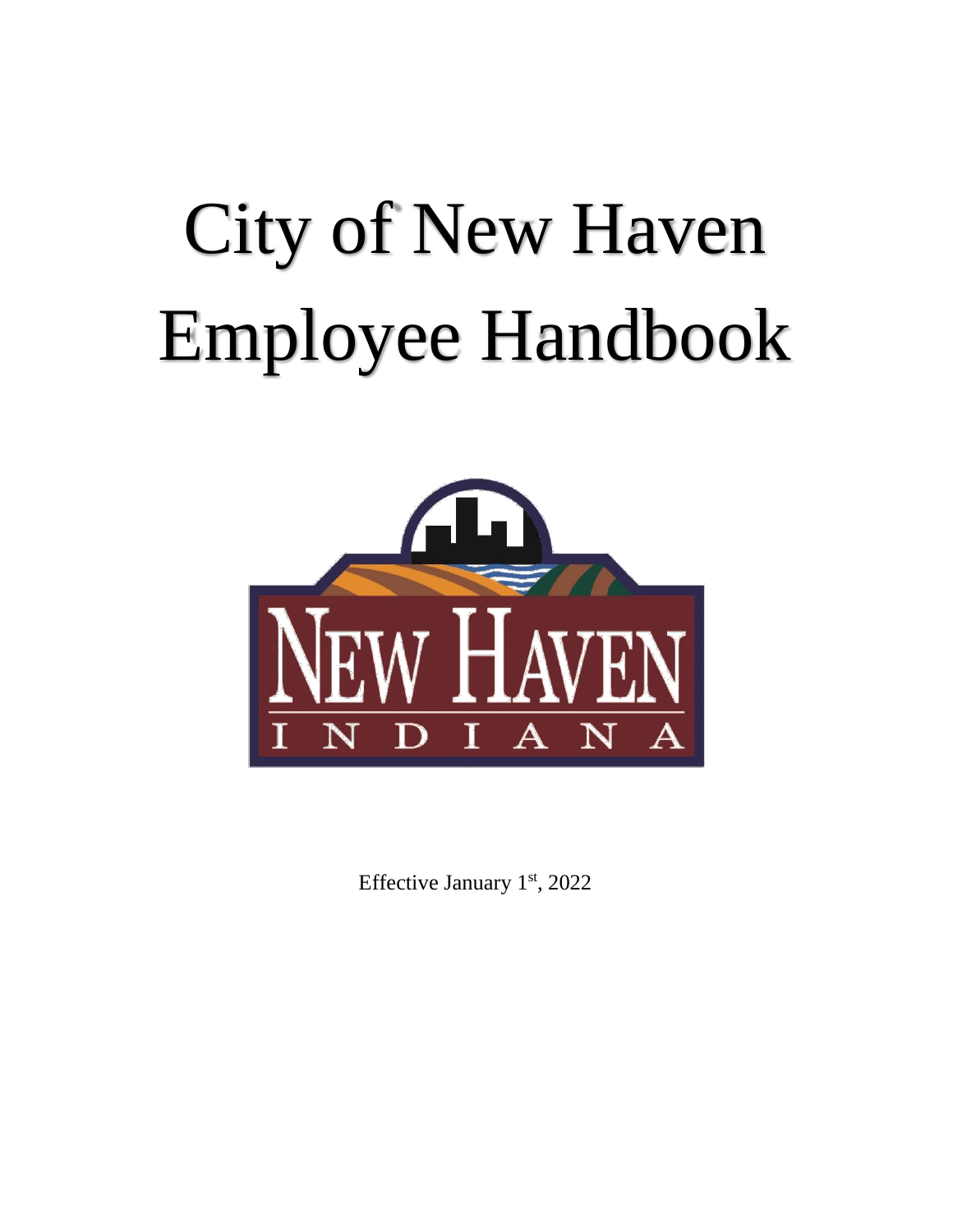# City of New Haven Employee Handbook

Effective January 1st, 2022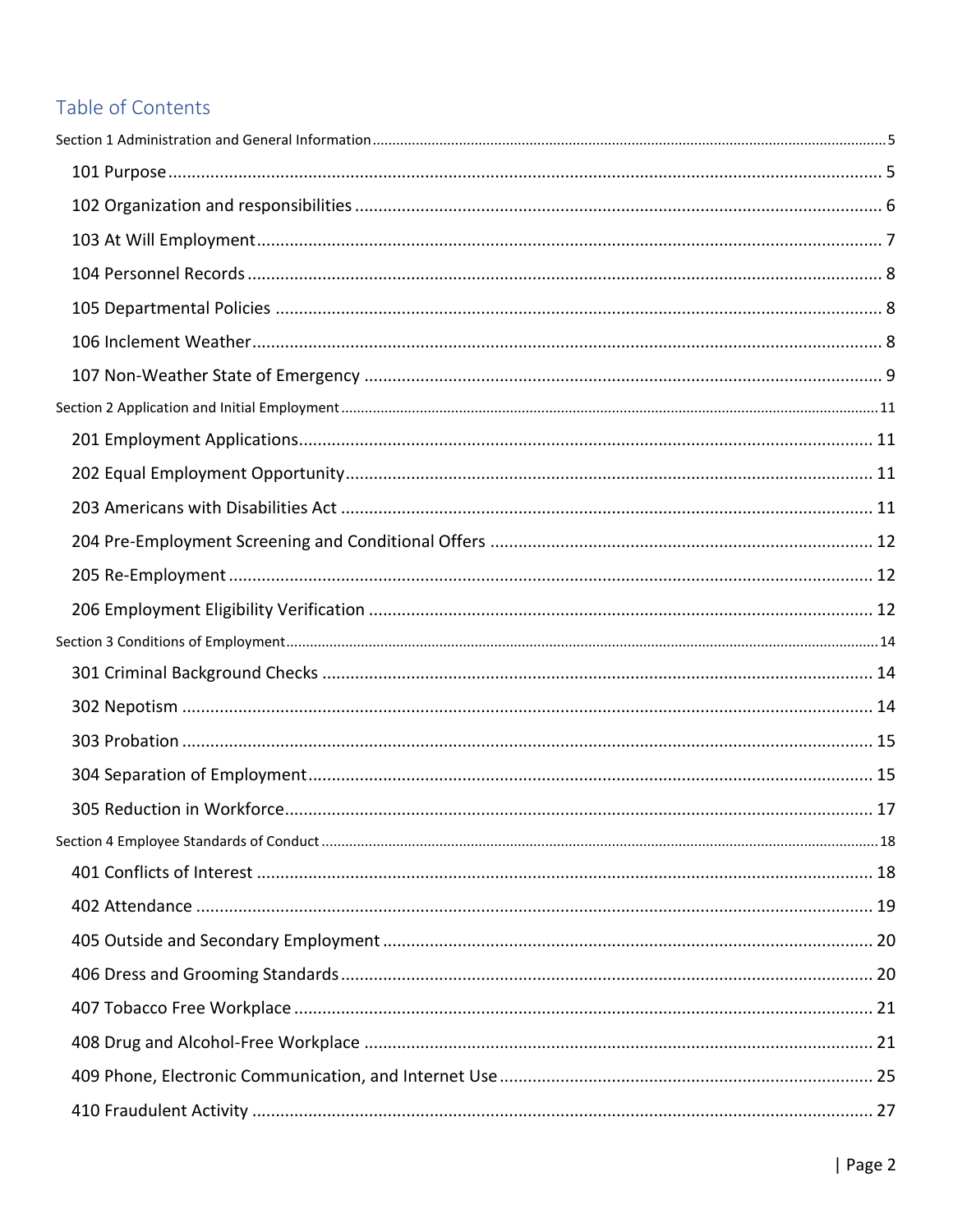# Table of Contents

Section 1 Administration and General Information ........ 5

- 101 Purpose ........ 5
- 102 Organization and responsibilities ........ 6
- 103 At Will Employment ........ 7
- 104 Personnel Records ........ 8
- 105 Departmental Policies ........ 8
- 106 Inclement Weather ........ 8
- 107 Non-Weather State of Emergency ........ 9

Section 2 Application and Initial Employment ........ 11

- 201 Employment Applications ........ 11
- 202 Equal Employment Opportunity ........ 11
- 203 Americans with Disabilities Act ........ 11
- 204 Pre-Employment Screening and Conditional Offers ........ 12
- 205 Re-Employment ........ 12
- 206 Employment Eligibility Verification ........ 12

Section 3 Conditions of Employment ........ 14

- 301 Criminal Background Checks ........ 14
- 302 Nepotism ........ 14
- 303 Probation ........ 15
- 304 Separation of Employment ........ 15
- 305 Reduction in Workforce ........ 17

Section 4 Employee Standards of Conduct ........ 18

- 401 Conflicts of Interest ........ 18
- 402 Attendance ........ 19
- 405 Outside and Secondary Employment ........ 20
- 406 Dress and Grooming Standards ........ 20
- 407 Tobacco Free Workplace ........ 21
- 408 Drug and Alcohol-Free Workplace ........ 21
- 409 Phone, Electronic Communication, and Internet Use ........ 25
- 410 Fraudulent Activity ........ 27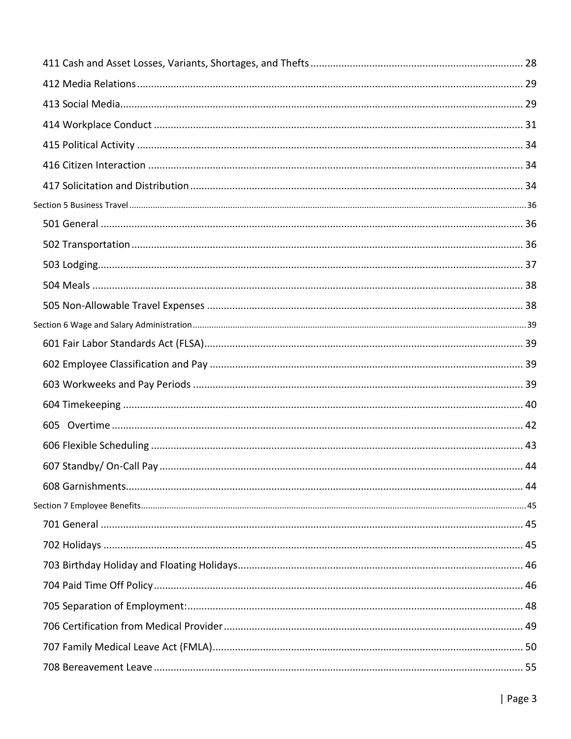411 Cash and Asset Losses, Variants, Shortages, and Thefts ........ 28

412 Media Relations ........ 29

413 Social Media ........ 29

414 Workplace Conduct ........ 31

415 Political Activity ........ 34

416 Citizen Interaction ........ 34

417 Solicitation and Distribution ........ 34

Section 5 Business Travel ........ 36

501 General ........ 36

502 Transportation ........ 36

503 Lodging ........ 37

504 Meals ........ 38

505 Non-Allowable Travel Expenses ........ 38

Section 6 Wage and Salary Administration ........ 39

601 Fair Labor Standards Act (FLSA) ........ 39

602 Employee Classification and Pay ........ 39

603 Workweeks and Pay Periods ........ 39

604 Timekeeping ........ 40

605 Overtime ........ 42

606 Flexible Scheduling ........ 43

607 Standby/ On-Call Pay ........ 44

608 Garnishments ........ 44

Section 7 Employee Benefits ........ 45

701 General ........ 45

702 Holidays ........ 45

703 Birthday Holiday and Floating Holidays ........ 46

704 Paid Time Off Policy ........ 46

705 Separation of Employment: ........ 48

706 Certification from Medical Provider ........ 49

707 Family Medical Leave Act (FMLA) ........ 50

708 Bereavement Leave ........ 55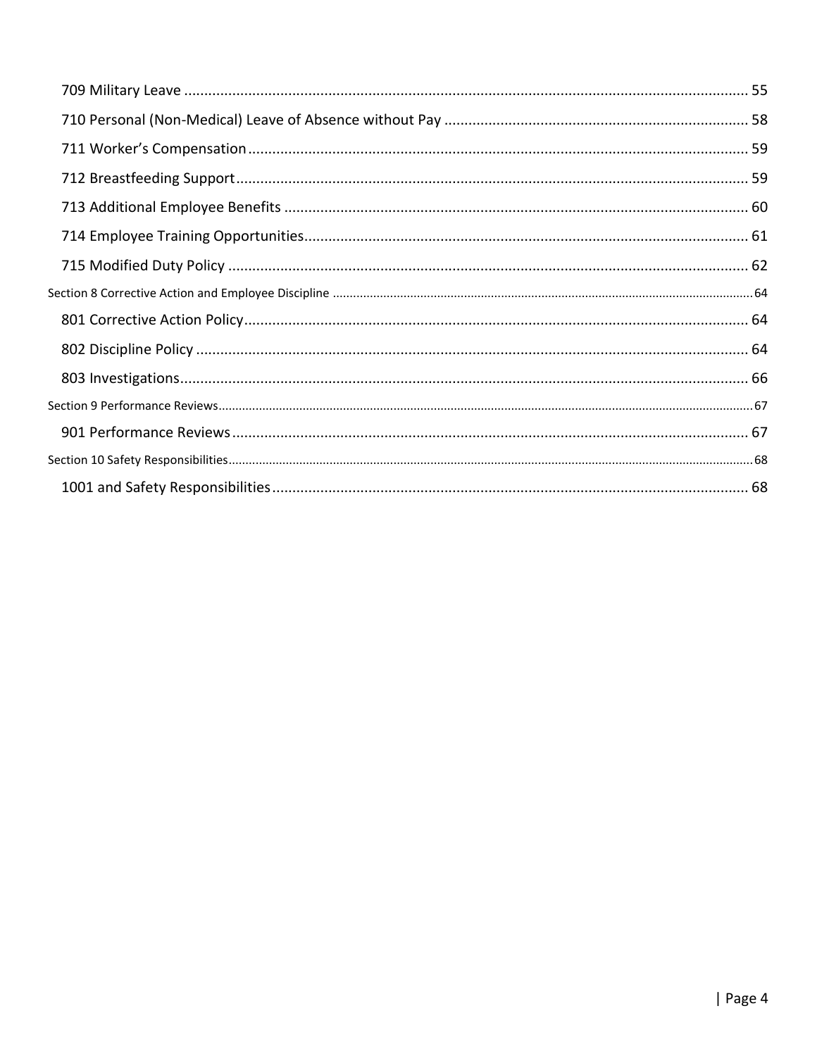709 Military Leave ........................................................................................................................................ 55

710 Personal (Non-Medical) Leave of Absence without Pay ........................................................................ 58

711 Worker's Compensation ......................................................................................................................... 59

712 Breastfeeding Support ............................................................................................................................ 59

713 Additional Employee Benefits ................................................................................................................ 60

714 Employee Training Opportunities ........................................................................................................... 61

715 Modified Duty Policy .............................................................................................................................. 62

Section 8 Corrective Action and Employee Discipline ........................................................................................ 64

801 Corrective Action Policy .......................................................................................................................... 64

802 Discipline Policy ...................................................................................................................................... 64

803 Investigations .......................................................................................................................................... 66

Section 9 Performance Reviews ......................................................................................................................... 67

901 Performance Reviews ............................................................................................................................. 67

Section 10 Safety Responsibilities ...................................................................................................................... 68

1001 and Safety Responsibilities .................................................................................................................. 68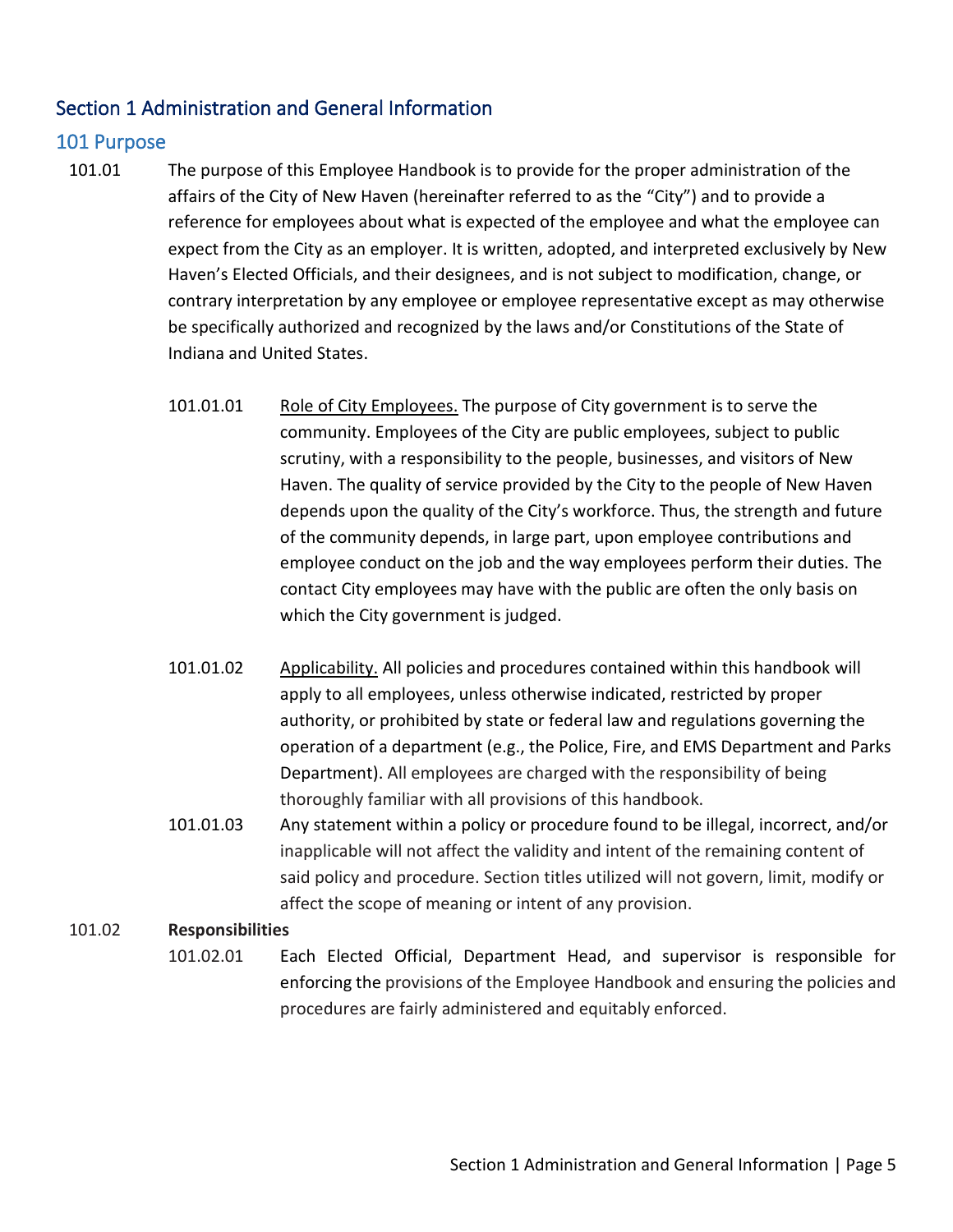## Section 1 Administration and General Information

### 101 Purpose

101.01 The purpose of this Employee Handbook is to provide for the proper administration of the affairs of the City of New Haven (hereinafter referred to as the "City") and to provide a reference for employees about what is expected of the employee and what the employee can expect from the City as an employer. It is written, adopted, and interpreted exclusively by New Haven's Elected Officials, and their designees, and is not subject to modification, change, or contrary interpretation by any employee or employee representative except as may otherwise be specifically authorized and recognized by the laws and/or Constitutions of the State of Indiana and United States.

101.01.01 Role of City Employees. The purpose of City government is to serve the community. Employees of the City are public employees, subject to public scrutiny, with a responsibility to the people, businesses, and visitors of New Haven. The quality of service provided by the City to the people of New Haven depends upon the quality of the City's workforce. Thus, the strength and future of the community depends, in large part, upon employee contributions and employee conduct on the job and the way employees perform their duties. The contact City employees may have with the public are often the only basis on which the City government is judged.

101.01.02 Applicability. All policies and procedures contained within this handbook will apply to all employees, unless otherwise indicated, restricted by proper authority, or prohibited by state or federal law and regulations governing the operation of a department (e.g., the Police, Fire, and EMS Department and Parks Department). All employees are charged with the responsibility of being thoroughly familiar with all provisions of this handbook.

101.01.03 Any statement within a policy or procedure found to be illegal, incorrect, and/or inapplicable will not affect the validity and intent of the remaining content of said policy and procedure. Section titles utilized will not govern, limit, modify or affect the scope of meaning or intent of any provision.

101.02 **Responsibilities**

101.02.01 Each Elected Official, Department Head, and supervisor is responsible for enforcing the provisions of the Employee Handbook and ensuring the policies and procedures are fairly administered and equitably enforced.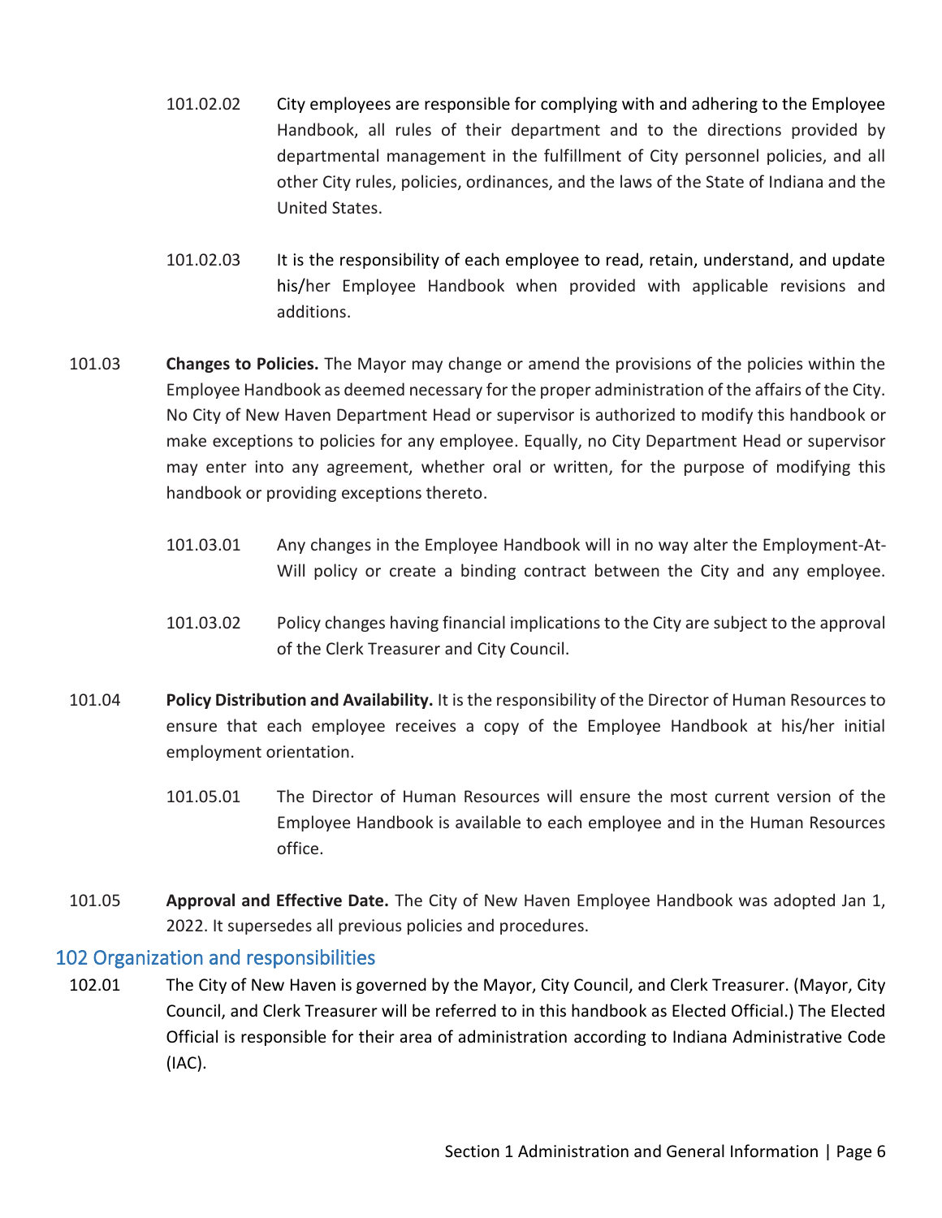101.02.02 City employees are responsible for complying with and adhering to the Employee Handbook, all rules of their department and to the directions provided by departmental management in the fulfillment of City personnel policies, and all other City rules, policies, ordinances, and the laws of the State of Indiana and the United States.

101.02.03 It is the responsibility of each employee to read, retain, understand, and update his/her Employee Handbook when provided with applicable revisions and additions.

101.03 **Changes to Policies.** The Mayor may change or amend the provisions of the policies within the Employee Handbook as deemed necessary for the proper administration of the affairs of the City. No City of New Haven Department Head or supervisor is authorized to modify this handbook or make exceptions to policies for any employee. Equally, no City Department Head or supervisor may enter into any agreement, whether oral or written, for the purpose of modifying this handbook or providing exceptions thereto.

101.03.01 Any changes in the Employee Handbook will in no way alter the Employment-At-Will policy or create a binding contract between the City and any employee.

101.03.02 Policy changes having financial implications to the City are subject to the approval of the Clerk Treasurer and City Council.

101.04 **Policy Distribution and Availability.** It is the responsibility of the Director of Human Resources to ensure that each employee receives a copy of the Employee Handbook at his/her initial employment orientation.

101.05.01 The Director of Human Resources will ensure the most current version of the Employee Handbook is available to each employee and in the Human Resources office.

101.05 **Approval and Effective Date.** The City of New Haven Employee Handbook was adopted Jan 1, 2022. It supersedes all previous policies and procedures.

## 102 Organization and responsibilities

102.01 The City of New Haven is governed by the Mayor, City Council, and Clerk Treasurer. (Mayor, City Council, and Clerk Treasurer will be referred to in this handbook as Elected Official.) The Elected Official is responsible for their area of administration according to Indiana Administrative Code (IAC).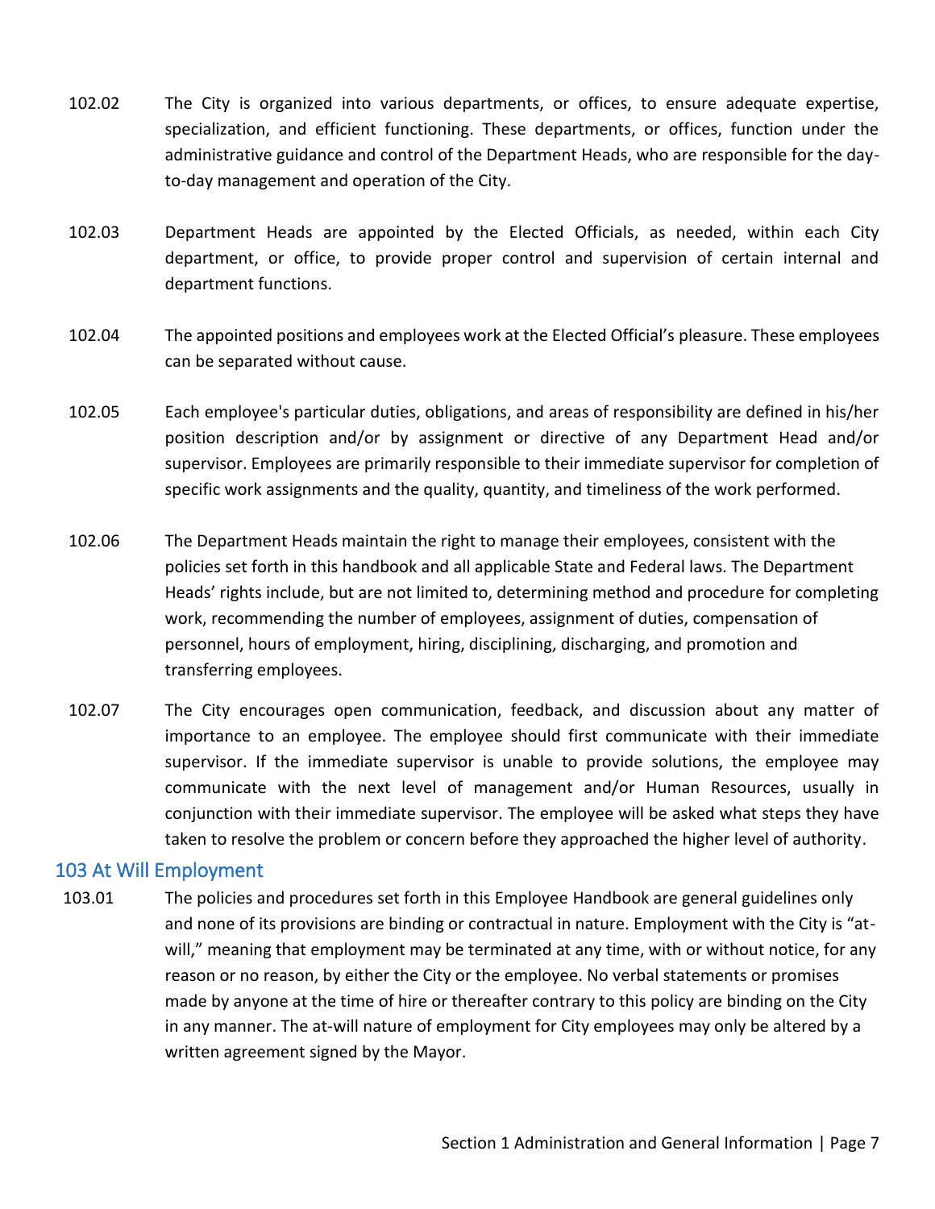102.02 The City is organized into various departments, or offices, to ensure adequate expertise, specialization, and efficient functioning. These departments, or offices, function under the administrative guidance and control of the Department Heads, who are responsible for the day-to-day management and operation of the City.

102.03 Department Heads are appointed by the Elected Officials, as needed, within each City department, or office, to provide proper control and supervision of certain internal and department functions.

102.04 The appointed positions and employees work at the Elected Official's pleasure. These employees can be separated without cause.

102.05 Each employee's particular duties, obligations, and areas of responsibility are defined in his/her position description and/or by assignment or directive of any Department Head and/or supervisor. Employees are primarily responsible to their immediate supervisor for completion of specific work assignments and the quality, quantity, and timeliness of the work performed.

102.06 The Department Heads maintain the right to manage their employees, consistent with the policies set forth in this handbook and all applicable State and Federal laws. The Department Heads' rights include, but are not limited to, determining method and procedure for completing work, recommending the number of employees, assignment of duties, compensation of personnel, hours of employment, hiring, disciplining, discharging, and promotion and transferring employees.

102.07 The City encourages open communication, feedback, and discussion about any matter of importance to an employee. The employee should first communicate with their immediate supervisor. If the immediate supervisor is unable to provide solutions, the employee may communicate with the next level of management and/or Human Resources, usually in conjunction with their immediate supervisor. The employee will be asked what steps they have taken to resolve the problem or concern before they approached the higher level of authority.

## 103 At Will Employment

103.01 The policies and procedures set forth in this Employee Handbook are general guidelines only and none of its provisions are binding or contractual in nature. Employment with the City is "at-will," meaning that employment may be terminated at any time, with or without notice, for any reason or no reason, by either the City or the employee. No verbal statements or promises made by anyone at the time of hire or thereafter contrary to this policy are binding on the City in any manner. The at-will nature of employment for City employees may only be altered by a written agreement signed by the Mayor.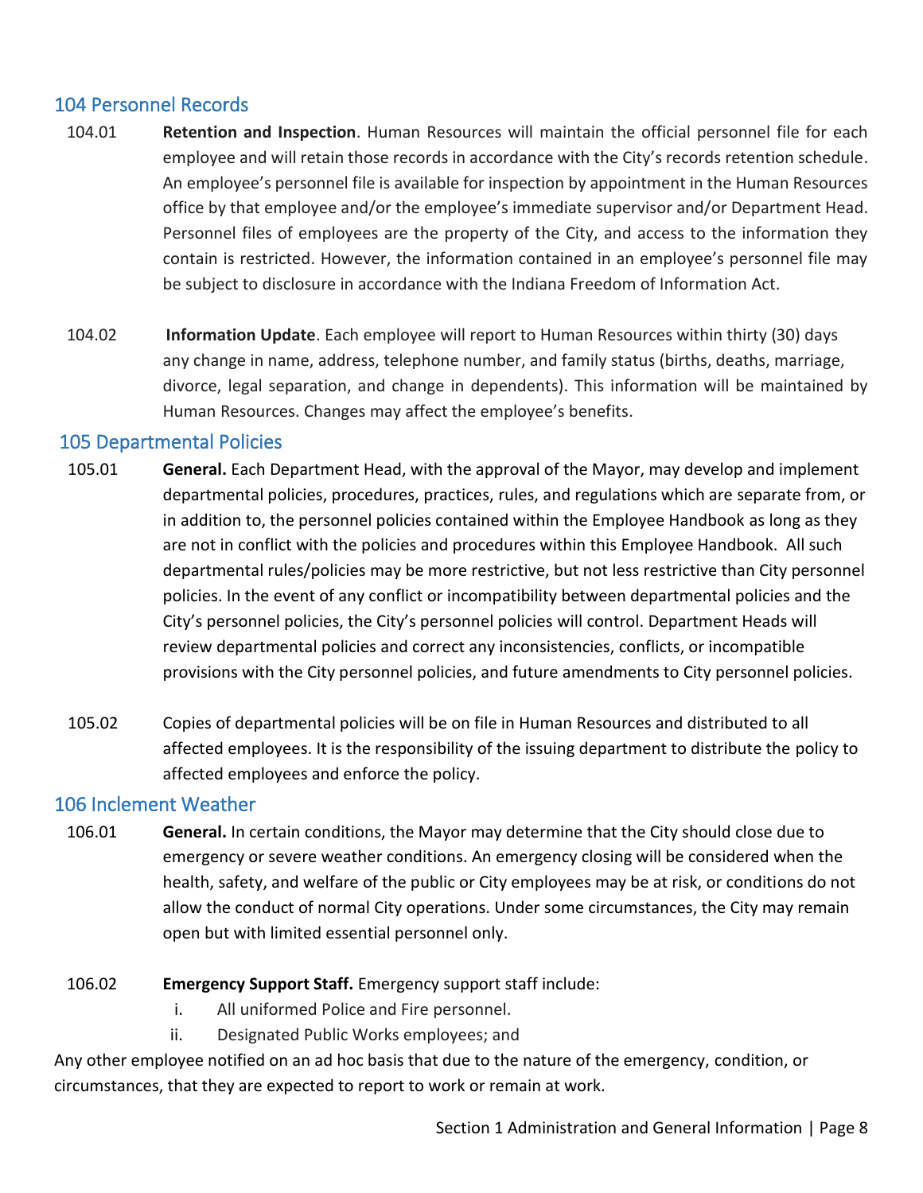## 104 Personnel Records

104.01 **Retention and Inspection**. Human Resources will maintain the official personnel file for each employee and will retain those records in accordance with the City's records retention schedule. An employee's personnel file is available for inspection by appointment in the Human Resources office by that employee and/or the employee's immediate supervisor and/or Department Head. Personnel files of employees are the property of the City, and access to the information they contain is restricted. However, the information contained in an employee's personnel file may be subject to disclosure in accordance with the Indiana Freedom of Information Act.

104.02 **Information Update**. Each employee will report to Human Resources within thirty (30) days any change in name, address, telephone number, and family status (births, deaths, marriage, divorce, legal separation, and change in dependents). This information will be maintained by Human Resources. Changes may affect the employee's benefits.

## 105 Departmental Policies

105.01 **General.** Each Department Head, with the approval of the Mayor, may develop and implement departmental policies, procedures, practices, rules, and regulations which are separate from, or in addition to, the personnel policies contained within the Employee Handbook as long as they are not in conflict with the policies and procedures within this Employee Handbook. All such departmental rules/policies may be more restrictive, but not less restrictive than City personnel policies. In the event of any conflict or incompatibility between departmental policies and the City's personnel policies, the City's personnel policies will control. Department Heads will review departmental policies and correct any inconsistencies, conflicts, or incompatible provisions with the City personnel policies, and future amendments to City personnel policies.

105.02 Copies of departmental policies will be on file in Human Resources and distributed to all affected employees. It is the responsibility of the issuing department to distribute the policy to affected employees and enforce the policy.

## 106 Inclement Weather

106.01 **General.** In certain conditions, the Mayor may determine that the City should close due to emergency or severe weather conditions. An emergency closing will be considered when the health, safety, and welfare of the public or City employees may be at risk, or conditions do not allow the conduct of normal City operations. Under some circumstances, the City may remain open but with limited essential personnel only.

106.02 **Emergency Support Staff.** Emergency support staff include:

i. All uniformed Police and Fire personnel.
ii. Designated Public Works employees; and

Any other employee notified on an ad hoc basis that due to the nature of the emergency, condition, or circumstances, that they are expected to report to work or remain at work.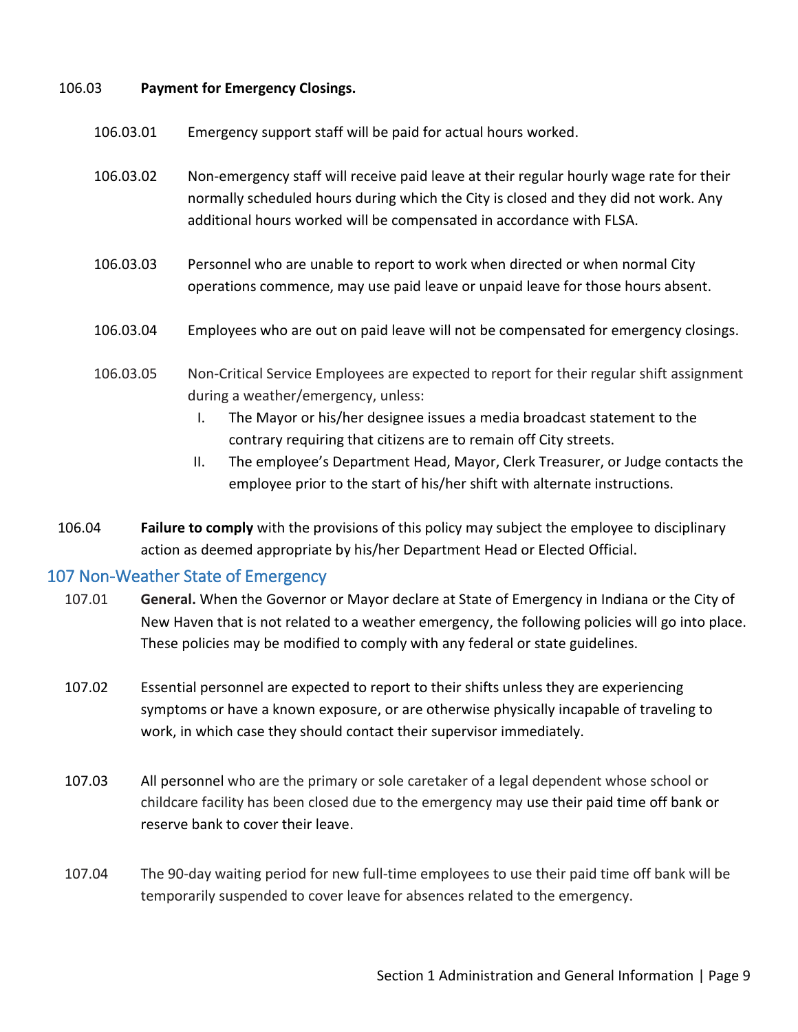106.03 **Payment for Emergency Closings.**

106.03.01 Emergency support staff will be paid for actual hours worked.

106.03.02 Non-emergency staff will receive paid leave at their regular hourly wage rate for their normally scheduled hours during which the City is closed and they did not work. Any additional hours worked will be compensated in accordance with FLSA.

106.03.03 Personnel who are unable to report to work when directed or when normal City operations commence, may use paid leave or unpaid leave for those hours absent.

106.03.04 Employees who are out on paid leave will not be compensated for emergency closings.

106.03.05 Non-Critical Service Employees are expected to report for their regular shift assignment during a weather/emergency, unless:

I. The Mayor or his/her designee issues a media broadcast statement to the contrary requiring that citizens are to remain off City streets.
II. The employee's Department Head, Mayor, Clerk Treasurer, or Judge contacts the employee prior to the start of his/her shift with alternate instructions.

106.04 **Failure to comply** with the provisions of this policy may subject the employee to disciplinary action as deemed appropriate by his/her Department Head or Elected Official.

## 107 Non-Weather State of Emergency

107.01 **General.** When the Governor or Mayor declare at State of Emergency in Indiana or the City of New Haven that is not related to a weather emergency, the following policies will go into place. These policies may be modified to comply with any federal or state guidelines.

107.02 Essential personnel are expected to report to their shifts unless they are experiencing symptoms or have a known exposure, or are otherwise physically incapable of traveling to work, in which case they should contact their supervisor immediately.

107.03 All personnel who are the primary or sole caretaker of a legal dependent whose school or childcare facility has been closed due to the emergency may use their paid time off bank or reserve bank to cover their leave.

107.04 The 90-day waiting period for new full-time employees to use their paid time off bank will be temporarily suspended to cover leave for absences related to the emergency.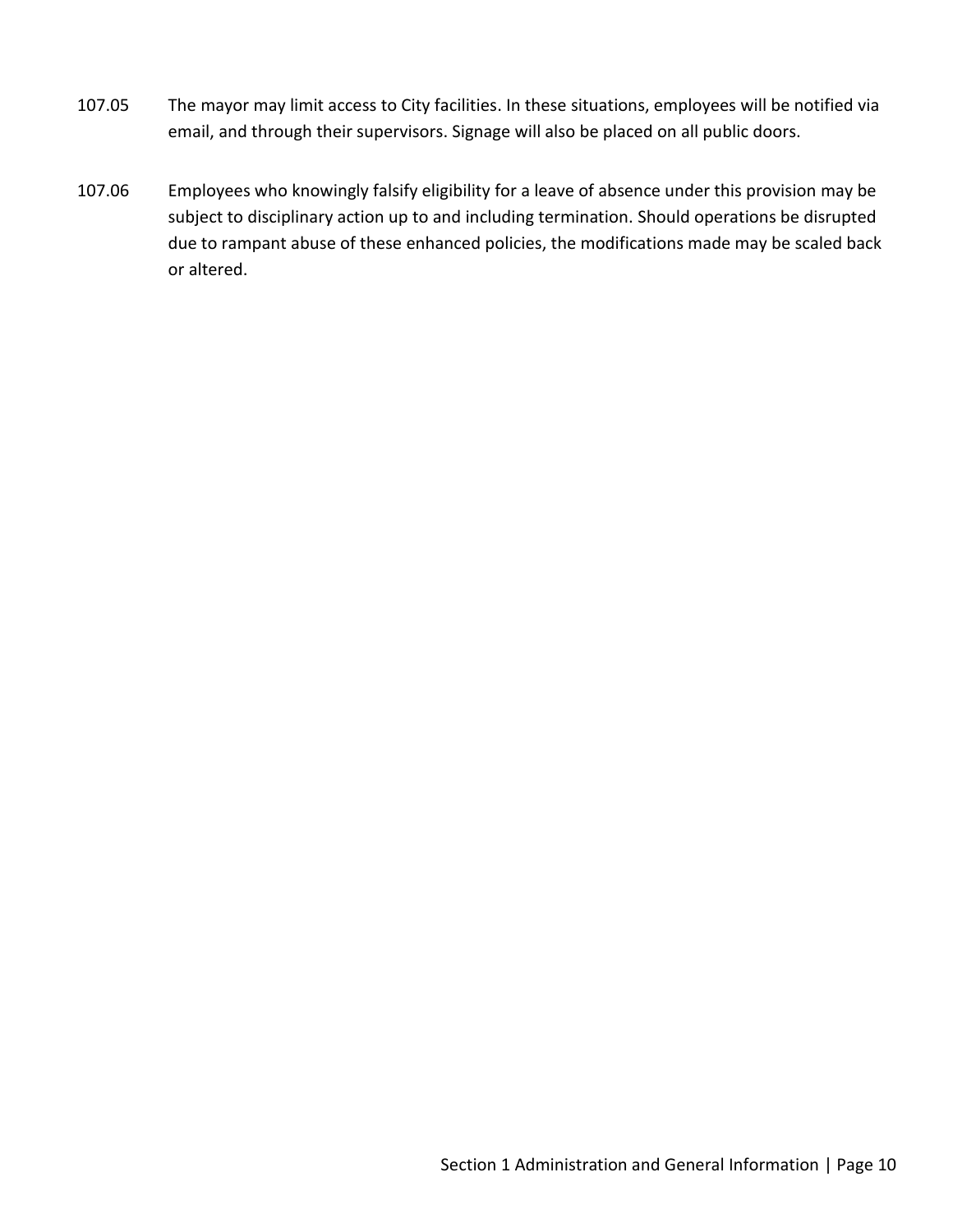107.05 The mayor may limit access to City facilities. In these situations, employees will be notified via email, and through their supervisors. Signage will also be placed on all public doors.

107.06 Employees who knowingly falsify eligibility for a leave of absence under this provision may be subject to disciplinary action up to and including termination. Should operations be disrupted due to rampant abuse of these enhanced policies, the modifications made may be scaled back or altered.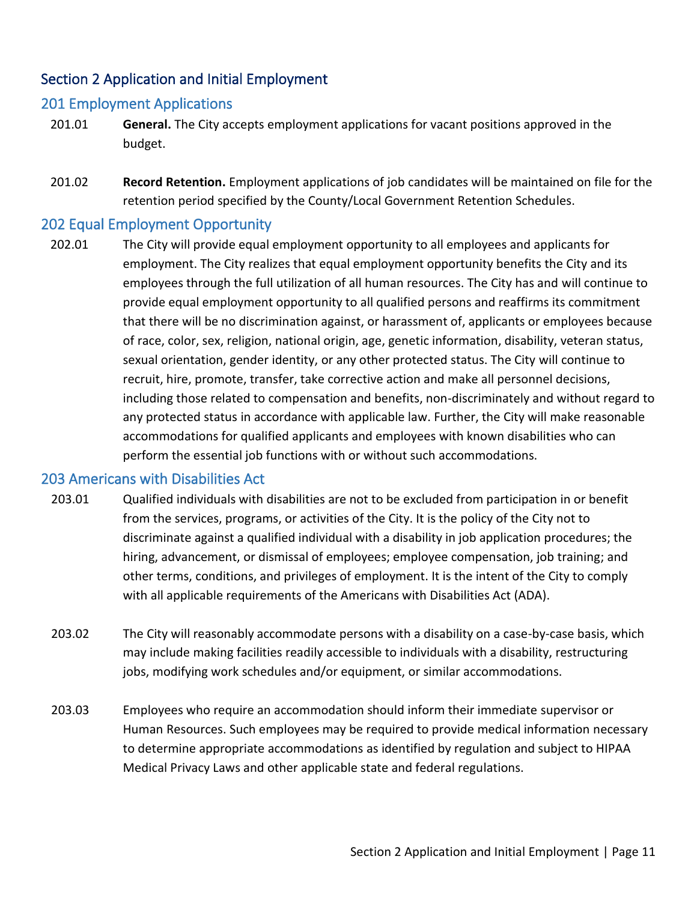## Section 2 Application and Initial Employment

### 201 Employment Applications

201.01 **General.** The City accepts employment applications for vacant positions approved in the budget.

201.02 **Record Retention.** Employment applications of job candidates will be maintained on file for the retention period specified by the County/Local Government Retention Schedules.

### 202 Equal Employment Opportunity

202.01 The City will provide equal employment opportunity to all employees and applicants for employment. The City realizes that equal employment opportunity benefits the City and its employees through the full utilization of all human resources. The City has and will continue to provide equal employment opportunity to all qualified persons and reaffirms its commitment that there will be no discrimination against, or harassment of, applicants or employees because of race, color, sex, religion, national origin, age, genetic information, disability, veteran status, sexual orientation, gender identity, or any other protected status. The City will continue to recruit, hire, promote, transfer, take corrective action and make all personnel decisions, including those related to compensation and benefits, non-discriminately and without regard to any protected status in accordance with applicable law. Further, the City will make reasonable accommodations for qualified applicants and employees with known disabilities who can perform the essential job functions with or without such accommodations.

### 203 Americans with Disabilities Act

203.01 Qualified individuals with disabilities are not to be excluded from participation in or benefit from the services, programs, or activities of the City. It is the policy of the City not to discriminate against a qualified individual with a disability in job application procedures; the hiring, advancement, or dismissal of employees; employee compensation, job training; and other terms, conditions, and privileges of employment. It is the intent of the City to comply with all applicable requirements of the Americans with Disabilities Act (ADA).

203.02 The City will reasonably accommodate persons with a disability on a case-by-case basis, which may include making facilities readily accessible to individuals with a disability, restructuring jobs, modifying work schedules and/or equipment, or similar accommodations.

203.03 Employees who require an accommodation should inform their immediate supervisor or Human Resources. Such employees may be required to provide medical information necessary to determine appropriate accommodations as identified by regulation and subject to HIPAA Medical Privacy Laws and other applicable state and federal regulations.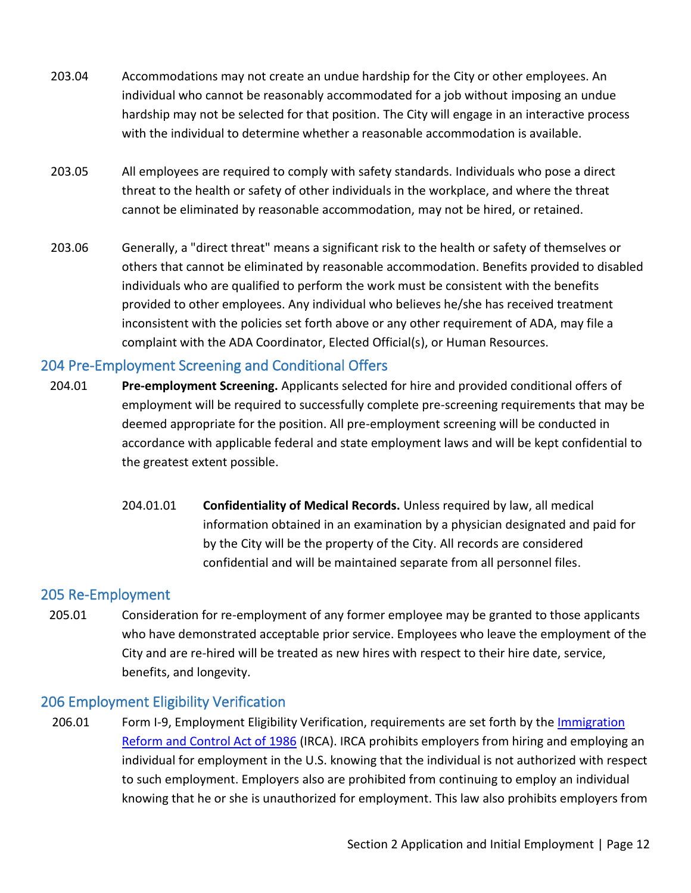203.04 Accommodations may not create an undue hardship for the City or other employees. An individual who cannot be reasonably accommodated for a job without imposing an undue hardship may not be selected for that position. The City will engage in an interactive process with the individual to determine whether a reasonable accommodation is available.

203.05 All employees are required to comply with safety standards. Individuals who pose a direct threat to the health or safety of other individuals in the workplace, and where the threat cannot be eliminated by reasonable accommodation, may not be hired, or retained.

203.06 Generally, a "direct threat" means a significant risk to the health or safety of themselves or others that cannot be eliminated by reasonable accommodation. Benefits provided to disabled individuals who are qualified to perform the work must be consistent with the benefits provided to other employees. Any individual who believes he/she has received treatment inconsistent with the policies set forth above or any other requirement of ADA, may file a complaint with the ADA Coordinator, Elected Official(s), or Human Resources.

## 204 Pre-Employment Screening and Conditional Offers

204.01 **Pre-employment Screening.** Applicants selected for hire and provided conditional offers of employment will be required to successfully complete pre-screening requirements that may be deemed appropriate for the position. All pre-employment screening will be conducted in accordance with applicable federal and state employment laws and will be kept confidential to the greatest extent possible.

> 204.01.01 **Confidentiality of Medical Records.** Unless required by law, all medical information obtained in an examination by a physician designated and paid for by the City will be the property of the City. All records are considered confidential and will be maintained separate from all personnel files.

## 205 Re-Employment

205.01 Consideration for re-employment of any former employee may be granted to those applicants who have demonstrated acceptable prior service. Employees who leave the employment of the City and are re-hired will be treated as new hires with respect to their hire date, service, benefits, and longevity.

## 206 Employment Eligibility Verification

206.01 Form I-9, Employment Eligibility Verification, requirements are set forth by the [Immigration Reform and Control Act of 1986] (IRCA). IRCA prohibits employers from hiring and employing an individual for employment in the U.S. knowing that the individual is not authorized with respect to such employment. Employers also are prohibited from continuing to employ an individual knowing that he or she is unauthorized for employment. This law also prohibits employers from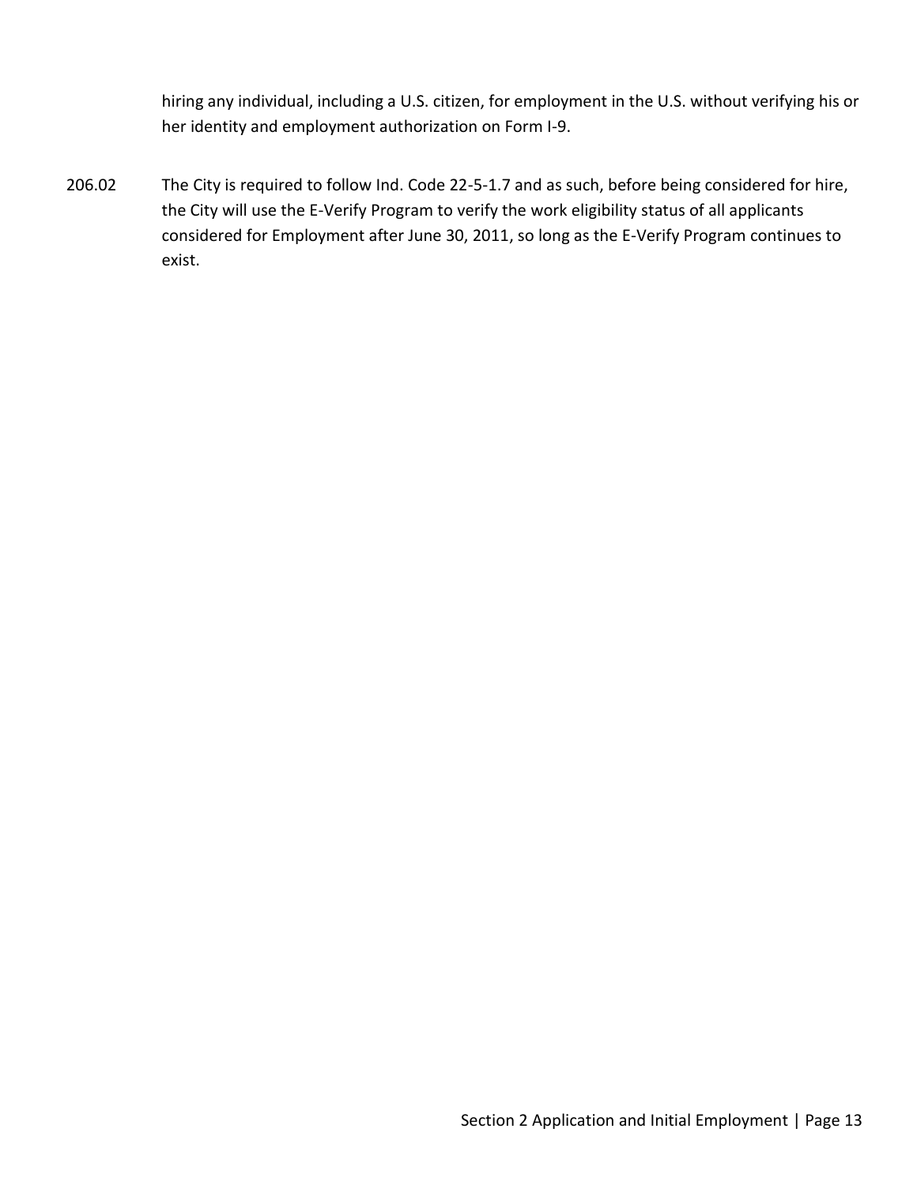hiring any individual, including a U.S. citizen, for employment in the U.S. without verifying his or her identity and employment authorization on Form I-9.

206.02 The City is required to follow Ind. Code 22-5-1.7 and as such, before being considered for hire, the City will use the E-Verify Program to verify the work eligibility status of all applicants considered for Employment after June 30, 2011, so long as the E-Verify Program continues to exist.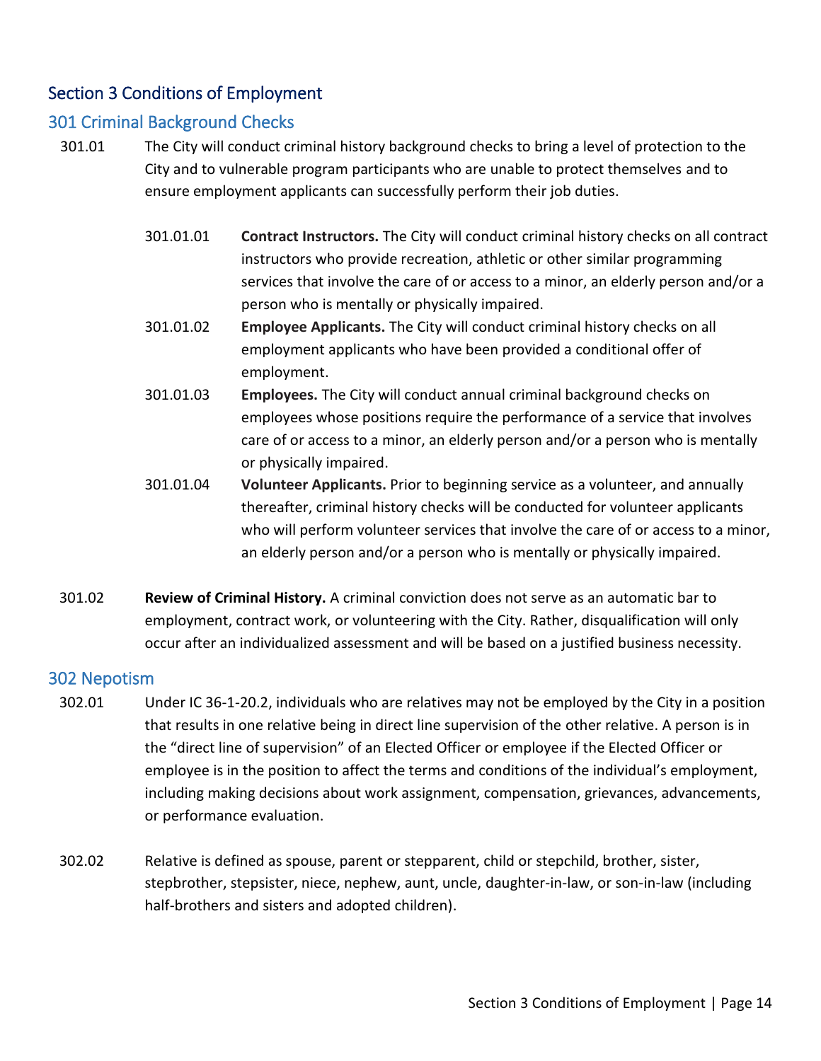# Section 3 Conditions of Employment

## 301 Criminal Background Checks

301.01 The City will conduct criminal history background checks to bring a level of protection to the City and to vulnerable program participants who are unable to protect themselves and to ensure employment applicants can successfully perform their job duties.

301.01.01 **Contract Instructors.** The City will conduct criminal history checks on all contract instructors who provide recreation, athletic or other similar programming services that involve the care of or access to a minor, an elderly person and/or a person who is mentally or physically impaired.

301.01.02 **Employee Applicants.** The City will conduct criminal history checks on all employment applicants who have been provided a conditional offer of employment.

301.01.03 **Employees.** The City will conduct annual criminal background checks on employees whose positions require the performance of a service that involves care of or access to a minor, an elderly person and/or a person who is mentally or physically impaired.

301.01.04 **Volunteer Applicants.** Prior to beginning service as a volunteer, and annually thereafter, criminal history checks will be conducted for volunteer applicants who will perform volunteer services that involve the care of or access to a minor, an elderly person and/or a person who is mentally or physically impaired.

301.02 **Review of Criminal History.** A criminal conviction does not serve as an automatic bar to employment, contract work, or volunteering with the City. Rather, disqualification will only occur after an individualized assessment and will be based on a justified business necessity.

## 302 Nepotism

302.01 Under IC 36-1-20.2, individuals who are relatives may not be employed by the City in a position that results in one relative being in direct line supervision of the other relative. A person is in the "direct line of supervision" of an Elected Officer or employee if the Elected Officer or employee is in the position to affect the terms and conditions of the individual's employment, including making decisions about work assignment, compensation, grievances, advancements, or performance evaluation.

302.02 Relative is defined as spouse, parent or stepparent, child or stepchild, brother, sister, stepbrother, stepsister, niece, nephew, aunt, uncle, daughter-in-law, or son-in-law (including half-brothers and sisters and adopted children).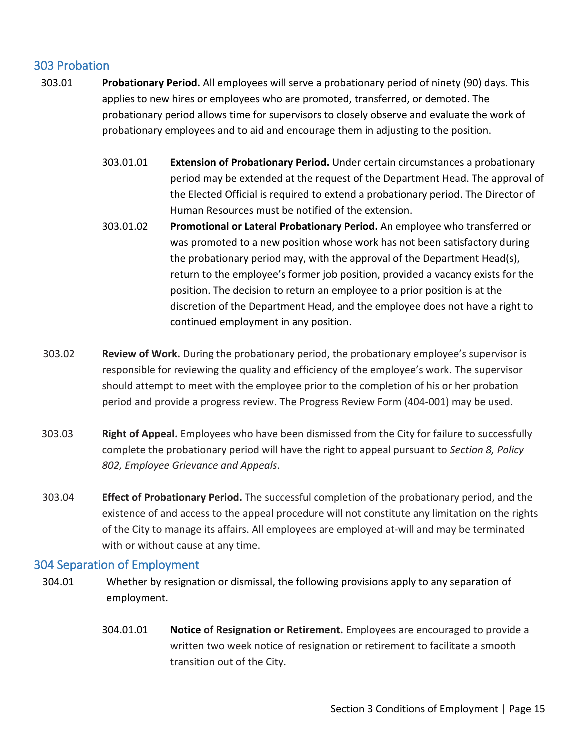## 303 Probation

303.01 **Probationary Period.** All employees will serve a probationary period of ninety (90) days. This applies to new hires or employees who are promoted, transferred, or demoted. The probationary period allows time for supervisors to closely observe and evaluate the work of probationary employees and to aid and encourage them in adjusting to the position.

303.01.01 **Extension of Probationary Period.** Under certain circumstances a probationary period may be extended at the request of the Department Head. The approval of the Elected Official is required to extend a probationary period. The Director of Human Resources must be notified of the extension.

303.01.02 **Promotional or Lateral Probationary Period.** An employee who transferred or was promoted to a new position whose work has not been satisfactory during the probationary period may, with the approval of the Department Head(s), return to the employee's former job position, provided a vacancy exists for the position. The decision to return an employee to a prior position is at the discretion of the Department Head, and the employee does not have a right to continued employment in any position.

303.02 **Review of Work.** During the probationary period, the probationary employee's supervisor is responsible for reviewing the quality and efficiency of the employee's work. The supervisor should attempt to meet with the employee prior to the completion of his or her probation period and provide a progress review. The Progress Review Form (404-001) may be used.

303.03 **Right of Appeal.** Employees who have been dismissed from the City for failure to successfully complete the probationary period will have the right to appeal pursuant to *Section 8, Policy 802, Employee Grievance and Appeals*.

303.04 **Effect of Probationary Period.** The successful completion of the probationary period, and the existence of and access to the appeal procedure will not constitute any limitation on the rights of the City to manage its affairs. All employees are employed at-will and may be terminated with or without cause at any time.

## 304 Separation of Employment

304.01 Whether by resignation or dismissal, the following provisions apply to any separation of employment.

304.01.01 **Notice of Resignation or Retirement.** Employees are encouraged to provide a written two week notice of resignation or retirement to facilitate a smooth transition out of the City.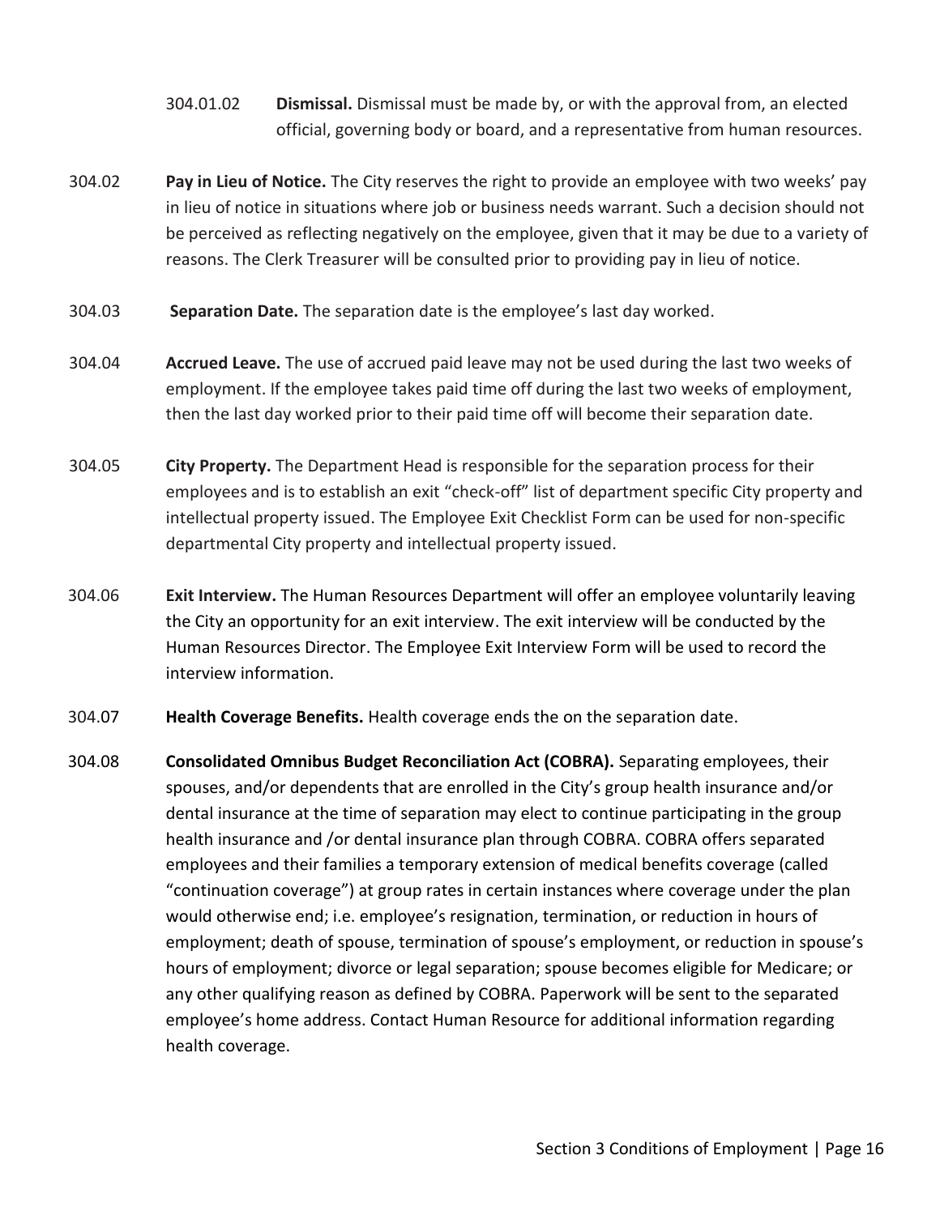304.01.02 **Dismissal.** Dismissal must be made by, or with the approval from, an elected official, governing body or board, and a representative from human resources.

304.02 **Pay in Lieu of Notice.** The City reserves the right to provide an employee with two weeks' pay in lieu of notice in situations where job or business needs warrant. Such a decision should not be perceived as reflecting negatively on the employee, given that it may be due to a variety of reasons. The Clerk Treasurer will be consulted prior to providing pay in lieu of notice.

304.03 **Separation Date.** The separation date is the employee's last day worked.

304.04 **Accrued Leave.** The use of accrued paid leave may not be used during the last two weeks of employment. If the employee takes paid time off during the last two weeks of employment, then the last day worked prior to their paid time off will become their separation date.

304.05 **City Property.** The Department Head is responsible for the separation process for their employees and is to establish an exit "check-off" list of department specific City property and intellectual property issued. The Employee Exit Checklist Form can be used for non-specific departmental City property and intellectual property issued.

304.06 **Exit Interview.** The Human Resources Department will offer an employee voluntarily leaving the City an opportunity for an exit interview. The exit interview will be conducted by the Human Resources Director. The Employee Exit Interview Form will be used to record the interview information.

304.07 **Health Coverage Benefits.** Health coverage ends the on the separation date.

304.08 **Consolidated Omnibus Budget Reconciliation Act (COBRA).** Separating employees, their spouses, and/or dependents that are enrolled in the City's group health insurance and/or dental insurance at the time of separation may elect to continue participating in the group health insurance and /or dental insurance plan through COBRA. COBRA offers separated employees and their families a temporary extension of medical benefits coverage (called "continuation coverage") at group rates in certain instances where coverage under the plan would otherwise end; i.e. employee's resignation, termination, or reduction in hours of employment; death of spouse, termination of spouse's employment, or reduction in spouse's hours of employment; divorce or legal separation; spouse becomes eligible for Medicare; or any other qualifying reason as defined by COBRA. Paperwork will be sent to the separated employee's home address. Contact Human Resource for additional information regarding health coverage.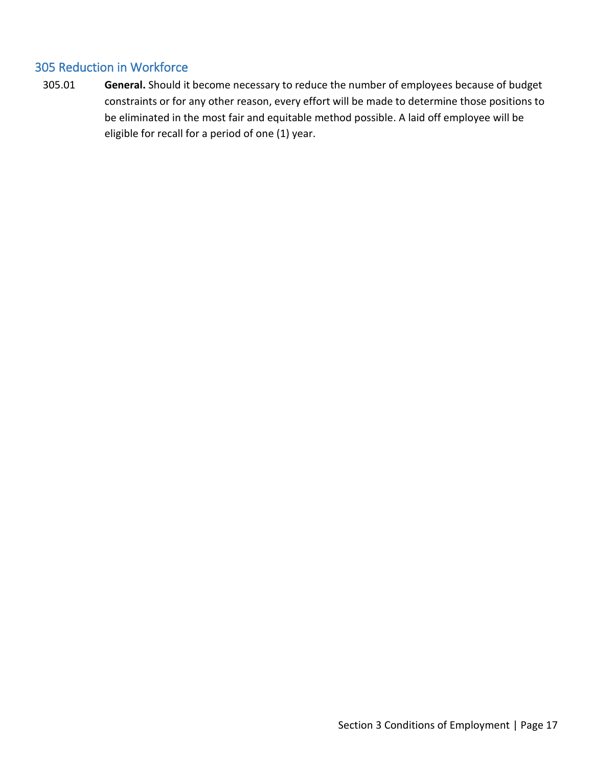## 305 Reduction in Workforce

305.01 **General.** Should it become necessary to reduce the number of employees because of budget constraints or for any other reason, every effort will be made to determine those positions to be eliminated in the most fair and equitable method possible. A laid off employee will be eligible for recall for a period of one (1) year.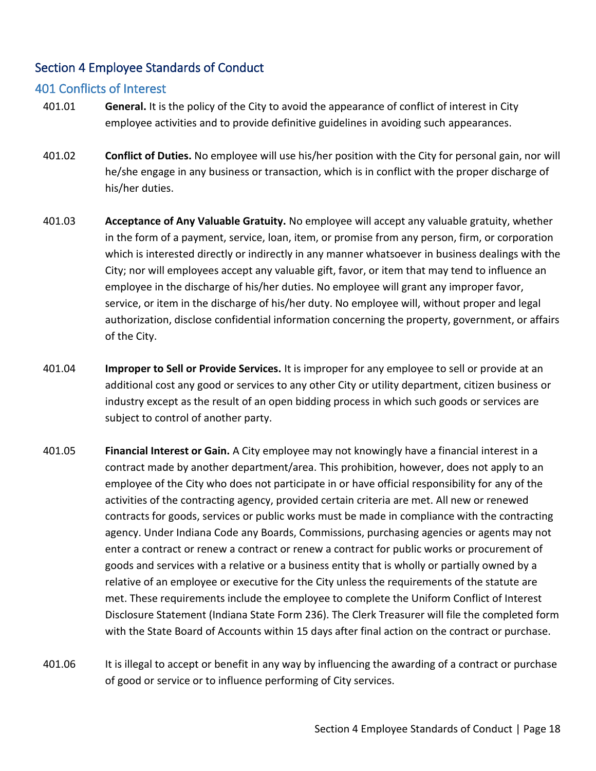## Section 4 Employee Standards of Conduct

### 401 Conflicts of Interest

401.01 **General.** It is the policy of the City to avoid the appearance of conflict of interest in City employee activities and to provide definitive guidelines in avoiding such appearances.

401.02 **Conflict of Duties.** No employee will use his/her position with the City for personal gain, nor will he/she engage in any business or transaction, which is in conflict with the proper discharge of his/her duties.

401.03 **Acceptance of Any Valuable Gratuity.** No employee will accept any valuable gratuity, whether in the form of a payment, service, loan, item, or promise from any person, firm, or corporation which is interested directly or indirectly in any manner whatsoever in business dealings with the City; nor will employees accept any valuable gift, favor, or item that may tend to influence an employee in the discharge of his/her duties. No employee will grant any improper favor, service, or item in the discharge of his/her duty. No employee will, without proper and legal authorization, disclose confidential information concerning the property, government, or affairs of the City.

401.04 **Improper to Sell or Provide Services.** It is improper for any employee to sell or provide at an additional cost any good or services to any other City or utility department, citizen business or industry except as the result of an open bidding process in which such goods or services are subject to control of another party.

401.05 **Financial Interest or Gain.** A City employee may not knowingly have a financial interest in a contract made by another department/area. This prohibition, however, does not apply to an employee of the City who does not participate in or have official responsibility for any of the activities of the contracting agency, provided certain criteria are met. All new or renewed contracts for goods, services or public works must be made in compliance with the contracting agency. Under Indiana Code any Boards, Commissions, purchasing agencies or agents may not enter a contract or renew a contract or renew a contract for public works or procurement of goods and services with a relative or a business entity that is wholly or partially owned by a relative of an employee or executive for the City unless the requirements of the statute are met. These requirements include the employee to complete the Uniform Conflict of Interest Disclosure Statement (Indiana State Form 236). The Clerk Treasurer will file the completed form with the State Board of Accounts within 15 days after final action on the contract or purchase.

401.06 It is illegal to accept or benefit in any way by influencing the awarding of a contract or purchase of good or service or to influence performing of City services.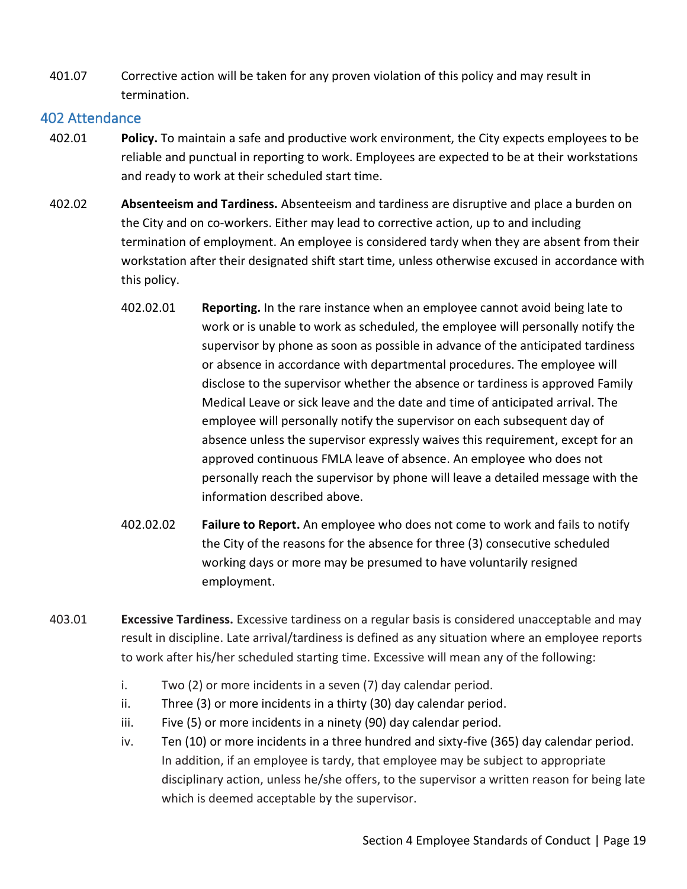401.07 Corrective action will be taken for any proven violation of this policy and may result in termination.

## 402 Attendance

402.01 **Policy.** To maintain a safe and productive work environment, the City expects employees to be reliable and punctual in reporting to work. Employees are expected to be at their workstations and ready to work at their scheduled start time.

402.02 **Absenteeism and Tardiness.** Absenteeism and tardiness are disruptive and place a burden on the City and on co-workers. Either may lead to corrective action, up to and including termination of employment. An employee is considered tardy when they are absent from their workstation after their designated shift start time, unless otherwise excused in accordance with this policy.

402.02.01 **Reporting.** In the rare instance when an employee cannot avoid being late to work or is unable to work as scheduled, the employee will personally notify the supervisor by phone as soon as possible in advance of the anticipated tardiness or absence in accordance with departmental procedures. The employee will disclose to the supervisor whether the absence or tardiness is approved Family Medical Leave or sick leave and the date and time of anticipated arrival. The employee will personally notify the supervisor on each subsequent day of absence unless the supervisor expressly waives this requirement, except for an approved continuous FMLA leave of absence. An employee who does not personally reach the supervisor by phone will leave a detailed message with the information described above.

402.02.02 **Failure to Report.** An employee who does not come to work and fails to notify the City of the reasons for the absence for three (3) consecutive scheduled working days or more may be presumed to have voluntarily resigned employment.

403.01 **Excessive Tardiness.** Excessive tardiness on a regular basis is considered unacceptable and may result in discipline. Late arrival/tardiness is defined as any situation where an employee reports to work after his/her scheduled starting time. Excessive will mean any of the following:

i. Two (2) or more incidents in a seven (7) day calendar period.
ii. Three (3) or more incidents in a thirty (30) day calendar period.
iii. Five (5) or more incidents in a ninety (90) day calendar period.
iv. Ten (10) or more incidents in a three hundred and sixty-five (365) day calendar period. In addition, if an employee is tardy, that employee may be subject to appropriate disciplinary action, unless he/she offers, to the supervisor a written reason for being late which is deemed acceptable by the supervisor.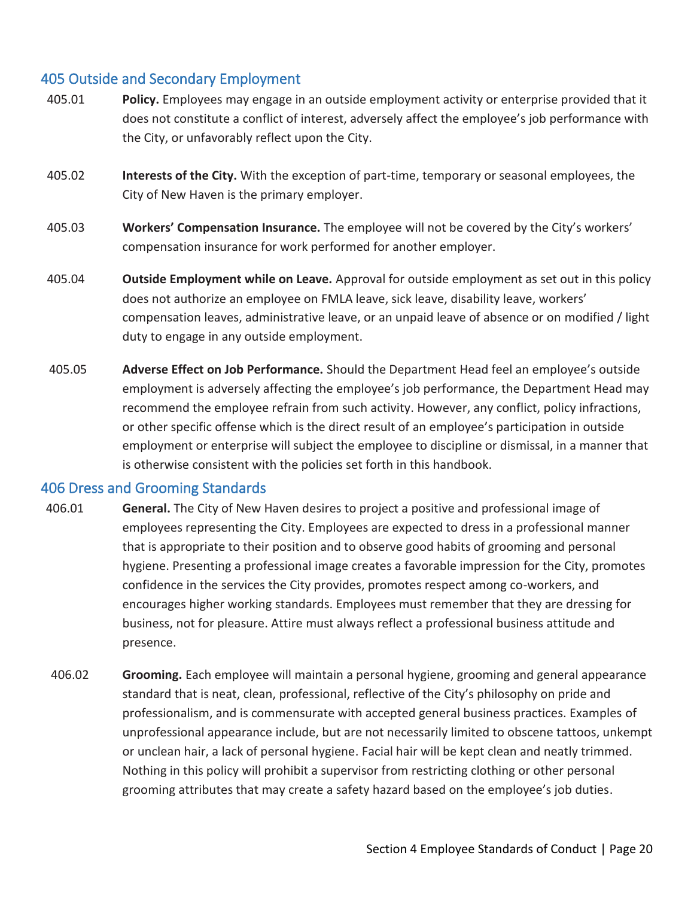## 405 Outside and Secondary Employment

405.01 **Policy.** Employees may engage in an outside employment activity or enterprise provided that it does not constitute a conflict of interest, adversely affect the employee's job performance with the City, or unfavorably reflect upon the City.

405.02 **Interests of the City.** With the exception of part-time, temporary or seasonal employees, the City of New Haven is the primary employer.

405.03 **Workers' Compensation Insurance.** The employee will not be covered by the City's workers' compensation insurance for work performed for another employer.

405.04 **Outside Employment while on Leave.** Approval for outside employment as set out in this policy does not authorize an employee on FMLA leave, sick leave, disability leave, workers' compensation leaves, administrative leave, or an unpaid leave of absence or on modified / light duty to engage in any outside employment.

405.05 **Adverse Effect on Job Performance.** Should the Department Head feel an employee's outside employment is adversely affecting the employee's job performance, the Department Head may recommend the employee refrain from such activity. However, any conflict, policy infractions, or other specific offense which is the direct result of an employee's participation in outside employment or enterprise will subject the employee to discipline or dismissal, in a manner that is otherwise consistent with the policies set forth in this handbook.

## 406 Dress and Grooming Standards

406.01 **General.** The City of New Haven desires to project a positive and professional image of employees representing the City. Employees are expected to dress in a professional manner that is appropriate to their position and to observe good habits of grooming and personal hygiene. Presenting a professional image creates a favorable impression for the City, promotes confidence in the services the City provides, promotes respect among co-workers, and encourages higher working standards. Employees must remember that they are dressing for business, not for pleasure. Attire must always reflect a professional business attitude and presence.

406.02 **Grooming.** Each employee will maintain a personal hygiene, grooming and general appearance standard that is neat, clean, professional, reflective of the City's philosophy on pride and professionalism, and is commensurate with accepted general business practices. Examples of unprofessional appearance include, but are not necessarily limited to obscene tattoos, unkempt or unclean hair, a lack of personal hygiene. Facial hair will be kept clean and neatly trimmed. Nothing in this policy will prohibit a supervisor from restricting clothing or other personal grooming attributes that may create a safety hazard based on the employee's job duties.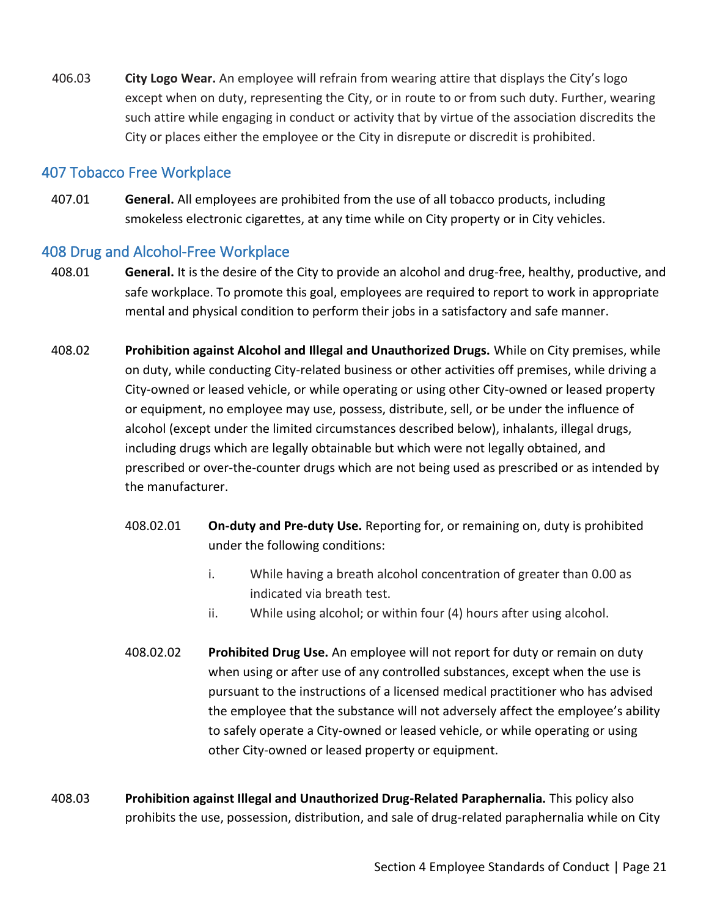406.03 **City Logo Wear.** An employee will refrain from wearing attire that displays the City's logo except when on duty, representing the City, or in route to or from such duty. Further, wearing such attire while engaging in conduct or activity that by virtue of the association discredits the City or places either the employee or the City in disrepute or discredit is prohibited.

## 407 Tobacco Free Workplace

407.01 **General.** All employees are prohibited from the use of all tobacco products, including smokeless electronic cigarettes, at any time while on City property or in City vehicles.

## 408 Drug and Alcohol-Free Workplace

408.01 **General.** It is the desire of the City to provide an alcohol and drug-free, healthy, productive, and safe workplace. To promote this goal, employees are required to report to work in appropriate mental and physical condition to perform their jobs in a satisfactory and safe manner.

408.02 **Prohibition against Alcohol and Illegal and Unauthorized Drugs.** While on City premises, while on duty, while conducting City-related business or other activities off premises, while driving a City-owned or leased vehicle, or while operating or using other City-owned or leased property or equipment, no employee may use, possess, distribute, sell, or be under the influence of alcohol (except under the limited circumstances described below), inhalants, illegal drugs, including drugs which are legally obtainable but which were not legally obtained, and prescribed or over-the-counter drugs which are not being used as prescribed or as intended by the manufacturer.

408.02.01 **On-duty and Pre-duty Use.** Reporting for, or remaining on, duty is prohibited under the following conditions:

i. While having a breath alcohol concentration of greater than 0.00 as indicated via breath test.

ii. While using alcohol; or within four (4) hours after using alcohol.

408.02.02 **Prohibited Drug Use.** An employee will not report for duty or remain on duty when using or after use of any controlled substances, except when the use is pursuant to the instructions of a licensed medical practitioner who has advised the employee that the substance will not adversely affect the employee's ability to safely operate a City-owned or leased vehicle, or while operating or using other City-owned or leased property or equipment.

408.03 **Prohibition against Illegal and Unauthorized Drug-Related Paraphernalia.** This policy also prohibits the use, possession, distribution, and sale of drug-related paraphernalia while on City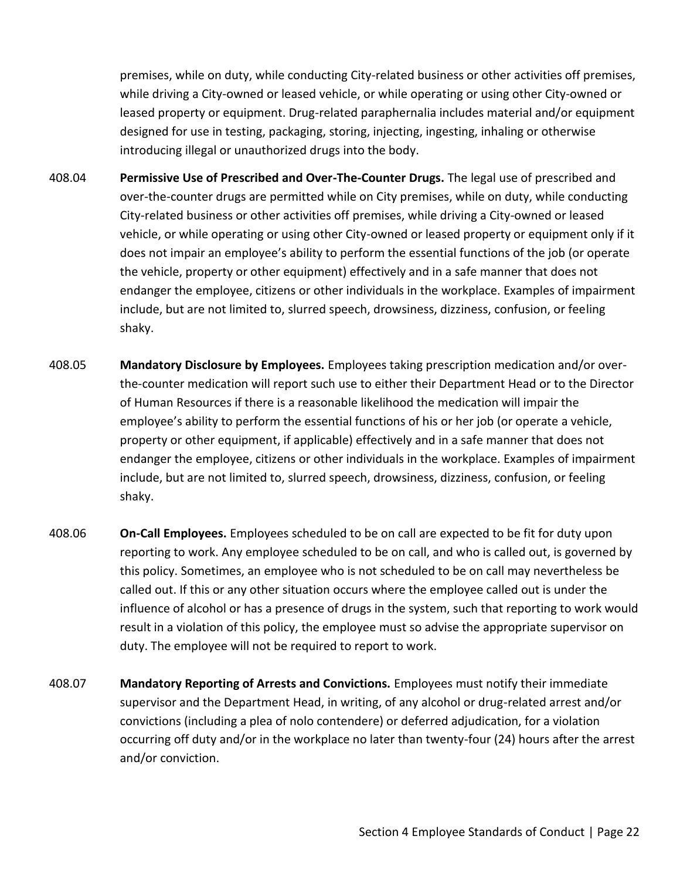premises, while on duty, while conducting City-related business or other activities off premises, while driving a City-owned or leased vehicle, or while operating or using other City-owned or leased property or equipment. Drug-related paraphernalia includes material and/or equipment designed for use in testing, packaging, storing, injecting, ingesting, inhaling or otherwise introducing illegal or unauthorized drugs into the body.

408.04 **Permissive Use of Prescribed and Over-The-Counter Drugs.** The legal use of prescribed and over-the-counter drugs are permitted while on City premises, while on duty, while conducting City-related business or other activities off premises, while driving a City-owned or leased vehicle, or while operating or using other City-owned or leased property or equipment only if it does not impair an employee's ability to perform the essential functions of the job (or operate the vehicle, property or other equipment) effectively and in a safe manner that does not endanger the employee, citizens or other individuals in the workplace. Examples of impairment include, but are not limited to, slurred speech, drowsiness, dizziness, confusion, or feeling shaky.

408.05 **Mandatory Disclosure by Employees.** Employees taking prescription medication and/or over-the-counter medication will report such use to either their Department Head or to the Director of Human Resources if there is a reasonable likelihood the medication will impair the employee's ability to perform the essential functions of his or her job (or operate a vehicle, property or other equipment, if applicable) effectively and in a safe manner that does not endanger the employee, citizens or other individuals in the workplace. Examples of impairment include, but are not limited to, slurred speech, drowsiness, dizziness, confusion, or feeling shaky.

408.06 **On-Call Employees.** Employees scheduled to be on call are expected to be fit for duty upon reporting to work. Any employee scheduled to be on call, and who is called out, is governed by this policy. Sometimes, an employee who is not scheduled to be on call may nevertheless be called out. If this or any other situation occurs where the employee called out is under the influence of alcohol or has a presence of drugs in the system, such that reporting to work would result in a violation of this policy, the employee must so advise the appropriate supervisor on duty. The employee will not be required to report to work.

408.07 **Mandatory Reporting of Arrests and Convictions.** Employees must notify their immediate supervisor and the Department Head, in writing, of any alcohol or drug-related arrest and/or convictions (including a plea of nolo contendere) or deferred adjudication, for a violation occurring off duty and/or in the workplace no later than twenty-four (24) hours after the arrest and/or conviction.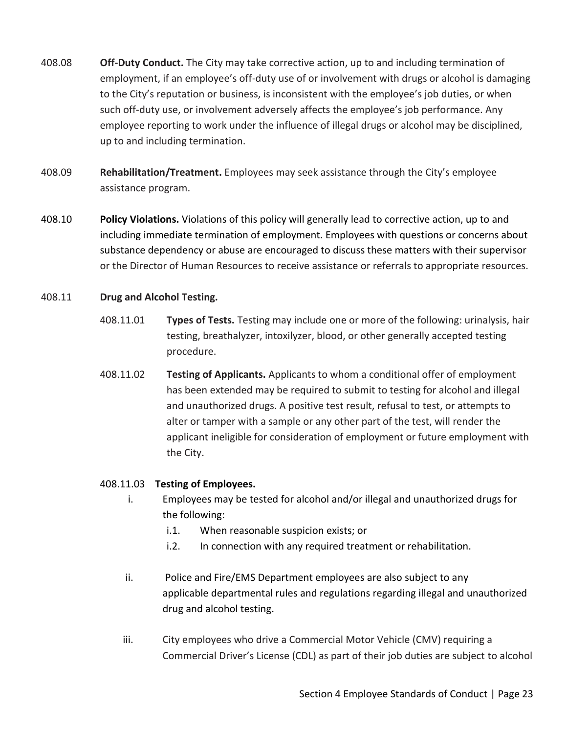408.08 **Off-Duty Conduct.** The City may take corrective action, up to and including termination of employment, if an employee's off-duty use of or involvement with drugs or alcohol is damaging to the City's reputation or business, is inconsistent with the employee's job duties, or when such off-duty use, or involvement adversely affects the employee's job performance. Any employee reporting to work under the influence of illegal drugs or alcohol may be disciplined, up to and including termination.

408.09 **Rehabilitation/Treatment.** Employees may seek assistance through the City's employee assistance program.

408.10 **Policy Violations.** Violations of this policy will generally lead to corrective action, up to and including immediate termination of employment. Employees with questions or concerns about substance dependency or abuse are encouraged to discuss these matters with their supervisor or the Director of Human Resources to receive assistance or referrals to appropriate resources.

408.11 **Drug and Alcohol Testing.**

408.11.01 **Types of Tests.** Testing may include one or more of the following: urinalysis, hair testing, breathalyzer, intoxilyzer, blood, or other generally accepted testing procedure.

408.11.02 **Testing of Applicants.** Applicants to whom a conditional offer of employment has been extended may be required to submit to testing for alcohol and illegal and unauthorized drugs. A positive test result, refusal to test, or attempts to alter or tamper with a sample or any other part of the test, will render the applicant ineligible for consideration of employment or future employment with the City.

408.11.03 **Testing of Employees.**

i. Employees may be tested for alcohol and/or illegal and unauthorized drugs for the following:

  i.1. When reasonable suspicion exists; or

  i.2. In connection with any required treatment or rehabilitation.

ii. Police and Fire/EMS Department employees are also subject to any applicable departmental rules and regulations regarding illegal and unauthorized drug and alcohol testing.

iii. City employees who drive a Commercial Motor Vehicle (CMV) requiring a Commercial Driver's License (CDL) as part of their job duties are subject to alcohol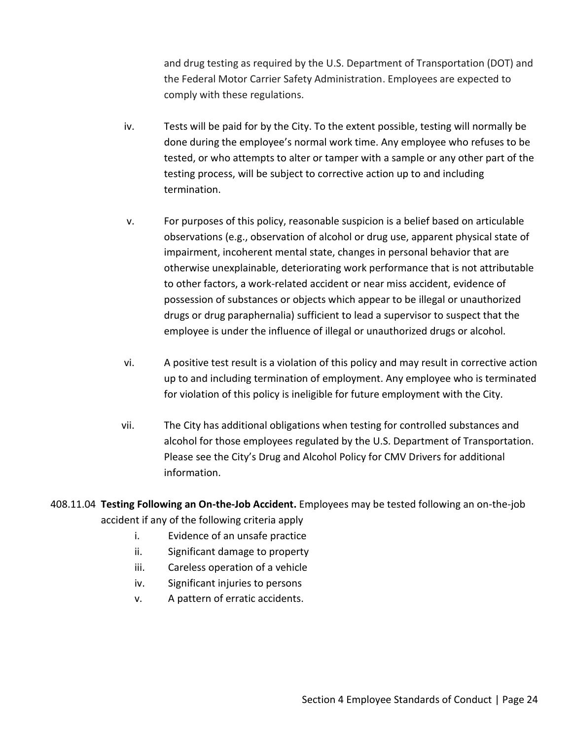and drug testing as required by the U.S. Department of Transportation (DOT) and the Federal Motor Carrier Safety Administration. Employees are expected to comply with these regulations.

iv. Tests will be paid for by the City. To the extent possible, testing will normally be done during the employee's normal work time. Any employee who refuses to be tested, or who attempts to alter or tamper with a sample or any other part of the testing process, will be subject to corrective action up to and including termination.

v. For purposes of this policy, reasonable suspicion is a belief based on articulable observations (e.g., observation of alcohol or drug use, apparent physical state of impairment, incoherent mental state, changes in personal behavior that are otherwise unexplainable, deteriorating work performance that is not attributable to other factors, a work-related accident or near miss accident, evidence of possession of substances or objects which appear to be illegal or unauthorized drugs or drug paraphernalia) sufficient to lead a supervisor to suspect that the employee is under the influence of illegal or unauthorized drugs or alcohol.

vi. A positive test result is a violation of this policy and may result in corrective action up to and including termination of employment. Any employee who is terminated for violation of this policy is ineligible for future employment with the City.

vii. The City has additional obligations when testing for controlled substances and alcohol for those employees regulated by the U.S. Department of Transportation. Please see the City's Drug and Alcohol Policy for CMV Drivers for additional information.

408.11.04 **Testing Following an On-the-Job Accident.** Employees may be tested following an on-the-job accident if any of the following criteria apply

i. Evidence of an unsafe practice
ii. Significant damage to property
iii. Careless operation of a vehicle
iv. Significant injuries to persons
v. A pattern of erratic accidents.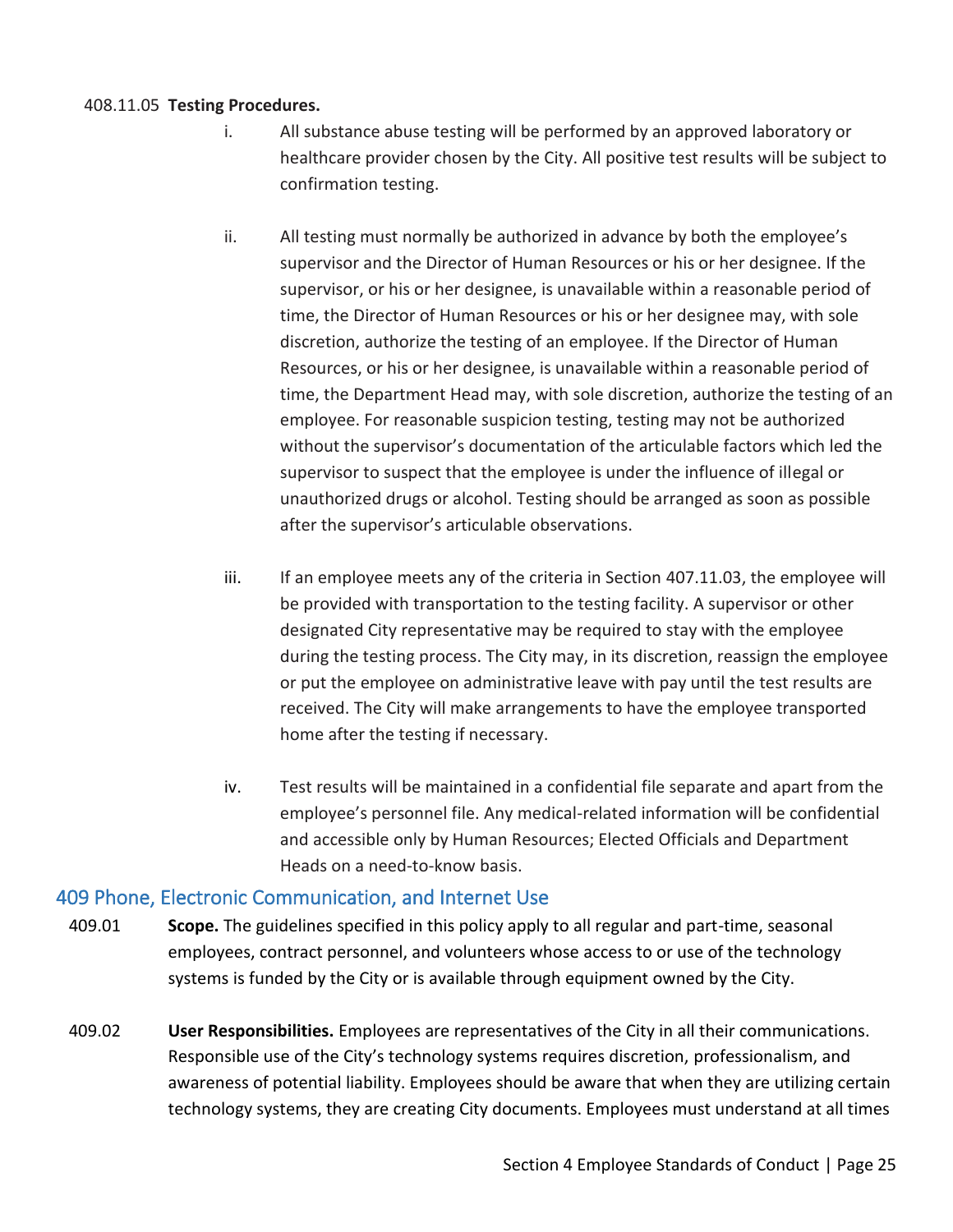408.11.05 **Testing Procedures.**

i. All substance abuse testing will be performed by an approved laboratory or healthcare provider chosen by the City. All positive test results will be subject to confirmation testing.

ii. All testing must normally be authorized in advance by both the employee's supervisor and the Director of Human Resources or his or her designee. If the supervisor, or his or her designee, is unavailable within a reasonable period of time, the Director of Human Resources or his or her designee may, with sole discretion, authorize the testing of an employee. If the Director of Human Resources, or his or her designee, is unavailable within a reasonable period of time, the Department Head may, with sole discretion, authorize the testing of an employee. For reasonable suspicion testing, testing may not be authorized without the supervisor's documentation of the articulable factors which led the supervisor to suspect that the employee is under the influence of illegal or unauthorized drugs or alcohol. Testing should be arranged as soon as possible after the supervisor's articulable observations.

iii. If an employee meets any of the criteria in Section 407.11.03, the employee will be provided with transportation to the testing facility. A supervisor or other designated City representative may be required to stay with the employee during the testing process. The City may, in its discretion, reassign the employee or put the employee on administrative leave with pay until the test results are received. The City will make arrangements to have the employee transported home after the testing if necessary.

iv. Test results will be maintained in a confidential file separate and apart from the employee's personnel file. Any medical-related information will be confidential and accessible only by Human Resources; Elected Officials and Department Heads on a need-to-know basis.

## 409 Phone, Electronic Communication, and Internet Use

409.01 **Scope.** The guidelines specified in this policy apply to all regular and part-time, seasonal employees, contract personnel, and volunteers whose access to or use of the technology systems is funded by the City or is available through equipment owned by the City.

409.02 **User Responsibilities.** Employees are representatives of the City in all their communications. Responsible use of the City's technology systems requires discretion, professionalism, and awareness of potential liability. Employees should be aware that when they are utilizing certain technology systems, they are creating City documents. Employees must understand at all times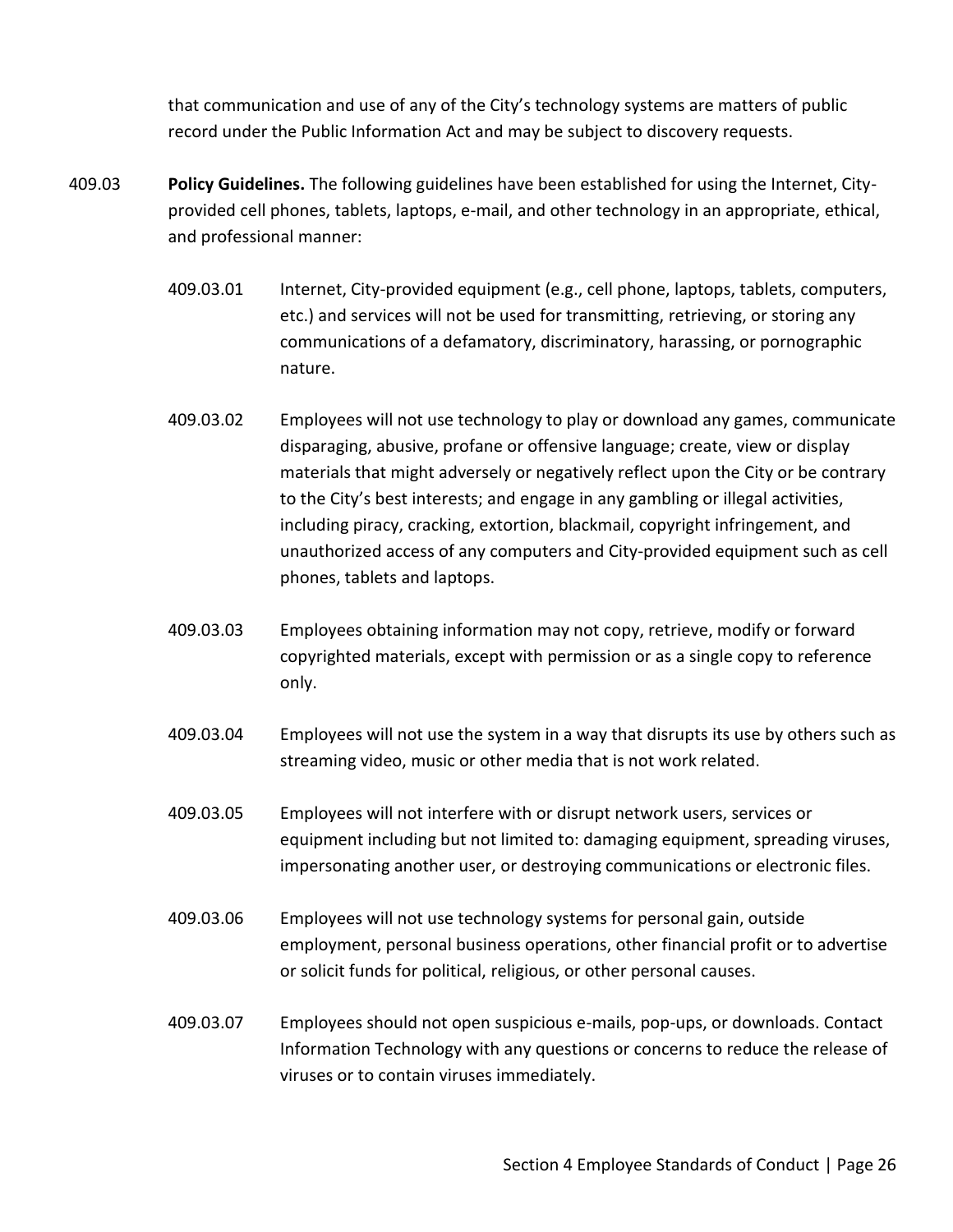that communication and use of any of the City's technology systems are matters of public record under the Public Information Act and may be subject to discovery requests.

409.03 **Policy Guidelines.** The following guidelines have been established for using the Internet, City-provided cell phones, tablets, laptops, e-mail, and other technology in an appropriate, ethical, and professional manner:

409.03.01 Internet, City-provided equipment (e.g., cell phone, laptops, tablets, computers, etc.) and services will not be used for transmitting, retrieving, or storing any communications of a defamatory, discriminatory, harassing, or pornographic nature.

409.03.02 Employees will not use technology to play or download any games, communicate disparaging, abusive, profane or offensive language; create, view or display materials that might adversely or negatively reflect upon the City or be contrary to the City's best interests; and engage in any gambling or illegal activities, including piracy, cracking, extortion, blackmail, copyright infringement, and unauthorized access of any computers and City-provided equipment such as cell phones, tablets and laptops.

409.03.03 Employees obtaining information may not copy, retrieve, modify or forward copyrighted materials, except with permission or as a single copy to reference only.

409.03.04 Employees will not use the system in a way that disrupts its use by others such as streaming video, music or other media that is not work related.

409.03.05 Employees will not interfere with or disrupt network users, services or equipment including but not limited to: damaging equipment, spreading viruses, impersonating another user, or destroying communications or electronic files.

409.03.06 Employees will not use technology systems for personal gain, outside employment, personal business operations, other financial profit or to advertise or solicit funds for political, religious, or other personal causes.

409.03.07 Employees should not open suspicious e-mails, pop-ups, or downloads. Contact Information Technology with any questions or concerns to reduce the release of viruses or to contain viruses immediately.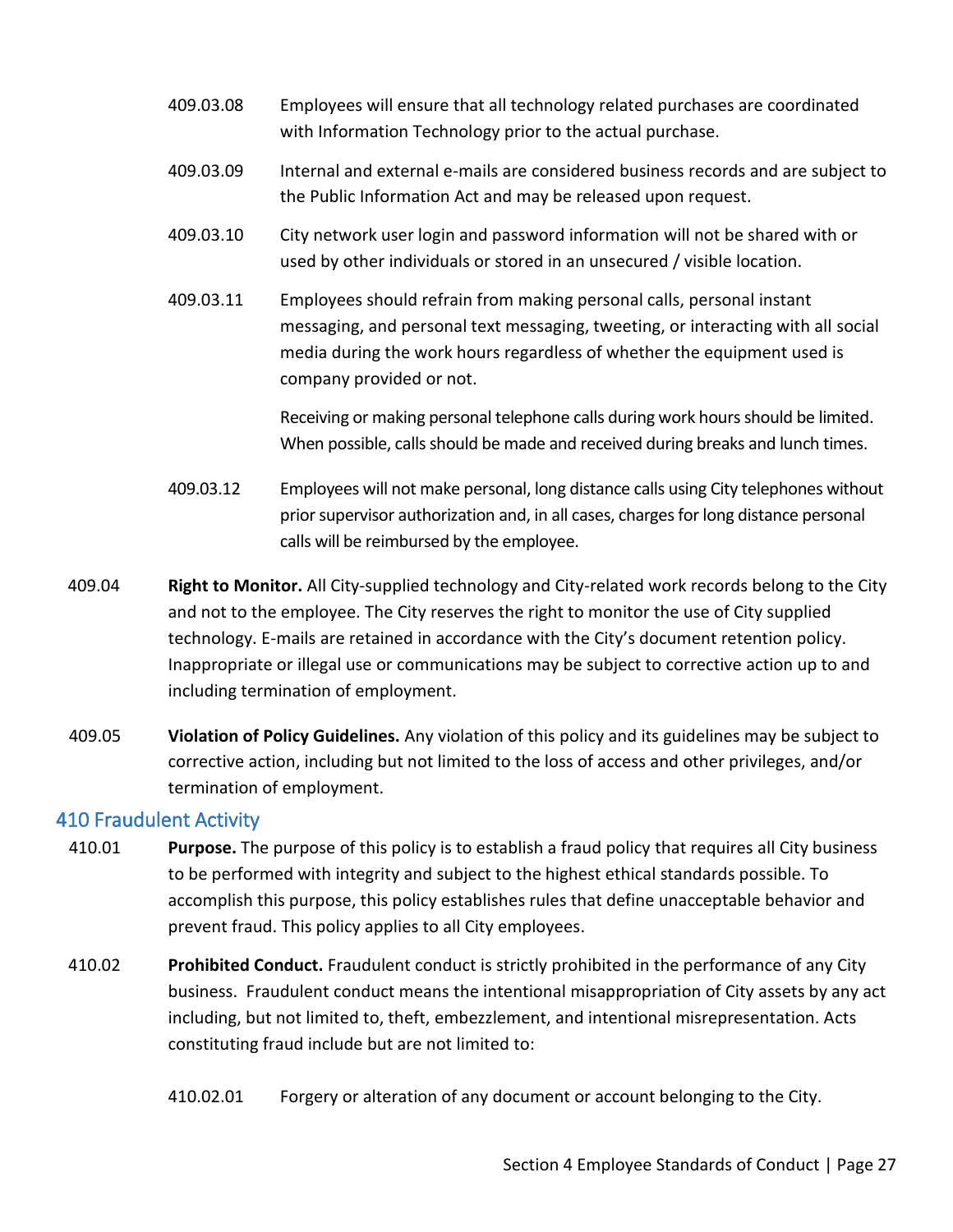409.03.08 Employees will ensure that all technology related purchases are coordinated with Information Technology prior to the actual purchase.

409.03.09 Internal and external e-mails are considered business records and are subject to the Public Information Act and may be released upon request.

409.03.10 City network user login and password information will not be shared with or used by other individuals or stored in an unsecured / visible location.

409.03.11 Employees should refrain from making personal calls, personal instant messaging, and personal text messaging, tweeting, or interacting with all social media during the work hours regardless of whether the equipment used is company provided or not.

Receiving or making personal telephone calls during work hours should be limited. When possible, calls should be made and received during breaks and lunch times.

409.03.12 Employees will not make personal, long distance calls using City telephones without prior supervisor authorization and, in all cases, charges for long distance personal calls will be reimbursed by the employee.

409.04 **Right to Monitor.** All City-supplied technology and City-related work records belong to the City and not to the employee. The City reserves the right to monitor the use of City supplied technology. E-mails are retained in accordance with the City's document retention policy. Inappropriate or illegal use or communications may be subject to corrective action up to and including termination of employment.

409.05 **Violation of Policy Guidelines.** Any violation of this policy and its guidelines may be subject to corrective action, including but not limited to the loss of access and other privileges, and/or termination of employment.

## 410 Fraudulent Activity

410.01 **Purpose.** The purpose of this policy is to establish a fraud policy that requires all City business to be performed with integrity and subject to the highest ethical standards possible. To accomplish this purpose, this policy establishes rules that define unacceptable behavior and prevent fraud. This policy applies to all City employees.

410.02 **Prohibited Conduct.** Fraudulent conduct is strictly prohibited in the performance of any City business. Fraudulent conduct means the intentional misappropriation of City assets by any act including, but not limited to, theft, embezzlement, and intentional misrepresentation. Acts constituting fraud include but are not limited to:

410.02.01 Forgery or alteration of any document or account belonging to the City.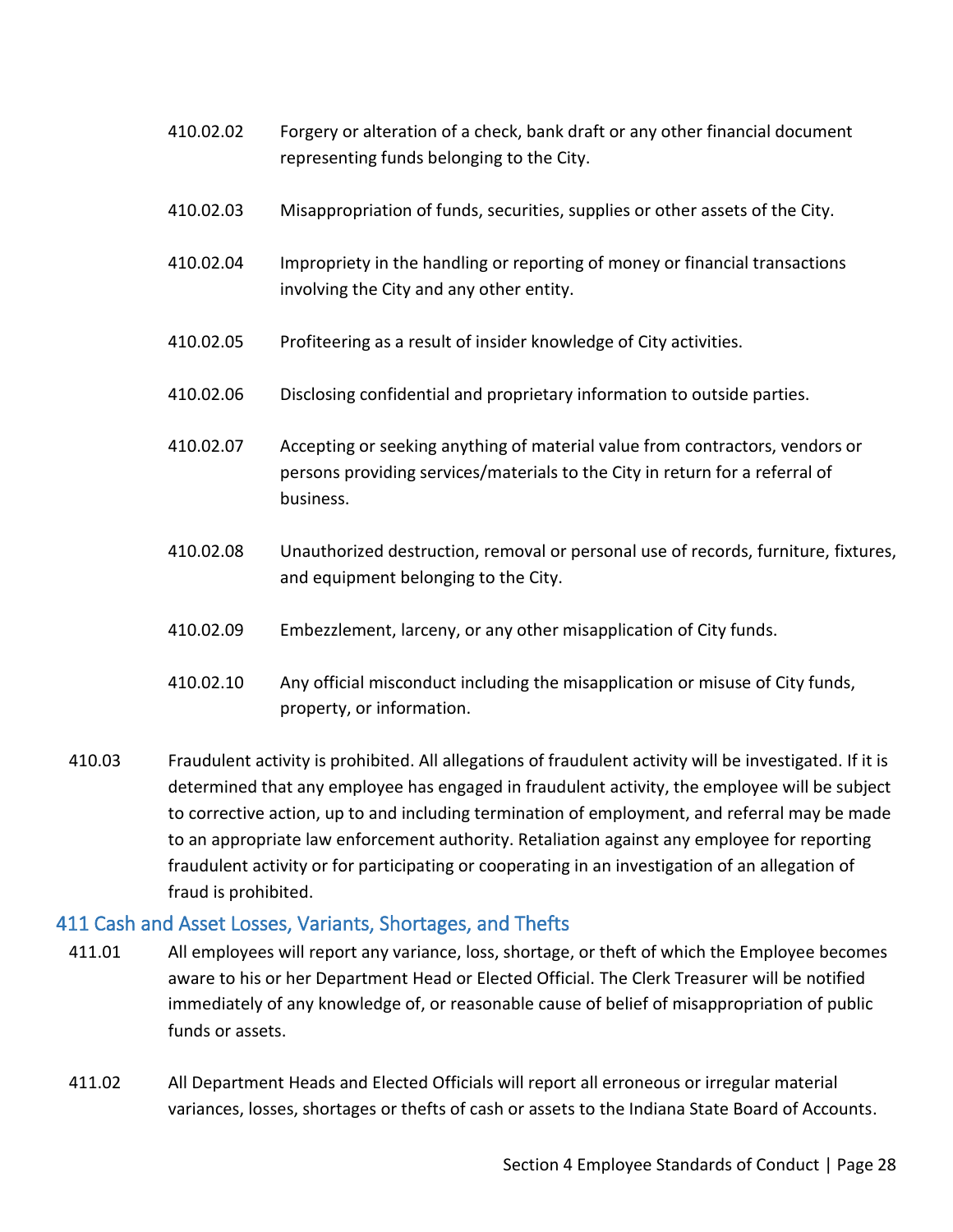410.02.02 Forgery or alteration of a check, bank draft or any other financial document representing funds belonging to the City.

410.02.03 Misappropriation of funds, securities, supplies or other assets of the City.

410.02.04 Impropriety in the handling or reporting of money or financial transactions involving the City and any other entity.

410.02.05 Profiteering as a result of insider knowledge of City activities.

410.02.06 Disclosing confidential and proprietary information to outside parties.

410.02.07 Accepting or seeking anything of material value from contractors, vendors or persons providing services/materials to the City in return for a referral of business.

410.02.08 Unauthorized destruction, removal or personal use of records, furniture, fixtures, and equipment belonging to the City.

410.02.09 Embezzlement, larceny, or any other misapplication of City funds.

410.02.10 Any official misconduct including the misapplication or misuse of City funds, property, or information.

410.03 Fraudulent activity is prohibited. All allegations of fraudulent activity will be investigated. If it is determined that any employee has engaged in fraudulent activity, the employee will be subject to corrective action, up to and including termination of employment, and referral may be made to an appropriate law enforcement authority. Retaliation against any employee for reporting fraudulent activity or for participating or cooperating in an investigation of an allegation of fraud is prohibited.

## 411 Cash and Asset Losses, Variants, Shortages, and Thefts

411.01 All employees will report any variance, loss, shortage, or theft of which the Employee becomes aware to his or her Department Head or Elected Official. The Clerk Treasurer will be notified immediately of any knowledge of, or reasonable cause of belief of misappropriation of public funds or assets.

411.02 All Department Heads and Elected Officials will report all erroneous or irregular material variances, losses, shortages or thefts of cash or assets to the Indiana State Board of Accounts.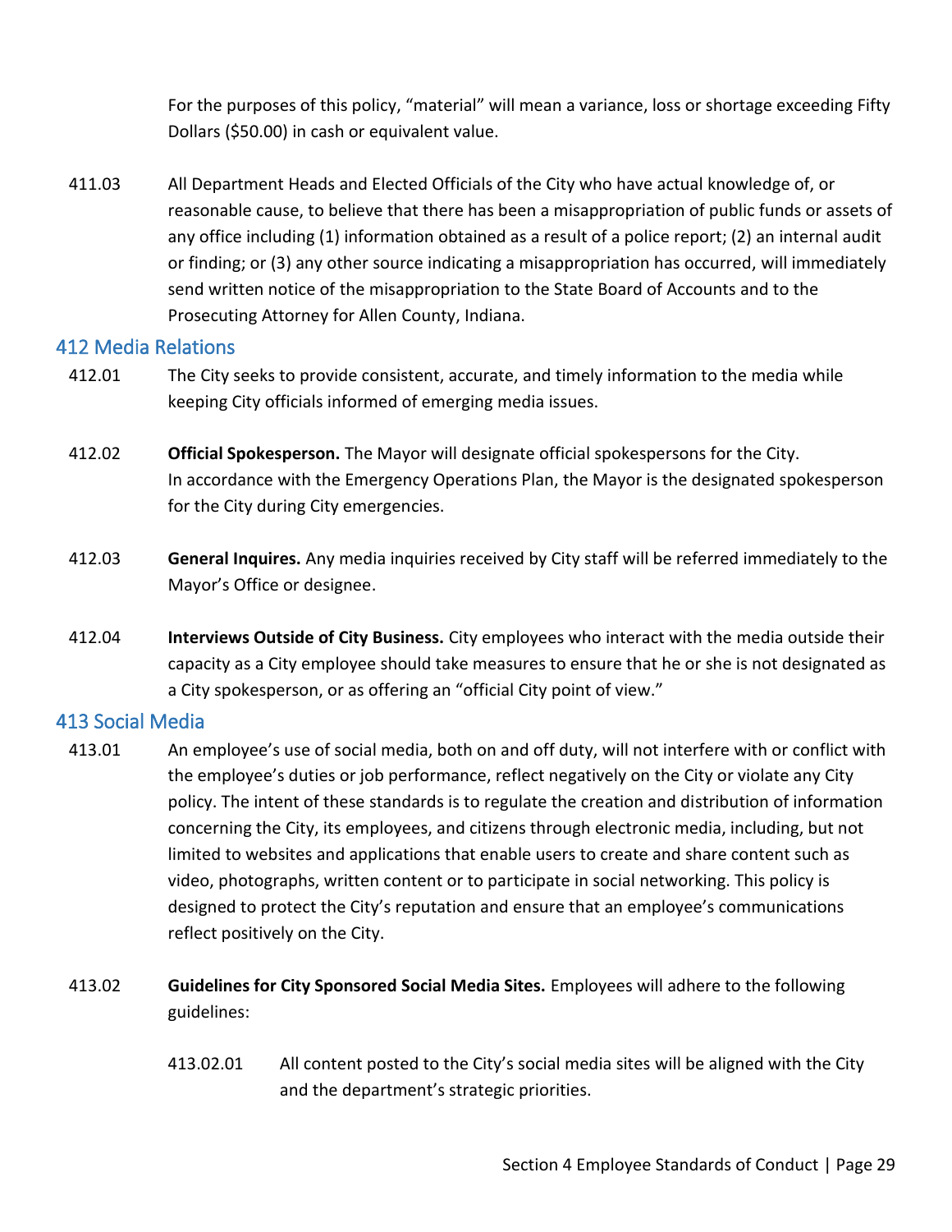For the purposes of this policy, "material" will mean a variance, loss or shortage exceeding Fifty Dollars ($50.00) in cash or equivalent value.

411.03 All Department Heads and Elected Officials of the City who have actual knowledge of, or reasonable cause, to believe that there has been a misappropriation of public funds or assets of any office including (1) information obtained as a result of a police report; (2) an internal audit or finding; or (3) any other source indicating a misappropriation has occurred, will immediately send written notice of the misappropriation to the State Board of Accounts and to the Prosecuting Attorney for Allen County, Indiana.

## 412 Media Relations

412.01 The City seeks to provide consistent, accurate, and timely information to the media while keeping City officials informed of emerging media issues.

412.02 **Official Spokesperson.** The Mayor will designate official spokespersons for the City. In accordance with the Emergency Operations Plan, the Mayor is the designated spokesperson for the City during City emergencies.

412.03 **General Inquires.** Any media inquiries received by City staff will be referred immediately to the Mayor's Office or designee.

412.04 **Interviews Outside of City Business.** City employees who interact with the media outside their capacity as a City employee should take measures to ensure that he or she is not designated as a City spokesperson, or as offering an "official City point of view."

## 413 Social Media

413.01 An employee's use of social media, both on and off duty, will not interfere with or conflict with the employee's duties or job performance, reflect negatively on the City or violate any City policy. The intent of these standards is to regulate the creation and distribution of information concerning the City, its employees, and citizens through electronic media, including, but not limited to websites and applications that enable users to create and share content such as video, photographs, written content or to participate in social networking. This policy is designed to protect the City's reputation and ensure that an employee's communications reflect positively on the City.

413.02 **Guidelines for City Sponsored Social Media Sites.** Employees will adhere to the following guidelines:

413.02.01 All content posted to the City's social media sites will be aligned with the City and the department's strategic priorities.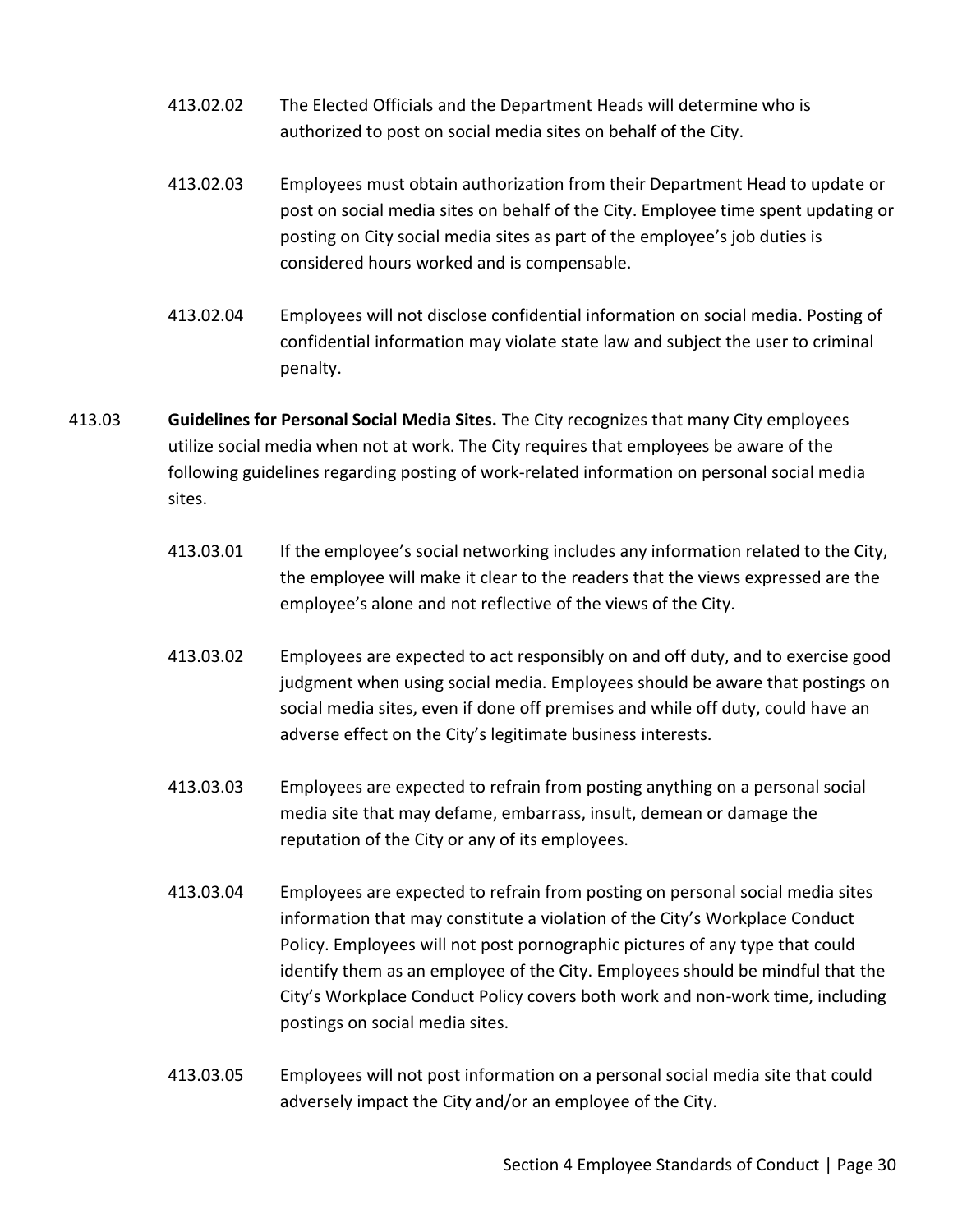413.02.02 The Elected Officials and the Department Heads will determine who is authorized to post on social media sites on behalf of the City.

413.02.03 Employees must obtain authorization from their Department Head to update or post on social media sites on behalf of the City. Employee time spent updating or posting on City social media sites as part of the employee's job duties is considered hours worked and is compensable.

413.02.04 Employees will not disclose confidential information on social media. Posting of confidential information may violate state law and subject the user to criminal penalty.

413.03 **Guidelines for Personal Social Media Sites.** The City recognizes that many City employees utilize social media when not at work. The City requires that employees be aware of the following guidelines regarding posting of work-related information on personal social media sites.

413.03.01 If the employee's social networking includes any information related to the City, the employee will make it clear to the readers that the views expressed are the employee's alone and not reflective of the views of the City.

413.03.02 Employees are expected to act responsibly on and off duty, and to exercise good judgment when using social media. Employees should be aware that postings on social media sites, even if done off premises and while off duty, could have an adverse effect on the City's legitimate business interests.

413.03.03 Employees are expected to refrain from posting anything on a personal social media site that may defame, embarrass, insult, demean or damage the reputation of the City or any of its employees.

413.03.04 Employees are expected to refrain from posting on personal social media sites information that may constitute a violation of the City's Workplace Conduct Policy. Employees will not post pornographic pictures of any type that could identify them as an employee of the City. Employees should be mindful that the City's Workplace Conduct Policy covers both work and non-work time, including postings on social media sites.

413.03.05 Employees will not post information on a personal social media site that could adversely impact the City and/or an employee of the City.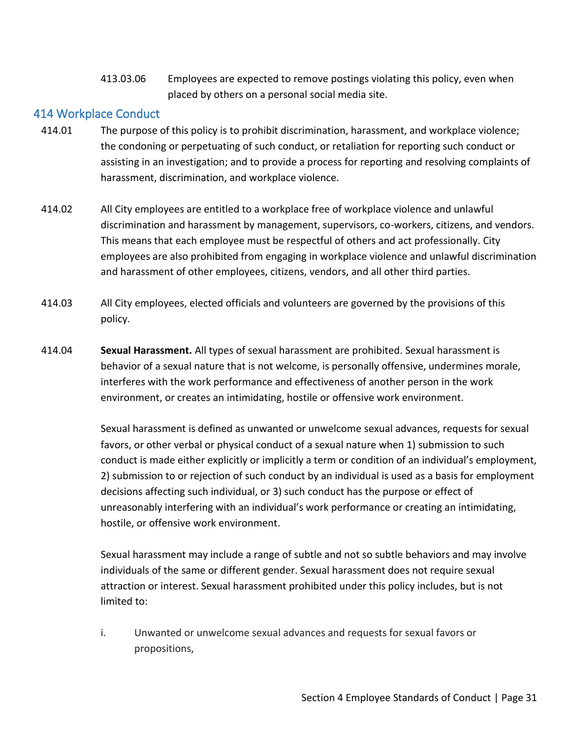413.03.06 Employees are expected to remove postings violating this policy, even when placed by others on a personal social media site.

## 414 Workplace Conduct

414.01 The purpose of this policy is to prohibit discrimination, harassment, and workplace violence; the condoning or perpetuating of such conduct, or retaliation for reporting such conduct or assisting in an investigation; and to provide a process for reporting and resolving complaints of harassment, discrimination, and workplace violence.

414.02 All City employees are entitled to a workplace free of workplace violence and unlawful discrimination and harassment by management, supervisors, co-workers, citizens, and vendors. This means that each employee must be respectful of others and act professionally. City employees are also prohibited from engaging in workplace violence and unlawful discrimination and harassment of other employees, citizens, vendors, and all other third parties.

414.03 All City employees, elected officials and volunteers are governed by the provisions of this policy.

414.04 **Sexual Harassment.** All types of sexual harassment are prohibited. Sexual harassment is behavior of a sexual nature that is not welcome, is personally offensive, undermines morale, interferes with the work performance and effectiveness of another person in the work environment, or creates an intimidating, hostile or offensive work environment.

Sexual harassment is defined as unwanted or unwelcome sexual advances, requests for sexual favors, or other verbal or physical conduct of a sexual nature when 1) submission to such conduct is made either explicitly or implicitly a term or condition of an individual's employment, 2) submission to or rejection of such conduct by an individual is used as a basis for employment decisions affecting such individual, or 3) such conduct has the purpose or effect of unreasonably interfering with an individual's work performance or creating an intimidating, hostile, or offensive work environment.

Sexual harassment may include a range of subtle and not so subtle behaviors and may involve individuals of the same or different gender. Sexual harassment does not require sexual attraction or interest. Sexual harassment prohibited under this policy includes, but is not limited to:

i. Unwanted or unwelcome sexual advances and requests for sexual favors or propositions,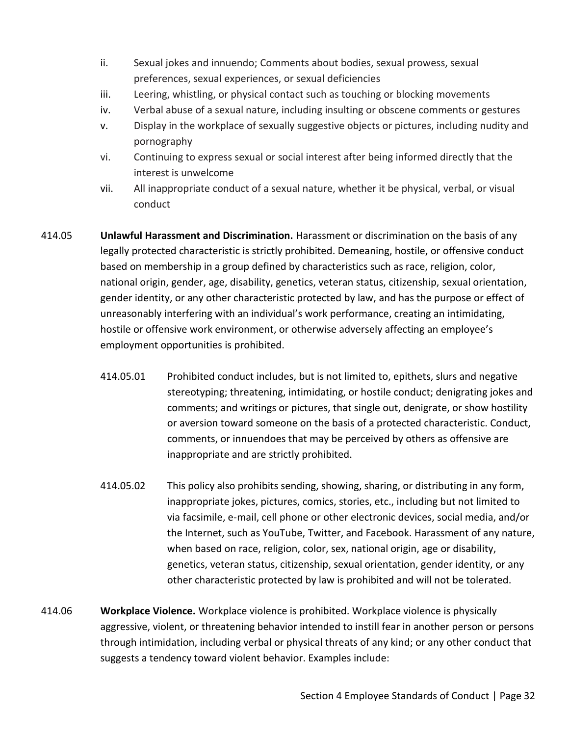ii. Sexual jokes and innuendo; Comments about bodies, sexual prowess, sexual preferences, sexual experiences, or sexual deficiencies

iii. Leering, whistling, or physical contact such as touching or blocking movements

iv. Verbal abuse of a sexual nature, including insulting or obscene comments or gestures

v. Display in the workplace of sexually suggestive objects or pictures, including nudity and pornography

vi. Continuing to express sexual or social interest after being informed directly that the interest is unwelcome

vii. All inappropriate conduct of a sexual nature, whether it be physical, verbal, or visual conduct

414.05 **Unlawful Harassment and Discrimination.** Harassment or discrimination on the basis of any legally protected characteristic is strictly prohibited. Demeaning, hostile, or offensive conduct based on membership in a group defined by characteristics such as race, religion, color, national origin, gender, age, disability, genetics, veteran status, citizenship, sexual orientation, gender identity, or any other characteristic protected by law, and has the purpose or effect of unreasonably interfering with an individual's work performance, creating an intimidating, hostile or offensive work environment, or otherwise adversely affecting an employee's employment opportunities is prohibited.

414.05.01 Prohibited conduct includes, but is not limited to, epithets, slurs and negative stereotyping; threatening, intimidating, or hostile conduct; denigrating jokes and comments; and writings or pictures, that single out, denigrate, or show hostility or aversion toward someone on the basis of a protected characteristic. Conduct, comments, or innuendoes that may be perceived by others as offensive are inappropriate and are strictly prohibited.

414.05.02 This policy also prohibits sending, showing, sharing, or distributing in any form, inappropriate jokes, pictures, comics, stories, etc., including but not limited to via facsimile, e-mail, cell phone or other electronic devices, social media, and/or the Internet, such as YouTube, Twitter, and Facebook. Harassment of any nature, when based on race, religion, color, sex, national origin, age or disability, genetics, veteran status, citizenship, sexual orientation, gender identity, or any other characteristic protected by law is prohibited and will not be tolerated.

414.06 **Workplace Violence.** Workplace violence is prohibited. Workplace violence is physically aggressive, violent, or threatening behavior intended to instill fear in another person or persons through intimidation, including verbal or physical threats of any kind; or any other conduct that suggests a tendency toward violent behavior. Examples include: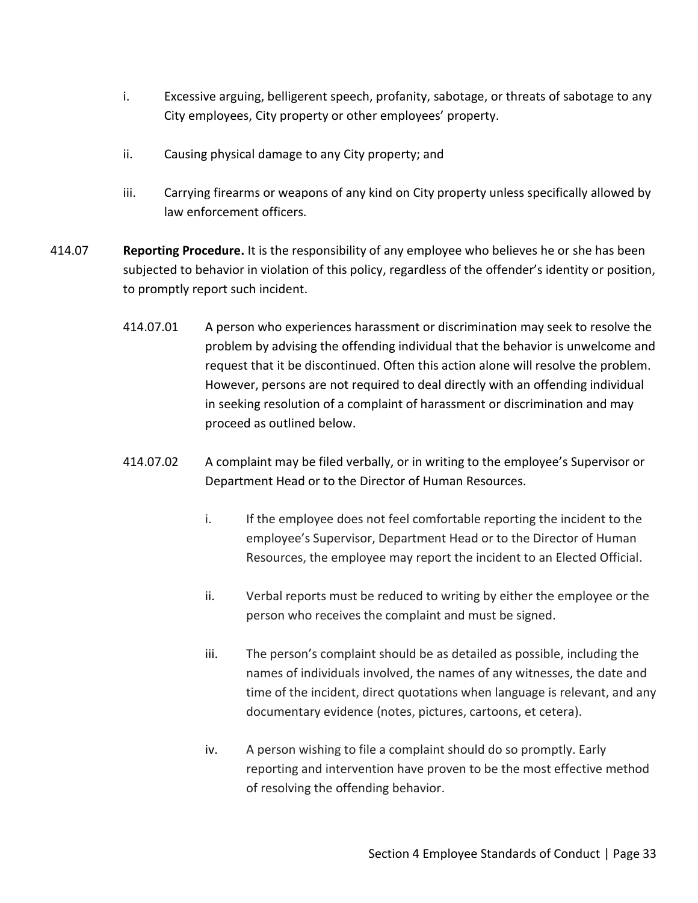i. Excessive arguing, belligerent speech, profanity, sabotage, or threats of sabotage to any City employees, City property or other employees' property.

ii. Causing physical damage to any City property; and

iii. Carrying firearms or weapons of any kind on City property unless specifically allowed by law enforcement officers.

414.07 **Reporting Procedure.** It is the responsibility of any employee who believes he or she has been subjected to behavior in violation of this policy, regardless of the offender's identity or position, to promptly report such incident.

414.07.01 A person who experiences harassment or discrimination may seek to resolve the problem by advising the offending individual that the behavior is unwelcome and request that it be discontinued. Often this action alone will resolve the problem. However, persons are not required to deal directly with an offending individual in seeking resolution of a complaint of harassment or discrimination and may proceed as outlined below.

414.07.02 A complaint may be filed verbally, or in writing to the employee's Supervisor or Department Head or to the Director of Human Resources.

i. If the employee does not feel comfortable reporting the incident to the employee's Supervisor, Department Head or to the Director of Human Resources, the employee may report the incident to an Elected Official.

ii. Verbal reports must be reduced to writing by either the employee or the person who receives the complaint and must be signed.

iii. The person's complaint should be as detailed as possible, including the names of individuals involved, the names of any witnesses, the date and time of the incident, direct quotations when language is relevant, and any documentary evidence (notes, pictures, cartoons, et cetera).

iv. A person wishing to file a complaint should do so promptly. Early reporting and intervention have proven to be the most effective method of resolving the offending behavior.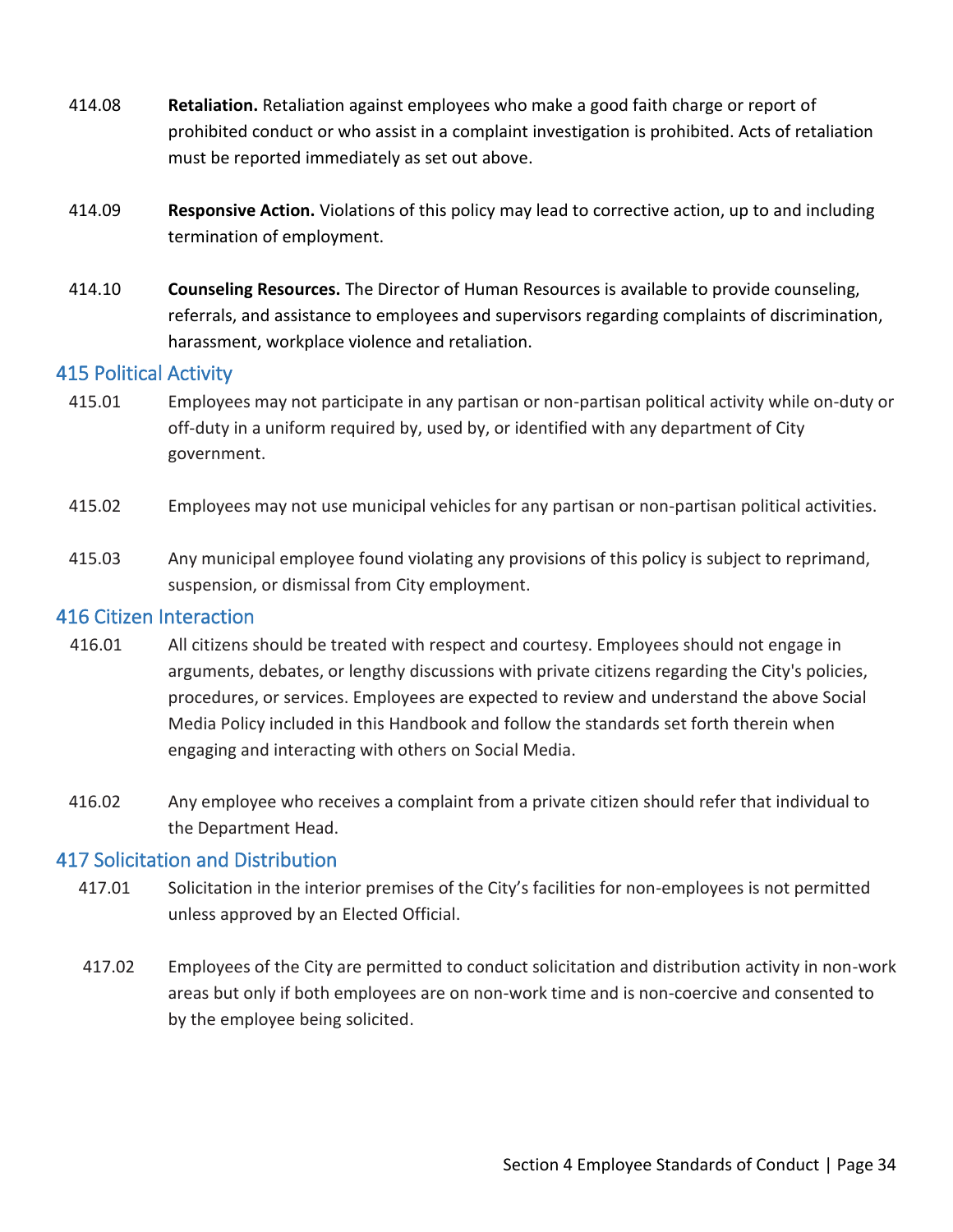414.08 **Retaliation.** Retaliation against employees who make a good faith charge or report of prohibited conduct or who assist in a complaint investigation is prohibited. Acts of retaliation must be reported immediately as set out above.

414.09 **Responsive Action.** Violations of this policy may lead to corrective action, up to and including termination of employment.

414.10 **Counseling Resources.** The Director of Human Resources is available to provide counseling, referrals, and assistance to employees and supervisors regarding complaints of discrimination, harassment, workplace violence and retaliation.

## 415 Political Activity

415.01 Employees may not participate in any partisan or non-partisan political activity while on-duty or off-duty in a uniform required by, used by, or identified with any department of City government.

415.02 Employees may not use municipal vehicles for any partisan or non-partisan political activities.

415.03 Any municipal employee found violating any provisions of this policy is subject to reprimand, suspension, or dismissal from City employment.

## 416 Citizen Interaction

416.01 All citizens should be treated with respect and courtesy. Employees should not engage in arguments, debates, or lengthy discussions with private citizens regarding the City's policies, procedures, or services. Employees are expected to review and understand the above Social Media Policy included in this Handbook and follow the standards set forth therein when engaging and interacting with others on Social Media.

416.02 Any employee who receives a complaint from a private citizen should refer that individual to the Department Head.

## 417 Solicitation and Distribution

417.01 Solicitation in the interior premises of the City's facilities for non-employees is not permitted unless approved by an Elected Official.

417.02 Employees of the City are permitted to conduct solicitation and distribution activity in non-work areas but only if both employees are on non-work time and is non-coercive and consented to by the employee being solicited.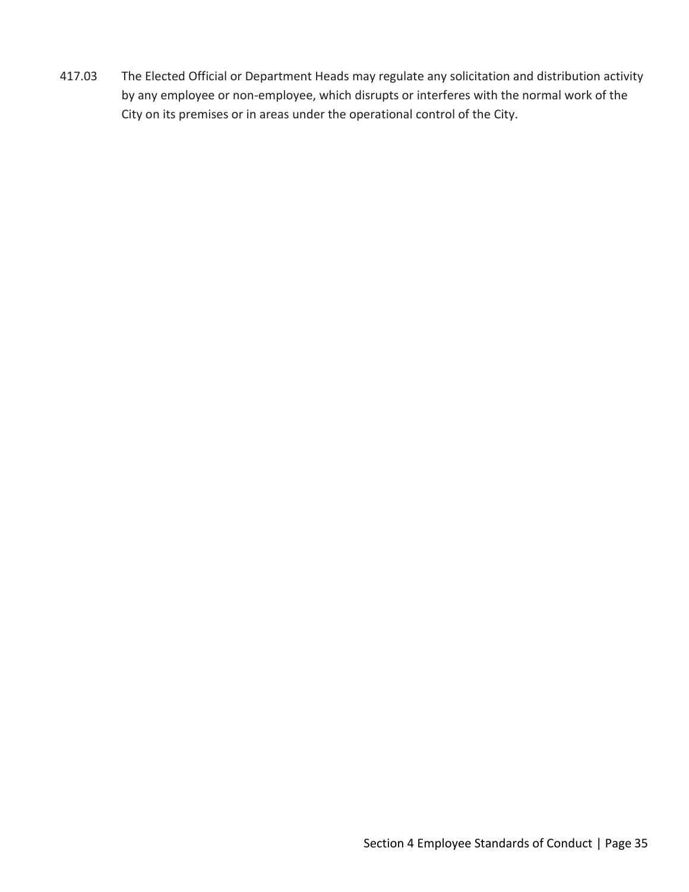417.03 The Elected Official or Department Heads may regulate any solicitation and distribution activity by any employee or non-employee, which disrupts or interferes with the normal work of the City on its premises or in areas under the operational control of the City.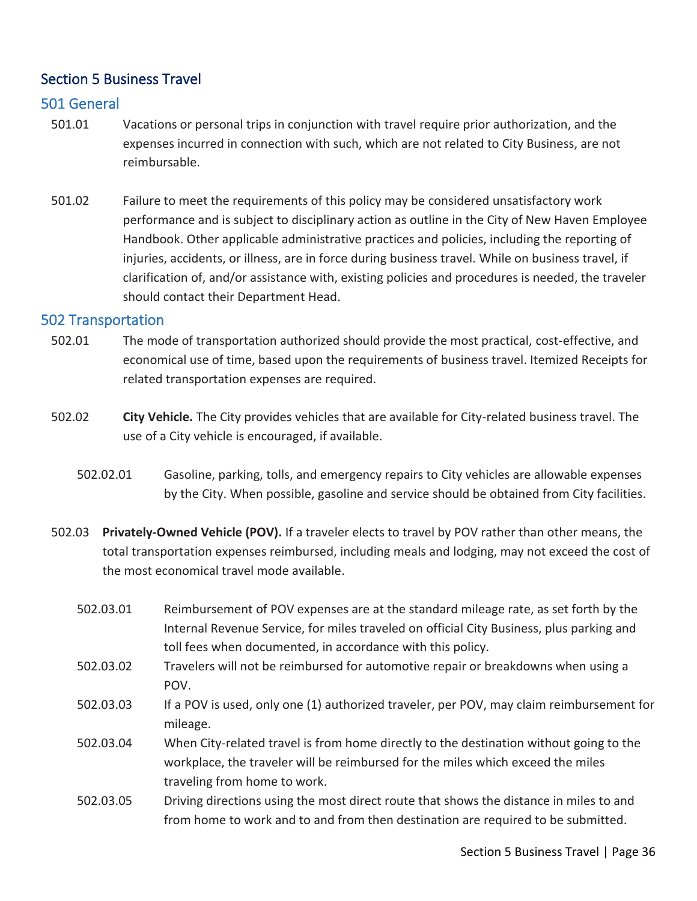## Section 5 Business Travel

### 501 General

501.01 Vacations or personal trips in conjunction with travel require prior authorization, and the expenses incurred in connection with such, which are not related to City Business, are not reimbursable.

501.02 Failure to meet the requirements of this policy may be considered unsatisfactory work performance and is subject to disciplinary action as outline in the City of New Haven Employee Handbook. Other applicable administrative practices and policies, including the reporting of injuries, accidents, or illness, are in force during business travel. While on business travel, if clarification of, and/or assistance with, existing policies and procedures is needed, the traveler should contact their Department Head.

### 502 Transportation

502.01 The mode of transportation authorized should provide the most practical, cost-effective, and economical use of time, based upon the requirements of business travel. Itemized Receipts for related transportation expenses are required.

502.02 **City Vehicle.** The City provides vehicles that are available for City-related business travel. The use of a City vehicle is encouraged, if available.

502.02.01 Gasoline, parking, tolls, and emergency repairs to City vehicles are allowable expenses by the City. When possible, gasoline and service should be obtained from City facilities.

502.03 **Privately-Owned Vehicle (POV).** If a traveler elects to travel by POV rather than other means, the total transportation expenses reimbursed, including meals and lodging, may not exceed the cost of the most economical travel mode available.

502.03.01 Reimbursement of POV expenses are at the standard mileage rate, as set forth by the Internal Revenue Service, for miles traveled on official City Business, plus parking and toll fees when documented, in accordance with this policy.

502.03.02 Travelers will not be reimbursed for automotive repair or breakdowns when using a POV.

502.03.03 If a POV is used, only one (1) authorized traveler, per POV, may claim reimbursement for mileage.

502.03.04 When City-related travel is from home directly to the destination without going to the workplace, the traveler will be reimbursed for the miles which exceed the miles traveling from home to work.

502.03.05 Driving directions using the most direct route that shows the distance in miles to and from home to work and to and from then destination are required to be submitted.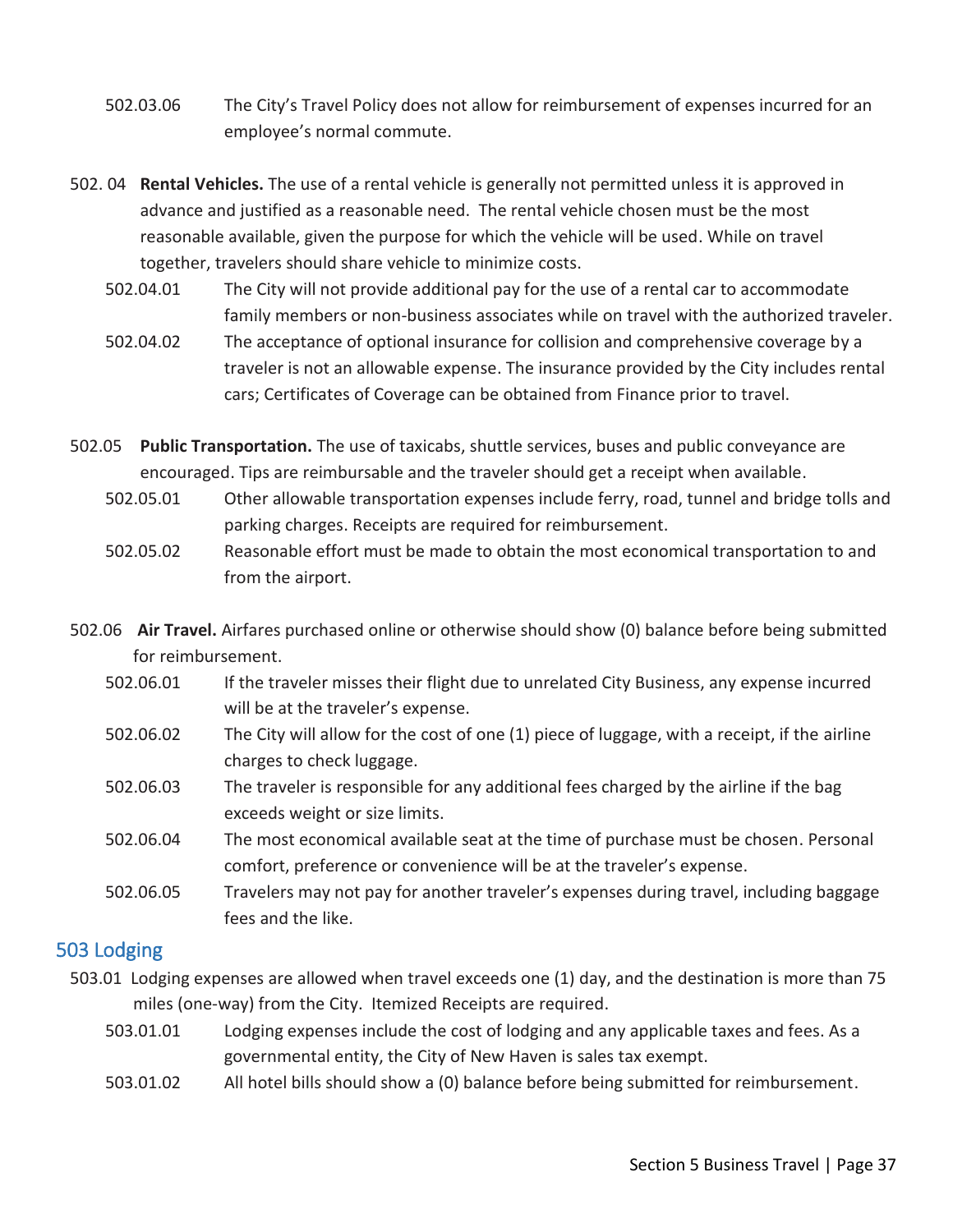502.03.06 The City's Travel Policy does not allow for reimbursement of expenses incurred for an employee's normal commute.

502. 04 **Rental Vehicles.** The use of a rental vehicle is generally not permitted unless it is approved in advance and justified as a reasonable need. The rental vehicle chosen must be the most reasonable available, given the purpose for which the vehicle will be used. While on travel together, travelers should share vehicle to minimize costs.

502.04.01 The City will not provide additional pay for the use of a rental car to accommodate family members or non-business associates while on travel with the authorized traveler.

502.04.02 The acceptance of optional insurance for collision and comprehensive coverage by a traveler is not an allowable expense. The insurance provided by the City includes rental cars; Certificates of Coverage can be obtained from Finance prior to travel.

502.05 **Public Transportation.** The use of taxicabs, shuttle services, buses and public conveyance are encouraged. Tips are reimbursable and the traveler should get a receipt when available.

502.05.01 Other allowable transportation expenses include ferry, road, tunnel and bridge tolls and parking charges. Receipts are required for reimbursement.

502.05.02 Reasonable effort must be made to obtain the most economical transportation to and from the airport.

502.06 **Air Travel.** Airfares purchased online or otherwise should show (0) balance before being submitted for reimbursement.

502.06.01 If the traveler misses their flight due to unrelated City Business, any expense incurred will be at the traveler's expense.

502.06.02 The City will allow for the cost of one (1) piece of luggage, with a receipt, if the airline charges to check luggage.

502.06.03 The traveler is responsible for any additional fees charged by the airline if the bag exceeds weight or size limits.

502.06.04 The most economical available seat at the time of purchase must be chosen. Personal comfort, preference or convenience will be at the traveler's expense.

502.06.05 Travelers may not pay for another traveler's expenses during travel, including baggage fees and the like.

## 503 Lodging

503.01 Lodging expenses are allowed when travel exceeds one (1) day, and the destination is more than 75 miles (one-way) from the City. Itemized Receipts are required.

503.01.01 Lodging expenses include the cost of lodging and any applicable taxes and fees. As a governmental entity, the City of New Haven is sales tax exempt.

503.01.02 All hotel bills should show a (0) balance before being submitted for reimbursement.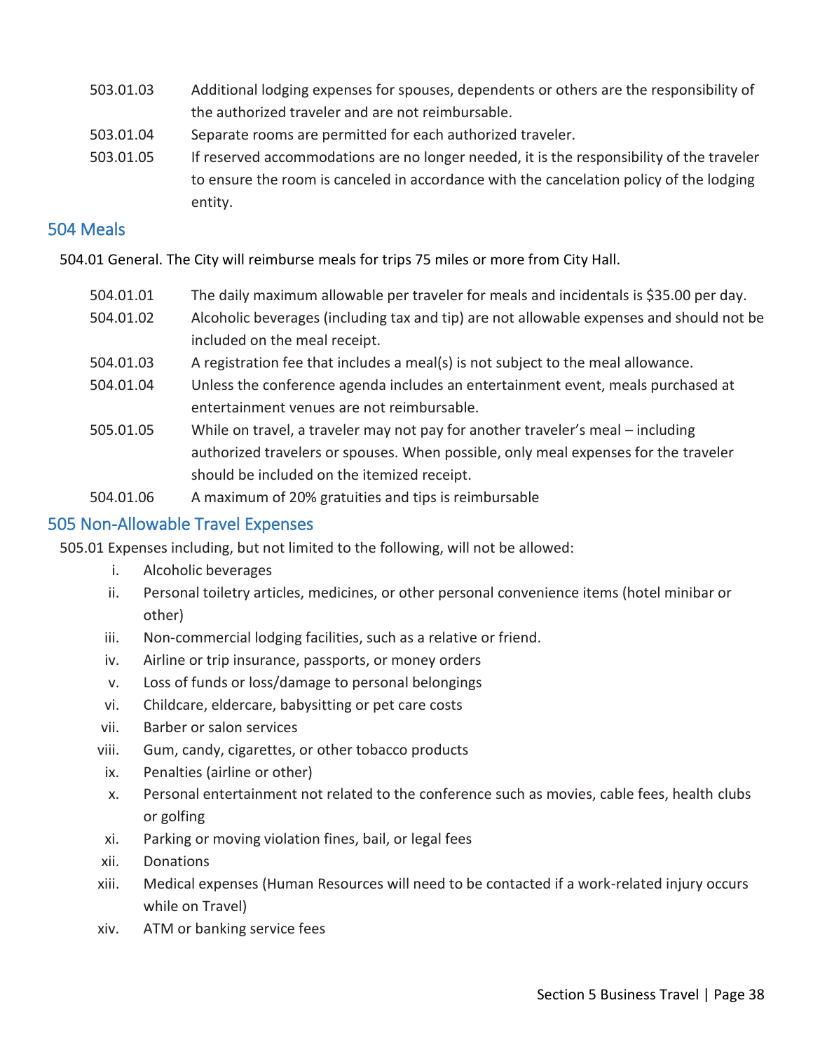503.01.03 Additional lodging expenses for spouses, dependents or others are the responsibility of the authorized traveler and are not reimbursable.

503.01.04 Separate rooms are permitted for each authorized traveler.

503.01.05 If reserved accommodations are no longer needed, it is the responsibility of the traveler to ensure the room is canceled in accordance with the cancelation policy of the lodging entity.

## 504 Meals

504.01 General. The City will reimburse meals for trips 75 miles or more from City Hall.

504.01.01 The daily maximum allowable per traveler for meals and incidentals is $35.00 per day.

504.01.02 Alcoholic beverages (including tax and tip) are not allowable expenses and should not be included on the meal receipt.

504.01.03 A registration fee that includes a meal(s) is not subject to the meal allowance.

504.01.04 Unless the conference agenda includes an entertainment event, meals purchased at entertainment venues are not reimbursable.

505.01.05 While on travel, a traveler may not pay for another traveler's meal – including authorized travelers or spouses. When possible, only meal expenses for the traveler should be included on the itemized receipt.

504.01.06 A maximum of 20% gratuities and tips is reimbursable

## 505 Non-Allowable Travel Expenses

505.01 Expenses including, but not limited to the following, will not be allowed:

i. Alcoholic beverages
ii. Personal toiletry articles, medicines, or other personal convenience items (hotel minibar or other)
iii. Non-commercial lodging facilities, such as a relative or friend.
iv. Airline or trip insurance, passports, or money orders
v. Loss of funds or loss/damage to personal belongings
vi. Childcare, eldercare, babysitting or pet care costs
vii. Barber or salon services
viii. Gum, candy, cigarettes, or other tobacco products
ix. Penalties (airline or other)
x. Personal entertainment not related to the conference such as movies, cable fees, health clubs or golfing
xi. Parking or moving violation fines, bail, or legal fees
xii. Donations
xiii. Medical expenses (Human Resources will need to be contacted if a work-related injury occurs while on Travel)
xiv. ATM or banking service fees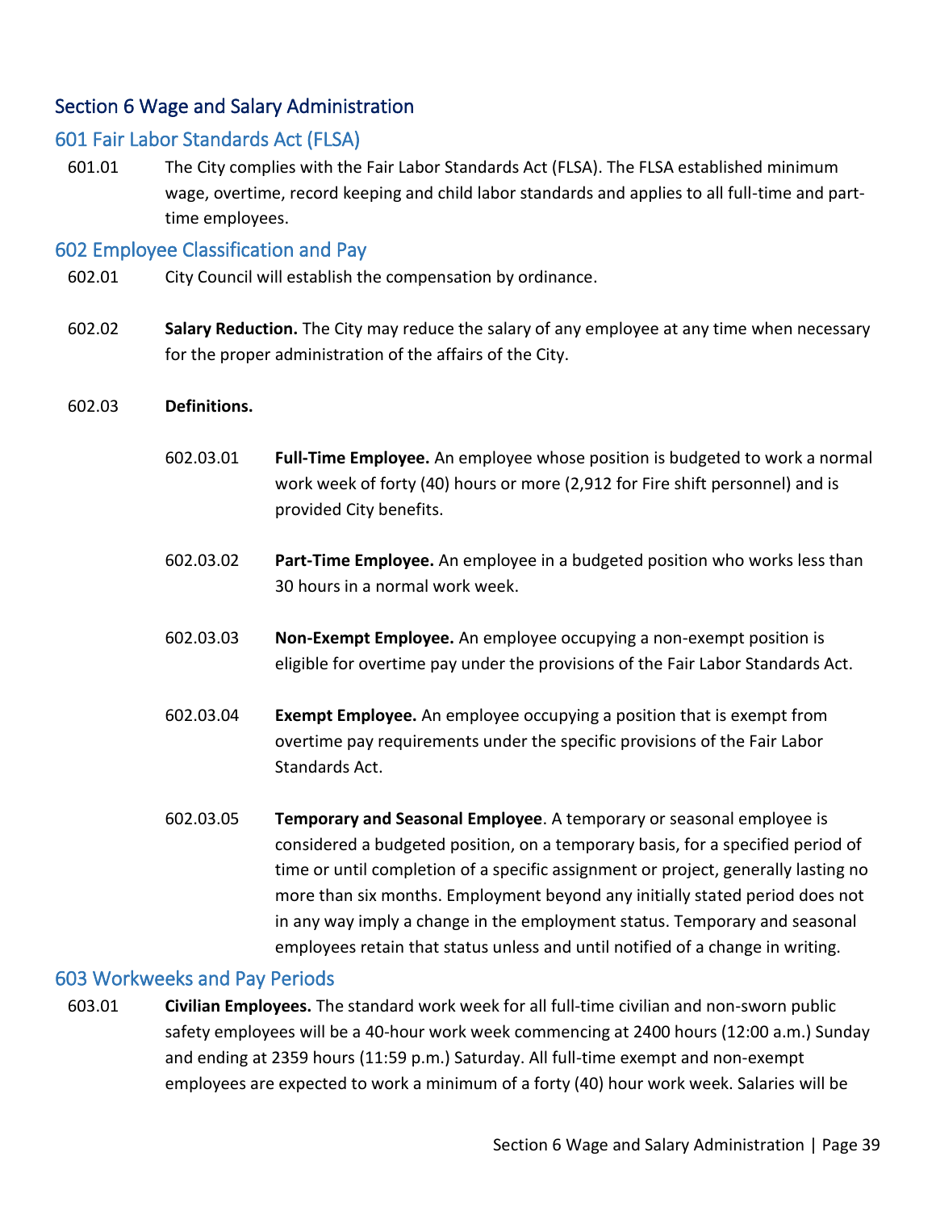## Section 6 Wage and Salary Administration

### 601 Fair Labor Standards Act (FLSA)

601.01 The City complies with the Fair Labor Standards Act (FLSA). The FLSA established minimum wage, overtime, record keeping and child labor standards and applies to all full-time and part-time employees.

### 602 Employee Classification and Pay

602.01 City Council will establish the compensation by ordinance.

602.02 **Salary Reduction.** The City may reduce the salary of any employee at any time when necessary for the proper administration of the affairs of the City.

602.03 **Definitions.**

602.03.01 **Full-Time Employee.** An employee whose position is budgeted to work a normal work week of forty (40) hours or more (2,912 for Fire shift personnel) and is provided City benefits.

602.03.02 **Part-Time Employee.** An employee in a budgeted position who works less than 30 hours in a normal work week.

602.03.03 **Non-Exempt Employee.** An employee occupying a non-exempt position is eligible for overtime pay under the provisions of the Fair Labor Standards Act.

602.03.04 **Exempt Employee.** An employee occupying a position that is exempt from overtime pay requirements under the specific provisions of the Fair Labor Standards Act.

602.03.05 **Temporary and Seasonal Employee**. A temporary or seasonal employee is considered a budgeted position, on a temporary basis, for a specified period of time or until completion of a specific assignment or project, generally lasting no more than six months. Employment beyond any initially stated period does not in any way imply a change in the employment status. Temporary and seasonal employees retain that status unless and until notified of a change in writing.

### 603 Workweeks and Pay Periods

603.01 **Civilian Employees.** The standard work week for all full-time civilian and non-sworn public safety employees will be a 40-hour work week commencing at 2400 hours (12:00 a.m.) Sunday and ending at 2359 hours (11:59 p.m.) Saturday. All full-time exempt and non-exempt employees are expected to work a minimum of a forty (40) hour work week. Salaries will be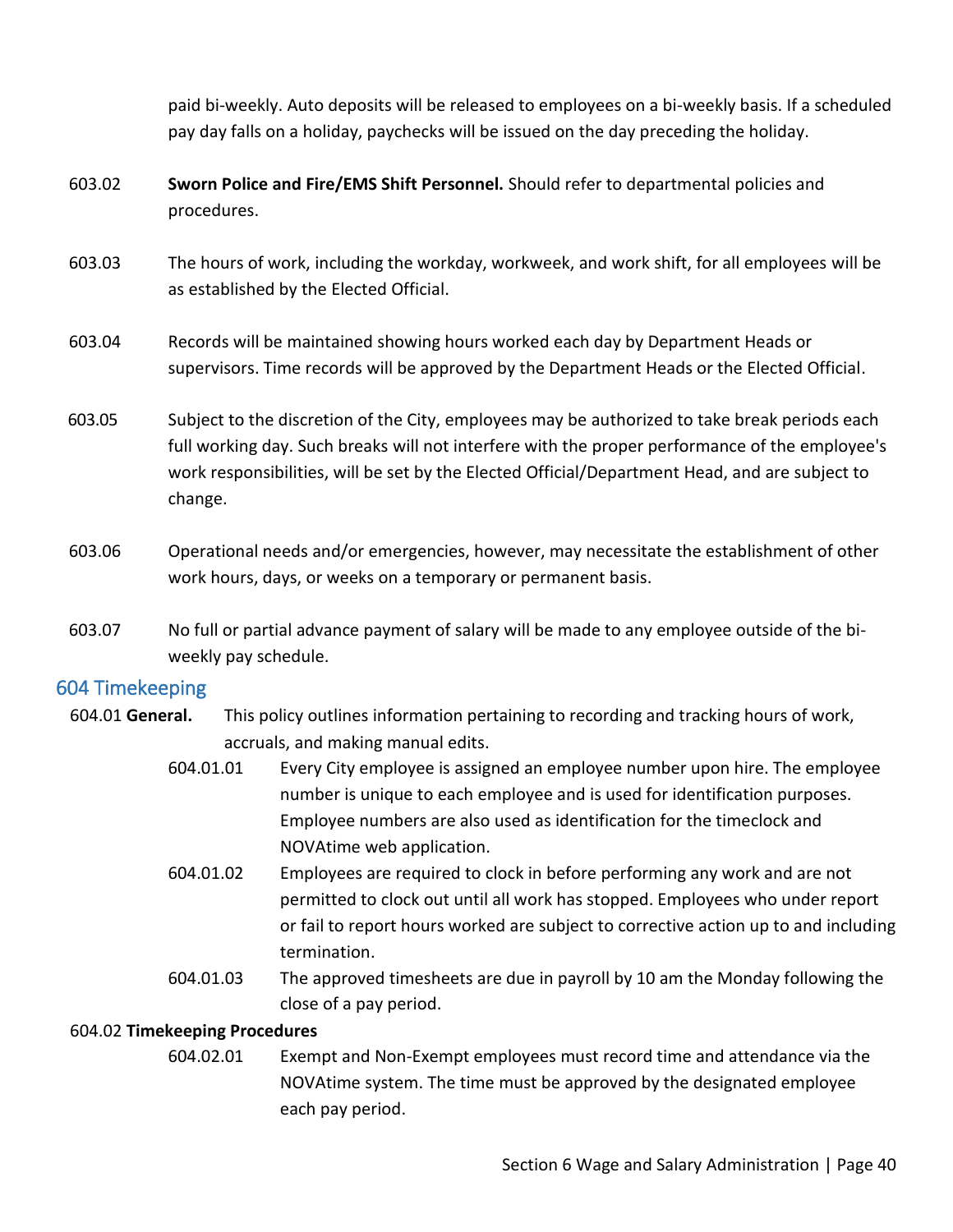paid bi-weekly. Auto deposits will be released to employees on a bi-weekly basis. If a scheduled pay day falls on a holiday, paychecks will be issued on the day preceding the holiday.

603.02 **Sworn Police and Fire/EMS Shift Personnel.** Should refer to departmental policies and procedures.

603.03 The hours of work, including the workday, workweek, and work shift, for all employees will be as established by the Elected Official.

603.04 Records will be maintained showing hours worked each day by Department Heads or supervisors. Time records will be approved by the Department Heads or the Elected Official.

603.05 Subject to the discretion of the City, employees may be authorized to take break periods each full working day. Such breaks will not interfere with the proper performance of the employee's work responsibilities, will be set by the Elected Official/Department Head, and are subject to change.

603.06 Operational needs and/or emergencies, however, may necessitate the establishment of other work hours, days, or weeks on a temporary or permanent basis.

603.07 No full or partial advance payment of salary will be made to any employee outside of the bi-weekly pay schedule.

## 604 Timekeeping

604.01 **General.** This policy outlines information pertaining to recording and tracking hours of work, accruals, and making manual edits.

604.01.01 Every City employee is assigned an employee number upon hire. The employee number is unique to each employee and is used for identification purposes. Employee numbers are also used as identification for the timeclock and NOVAtime web application.

604.01.02 Employees are required to clock in before performing any work and are not permitted to clock out until all work has stopped. Employees who under report or fail to report hours worked are subject to corrective action up to and including termination.

604.01.03 The approved timesheets are due in payroll by 10 am the Monday following the close of a pay period.

604.02 **Timekeeping Procedures**

604.02.01 Exempt and Non-Exempt employees must record time and attendance via the NOVAtime system. The time must be approved by the designated employee each pay period.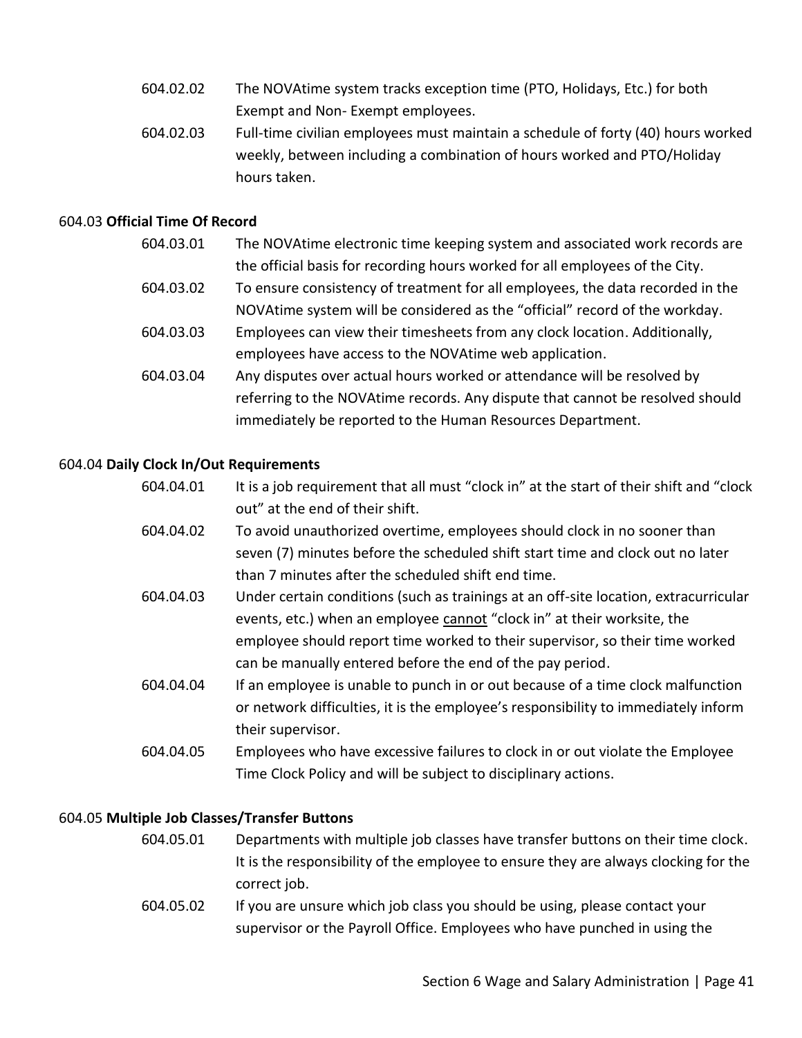604.02.02 The NOVAtime system tracks exception time (PTO, Holidays, Etc.) for both Exempt and Non- Exempt employees.

604.02.03 Full-time civilian employees must maintain a schedule of forty (40) hours worked weekly, between including a combination of hours worked and PTO/Holiday hours taken.

604.03 **Official Time Of Record**

604.03.01 The NOVAtime electronic time keeping system and associated work records are the official basis for recording hours worked for all employees of the City.

604.03.02 To ensure consistency of treatment for all employees, the data recorded in the NOVAtime system will be considered as the "official" record of the workday.

604.03.03 Employees can view their timesheets from any clock location. Additionally, employees have access to the NOVAtime web application.

604.03.04 Any disputes over actual hours worked or attendance will be resolved by referring to the NOVAtime records. Any dispute that cannot be resolved should immediately be reported to the Human Resources Department.

604.04 **Daily Clock In/Out Requirements**

604.04.01 It is a job requirement that all must "clock in" at the start of their shift and "clock out" at the end of their shift.

604.04.02 To avoid unauthorized overtime, employees should clock in no sooner than seven (7) minutes before the scheduled shift start time and clock out no later than 7 minutes after the scheduled shift end time.

604.04.03 Under certain conditions (such as trainings at an off-site location, extracurricular events, etc.) when an employee <u>cannot</u> "clock in" at their worksite, the employee should report time worked to their supervisor, so their time worked can be manually entered before the end of the pay period.

604.04.04 If an employee is unable to punch in or out because of a time clock malfunction or network difficulties, it is the employee's responsibility to immediately inform their supervisor.

604.04.05 Employees who have excessive failures to clock in or out violate the Employee Time Clock Policy and will be subject to disciplinary actions.

604.05 **Multiple Job Classes/Transfer Buttons**

604.05.01 Departments with multiple job classes have transfer buttons on their time clock. It is the responsibility of the employee to ensure they are always clocking for the correct job.

604.05.02 If you are unsure which job class you should be using, please contact your supervisor or the Payroll Office. Employees who have punched in using the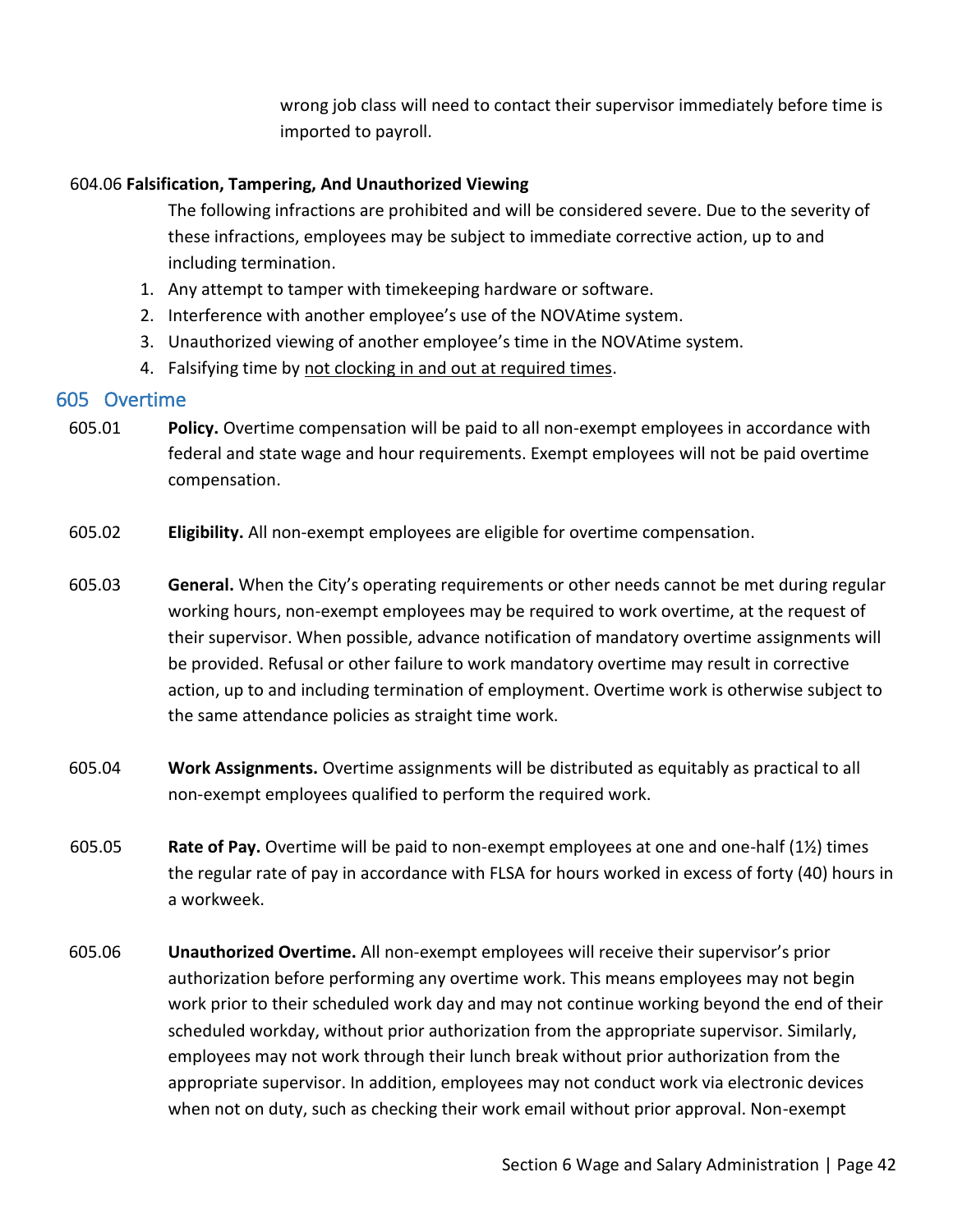wrong job class will need to contact their supervisor immediately before time is imported to payroll.

604.06 **Falsification, Tampering, And Unauthorized Viewing**

The following infractions are prohibited and will be considered severe. Due to the severity of these infractions, employees may be subject to immediate corrective action, up to and including termination.

1. Any attempt to tamper with timekeeping hardware or software.
2. Interference with another employee's use of the NOVAtime system.
3. Unauthorized viewing of another employee's time in the NOVAtime system.
4. Falsifying time by <u>not clocking in and out at required times</u>.

## 605 Overtime

605.01 **Policy.** Overtime compensation will be paid to all non-exempt employees in accordance with federal and state wage and hour requirements. Exempt employees will not be paid overtime compensation.

605.02 **Eligibility.** All non-exempt employees are eligible for overtime compensation.

605.03 **General.** When the City's operating requirements or other needs cannot be met during regular working hours, non-exempt employees may be required to work overtime, at the request of their supervisor. When possible, advance notification of mandatory overtime assignments will be provided. Refusal or other failure to work mandatory overtime may result in corrective action, up to and including termination of employment. Overtime work is otherwise subject to the same attendance policies as straight time work.

605.04 **Work Assignments.** Overtime assignments will be distributed as equitably as practical to all non-exempt employees qualified to perform the required work.

605.05 **Rate of Pay.** Overtime will be paid to non-exempt employees at one and one-half (1½) times the regular rate of pay in accordance with FLSA for hours worked in excess of forty (40) hours in a workweek.

605.06 **Unauthorized Overtime.** All non-exempt employees will receive their supervisor's prior authorization before performing any overtime work. This means employees may not begin work prior to their scheduled work day and may not continue working beyond the end of their scheduled workday, without prior authorization from the appropriate supervisor. Similarly, employees may not work through their lunch break without prior authorization from the appropriate supervisor. In addition, employees may not conduct work via electronic devices when not on duty, such as checking their work email without prior approval. Non-exempt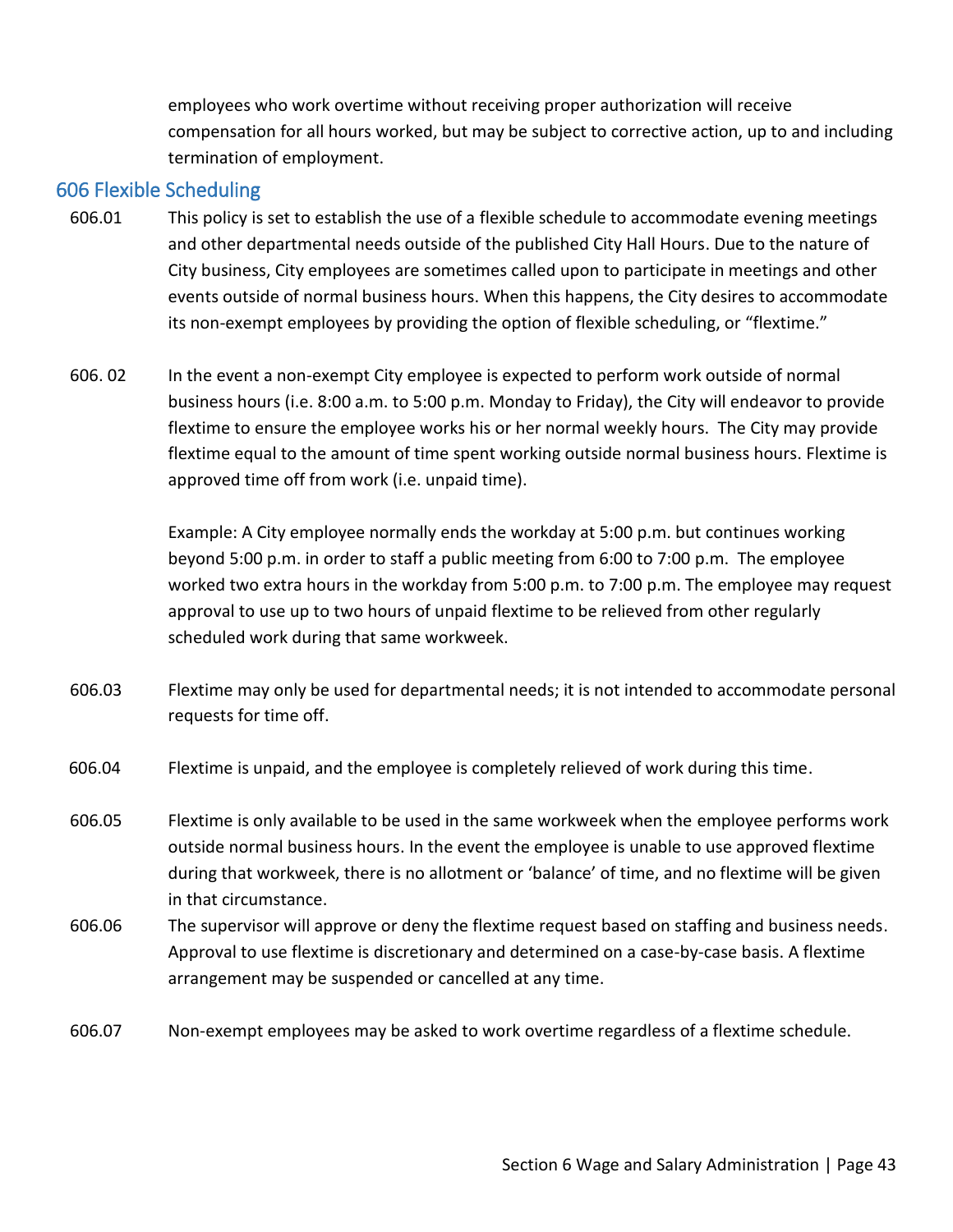employees who work overtime without receiving proper authorization will receive compensation for all hours worked, but may be subject to corrective action, up to and including termination of employment.

## 606 Flexible Scheduling

606.01 This policy is set to establish the use of a flexible schedule to accommodate evening meetings and other departmental needs outside of the published City Hall Hours. Due to the nature of City business, City employees are sometimes called upon to participate in meetings and other events outside of normal business hours. When this happens, the City desires to accommodate its non-exempt employees by providing the option of flexible scheduling, or "flextime."

606. 02 In the event a non-exempt City employee is expected to perform work outside of normal business hours (i.e. 8:00 a.m. to 5:00 p.m. Monday to Friday), the City will endeavor to provide flextime to ensure the employee works his or her normal weekly hours. The City may provide flextime equal to the amount of time spent working outside normal business hours. Flextime is approved time off from work (i.e. unpaid time).

Example: A City employee normally ends the workday at 5:00 p.m. but continues working beyond 5:00 p.m. in order to staff a public meeting from 6:00 to 7:00 p.m. The employee worked two extra hours in the workday from 5:00 p.m. to 7:00 p.m. The employee may request approval to use up to two hours of unpaid flextime to be relieved from other regularly scheduled work during that same workweek.

606.03 Flextime may only be used for departmental needs; it is not intended to accommodate personal requests for time off.

606.04 Flextime is unpaid, and the employee is completely relieved of work during this time.

606.05 Flextime is only available to be used in the same workweek when the employee performs work outside normal business hours. In the event the employee is unable to use approved flextime during that workweek, there is no allotment or 'balance' of time, and no flextime will be given in that circumstance.

606.06 The supervisor will approve or deny the flextime request based on staffing and business needs. Approval to use flextime is discretionary and determined on a case-by-case basis. A flextime arrangement may be suspended or cancelled at any time.

606.07 Non-exempt employees may be asked to work overtime regardless of a flextime schedule.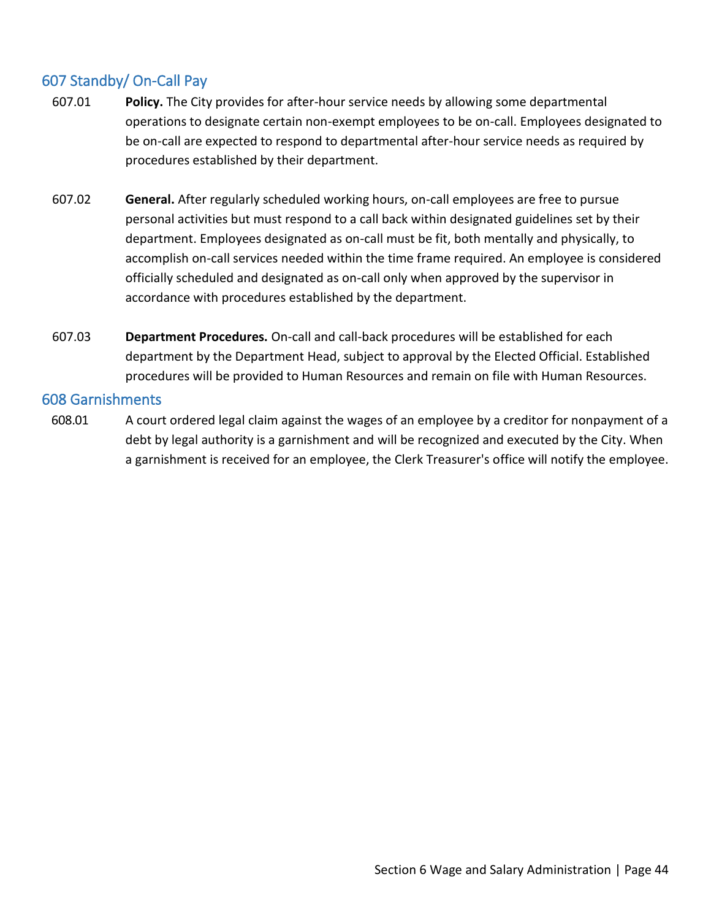## 607 Standby/ On-Call Pay

607.01 **Policy.** The City provides for after-hour service needs by allowing some departmental operations to designate certain non-exempt employees to be on-call. Employees designated to be on-call are expected to respond to departmental after-hour service needs as required by procedures established by their department.

607.02 **General.** After regularly scheduled working hours, on-call employees are free to pursue personal activities but must respond to a call back within designated guidelines set by their department. Employees designated as on-call must be fit, both mentally and physically, to accomplish on-call services needed within the time frame required. An employee is considered officially scheduled and designated as on-call only when approved by the supervisor in accordance with procedures established by the department.

607.03 **Department Procedures.** On-call and call-back procedures will be established for each department by the Department Head, subject to approval by the Elected Official. Established procedures will be provided to Human Resources and remain on file with Human Resources.

## 608 Garnishments

608.01 A court ordered legal claim against the wages of an employee by a creditor for nonpayment of a debt by legal authority is a garnishment and will be recognized and executed by the City. When a garnishment is received for an employee, the Clerk Treasurer's office will notify the employee.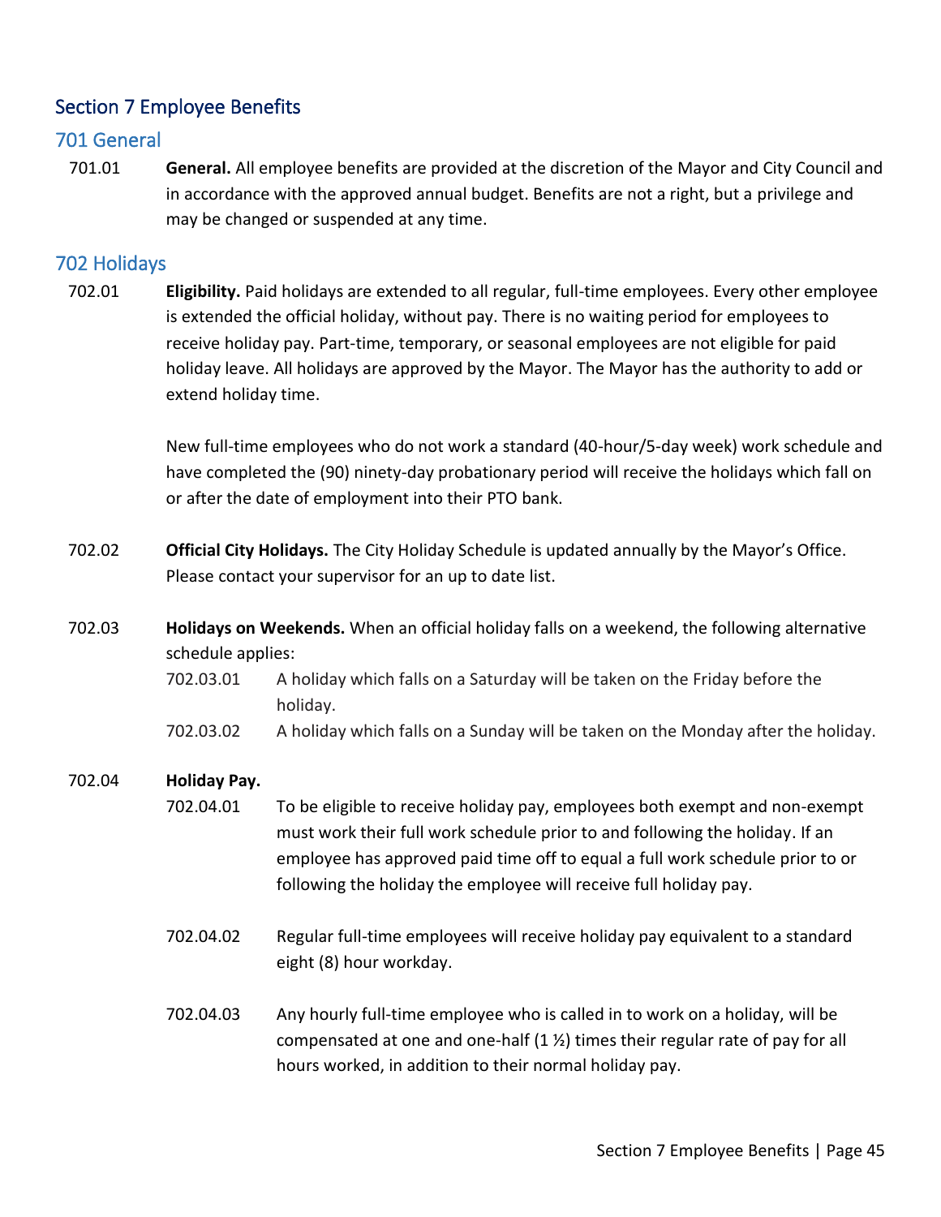# Section 7 Employee Benefits

## 701 General

701.01 **General.** All employee benefits are provided at the discretion of the Mayor and City Council and in accordance with the approved annual budget. Benefits are not a right, but a privilege and may be changed or suspended at any time.

## 702 Holidays

702.01 **Eligibility.** Paid holidays are extended to all regular, full-time employees. Every other employee is extended the official holiday, without pay. There is no waiting period for employees to receive holiday pay. Part-time, temporary, or seasonal employees are not eligible for paid holiday leave. All holidays are approved by the Mayor. The Mayor has the authority to add or extend holiday time.

New full-time employees who do not work a standard (40-hour/5-day week) work schedule and have completed the (90) ninety-day probationary period will receive the holidays which fall on or after the date of employment into their PTO bank.

702.02 **Official City Holidays.** The City Holiday Schedule is updated annually by the Mayor's Office. Please contact your supervisor for an up to date list.

702.03 **Holidays on Weekends.** When an official holiday falls on a weekend, the following alternative schedule applies:

702.03.01 A holiday which falls on a Saturday will be taken on the Friday before the holiday.

702.03.02 A holiday which falls on a Sunday will be taken on the Monday after the holiday.

702.04 **Holiday Pay.**

702.04.01 To be eligible to receive holiday pay, employees both exempt and non-exempt must work their full work schedule prior to and following the holiday. If an employee has approved paid time off to equal a full work schedule prior to or following the holiday the employee will receive full holiday pay.

702.04.02 Regular full-time employees will receive holiday pay equivalent to a standard eight (8) hour workday.

702.04.03 Any hourly full-time employee who is called in to work on a holiday, will be compensated at one and one-half (1 ½) times their regular rate of pay for all hours worked, in addition to their normal holiday pay.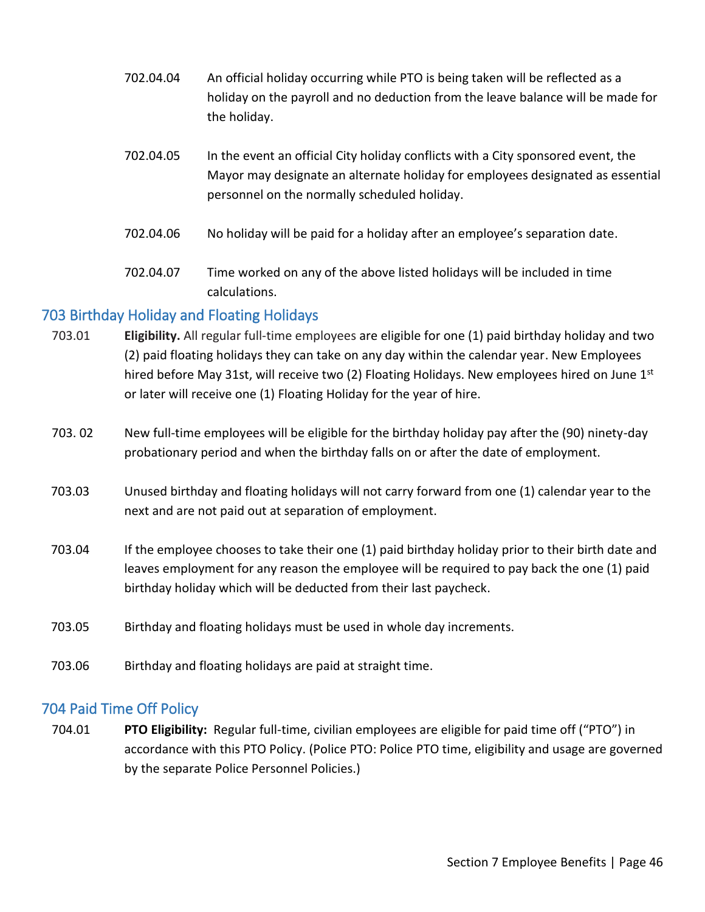702.04.04 An official holiday occurring while PTO is being taken will be reflected as a holiday on the payroll and no deduction from the leave balance will be made for the holiday.

702.04.05 In the event an official City holiday conflicts with a City sponsored event, the Mayor may designate an alternate holiday for employees designated as essential personnel on the normally scheduled holiday.

702.04.06 No holiday will be paid for a holiday after an employee's separation date.

702.04.07 Time worked on any of the above listed holidays will be included in time calculations.

## 703 Birthday Holiday and Floating Holidays

703.01 **Eligibility.** All regular full-time employees are eligible for one (1) paid birthday holiday and two (2) paid floating holidays they can take on any day within the calendar year. New Employees hired before May 31st, will receive two (2) Floating Holidays. New employees hired on June 1st or later will receive one (1) Floating Holiday for the year of hire.

703. 02 New full-time employees will be eligible for the birthday holiday pay after the (90) ninety-day probationary period and when the birthday falls on or after the date of employment.

703.03 Unused birthday and floating holidays will not carry forward from one (1) calendar year to the next and are not paid out at separation of employment.

703.04 If the employee chooses to take their one (1) paid birthday holiday prior to their birth date and leaves employment for any reason the employee will be required to pay back the one (1) paid birthday holiday which will be deducted from their last paycheck.

703.05 Birthday and floating holidays must be used in whole day increments.

703.06 Birthday and floating holidays are paid at straight time.

## 704 Paid Time Off Policy

704.01 **PTO Eligibility:** Regular full-time, civilian employees are eligible for paid time off ("PTO") in accordance with this PTO Policy. (Police PTO: Police PTO time, eligibility and usage are governed by the separate Police Personnel Policies.)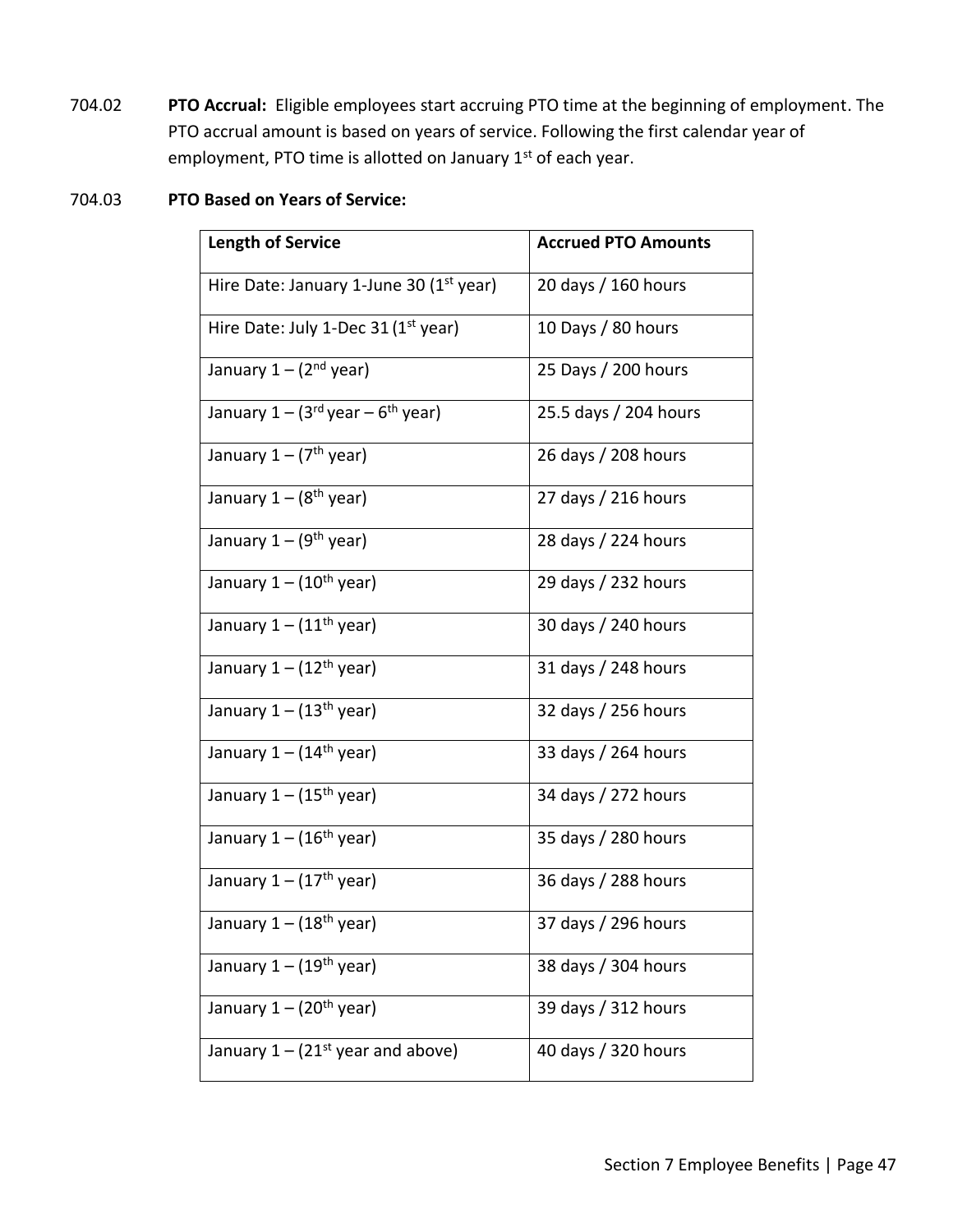704.02 **PTO Accrual:** Eligible employees start accruing PTO time at the beginning of employment. The PTO accrual amount is based on years of service. Following the first calendar year of employment, PTO time is allotted on January 1st of each year.

704.03 **PTO Based on Years of Service:**

| **Length of Service** | **Accrued PTO Amounts** |
|---|---|
| Hire Date: January 1-June 30 (1st year) | 20 days / 160 hours |
| Hire Date: July 1-Dec 31 (1st year) | 10 Days / 80 hours |
| January 1 – (2nd year) | 25 Days / 200 hours |
| January 1 – (3rd year – 6th year) | 25.5 days / 204 hours |
| January 1 – (7th year) | 26 days / 208 hours |
| January 1 – (8th year) | 27 days / 216 hours |
| January 1 – (9th year) | 28 days / 224 hours |
| January 1 – (10th year) | 29 days / 232 hours |
| January 1 – (11th year) | 30 days / 240 hours |
| January 1 – (12th year) | 31 days / 248 hours |
| January 1 – (13th year) | 32 days / 256 hours |
| January 1 – (14th year) | 33 days / 264 hours |
| January 1 – (15th year) | 34 days / 272 hours |
| January 1 – (16th year) | 35 days / 280 hours |
| January 1 – (17th year) | 36 days / 288 hours |
| January 1 – (18th year) | 37 days / 296 hours |
| January 1 – (19th year) | 38 days / 304 hours |
| January 1 – (20th year) | 39 days / 312 hours |
| January 1 – (21st year and above) | 40 days / 320 hours |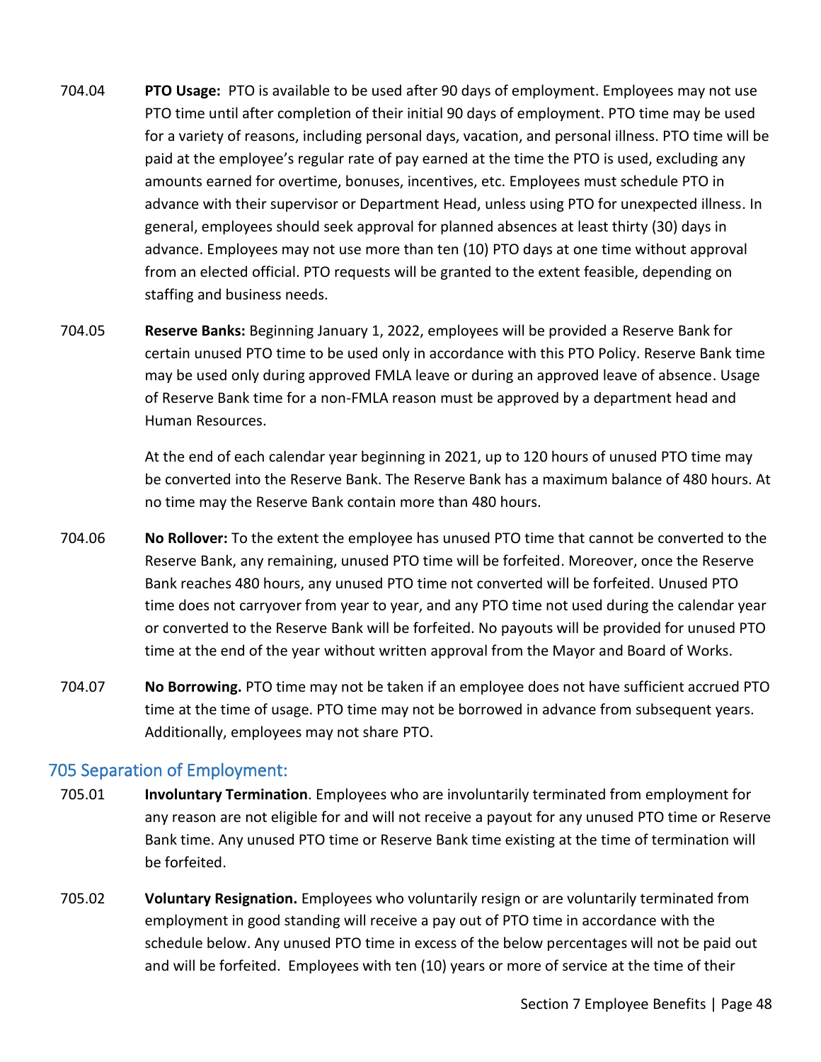704.04 **PTO Usage:** PTO is available to be used after 90 days of employment. Employees may not use PTO time until after completion of their initial 90 days of employment. PTO time may be used for a variety of reasons, including personal days, vacation, and personal illness. PTO time will be paid at the employee's regular rate of pay earned at the time the PTO is used, excluding any amounts earned for overtime, bonuses, incentives, etc. Employees must schedule PTO in advance with their supervisor or Department Head, unless using PTO for unexpected illness. In general, employees should seek approval for planned absences at least thirty (30) days in advance. Employees may not use more than ten (10) PTO days at one time without approval from an elected official. PTO requests will be granted to the extent feasible, depending on staffing and business needs.

704.05 **Reserve Banks:** Beginning January 1, 2022, employees will be provided a Reserve Bank for certain unused PTO time to be used only in accordance with this PTO Policy. Reserve Bank time may be used only during approved FMLA leave or during an approved leave of absence. Usage of Reserve Bank time for a non-FMLA reason must be approved by a department head and Human Resources.

At the end of each calendar year beginning in 2021, up to 120 hours of unused PTO time may be converted into the Reserve Bank. The Reserve Bank has a maximum balance of 480 hours. At no time may the Reserve Bank contain more than 480 hours.

704.06 **No Rollover:** To the extent the employee has unused PTO time that cannot be converted to the Reserve Bank, any remaining, unused PTO time will be forfeited. Moreover, once the Reserve Bank reaches 480 hours, any unused PTO time not converted will be forfeited. Unused PTO time does not carryover from year to year, and any PTO time not used during the calendar year or converted to the Reserve Bank will be forfeited. No payouts will be provided for unused PTO time at the end of the year without written approval from the Mayor and Board of Works.

704.07 **No Borrowing.** PTO time may not be taken if an employee does not have sufficient accrued PTO time at the time of usage. PTO time may not be borrowed in advance from subsequent years. Additionally, employees may not share PTO.

## 705 Separation of Employment:

705.01 **Involuntary Termination**. Employees who are involuntarily terminated from employment for any reason are not eligible for and will not receive a payout for any unused PTO time or Reserve Bank time. Any unused PTO time or Reserve Bank time existing at the time of termination will be forfeited.

705.02 **Voluntary Resignation.** Employees who voluntarily resign or are voluntarily terminated from employment in good standing will receive a pay out of PTO time in accordance with the schedule below. Any unused PTO time in excess of the below percentages will not be paid out and will be forfeited. Employees with ten (10) years or more of service at the time of their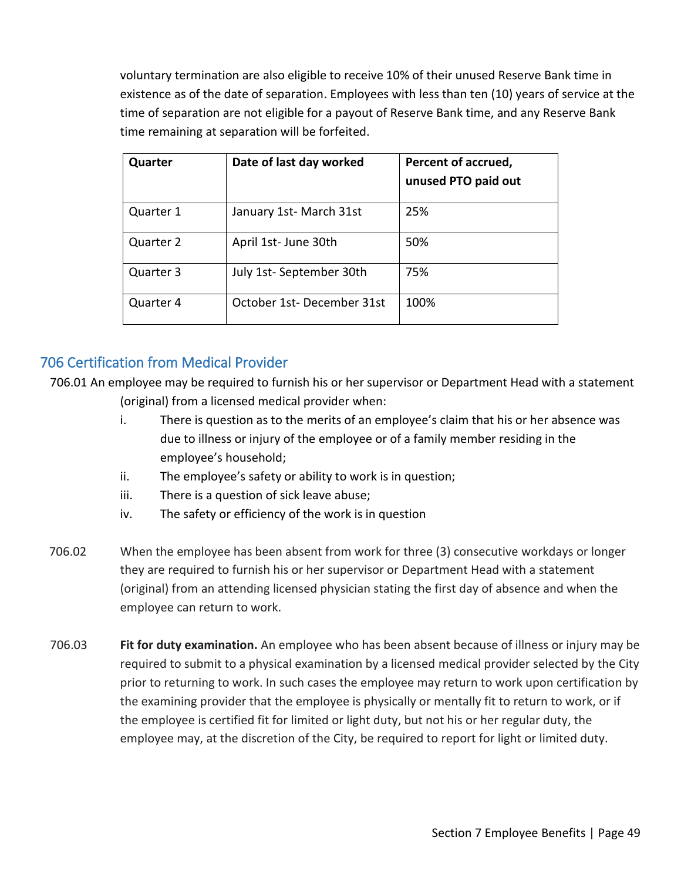voluntary termination are also eligible to receive 10% of their unused Reserve Bank time in existence as of the date of separation. Employees with less than ten (10) years of service at the time of separation are not eligible for a payout of Reserve Bank time, and any Reserve Bank time remaining at separation will be forfeited.

| Quarter | Date of last day worked | Percent of accrued, unused PTO paid out |
|---|---|---|
| Quarter 1 | January 1st- March 31st | 25% |
| Quarter 2 | April 1st- June 30th | 50% |
| Quarter 3 | July 1st- September 30th | 75% |
| Quarter 4 | October 1st- December 31st | 100% |

## 706 Certification from Medical Provider

706.01 An employee may be required to furnish his or her supervisor or Department Head with a statement (original) from a licensed medical provider when:

i. There is question as to the merits of an employee's claim that his or her absence was due to illness or injury of the employee or of a family member residing in the employee's household;
ii. The employee's safety or ability to work is in question;
iii. There is a question of sick leave abuse;
iv. The safety or efficiency of the work is in question

706.02 When the employee has been absent from work for three (3) consecutive workdays or longer they are required to furnish his or her supervisor or Department Head with a statement (original) from an attending licensed physician stating the first day of absence and when the employee can return to work.

706.03 **Fit for duty examination.** An employee who has been absent because of illness or injury may be required to submit to a physical examination by a licensed medical provider selected by the City prior to returning to work. In such cases the employee may return to work upon certification by the examining provider that the employee is physically or mentally fit to return to work, or if the employee is certified fit for limited or light duty, but not his or her regular duty, the employee may, at the discretion of the City, be required to report for light or limited duty.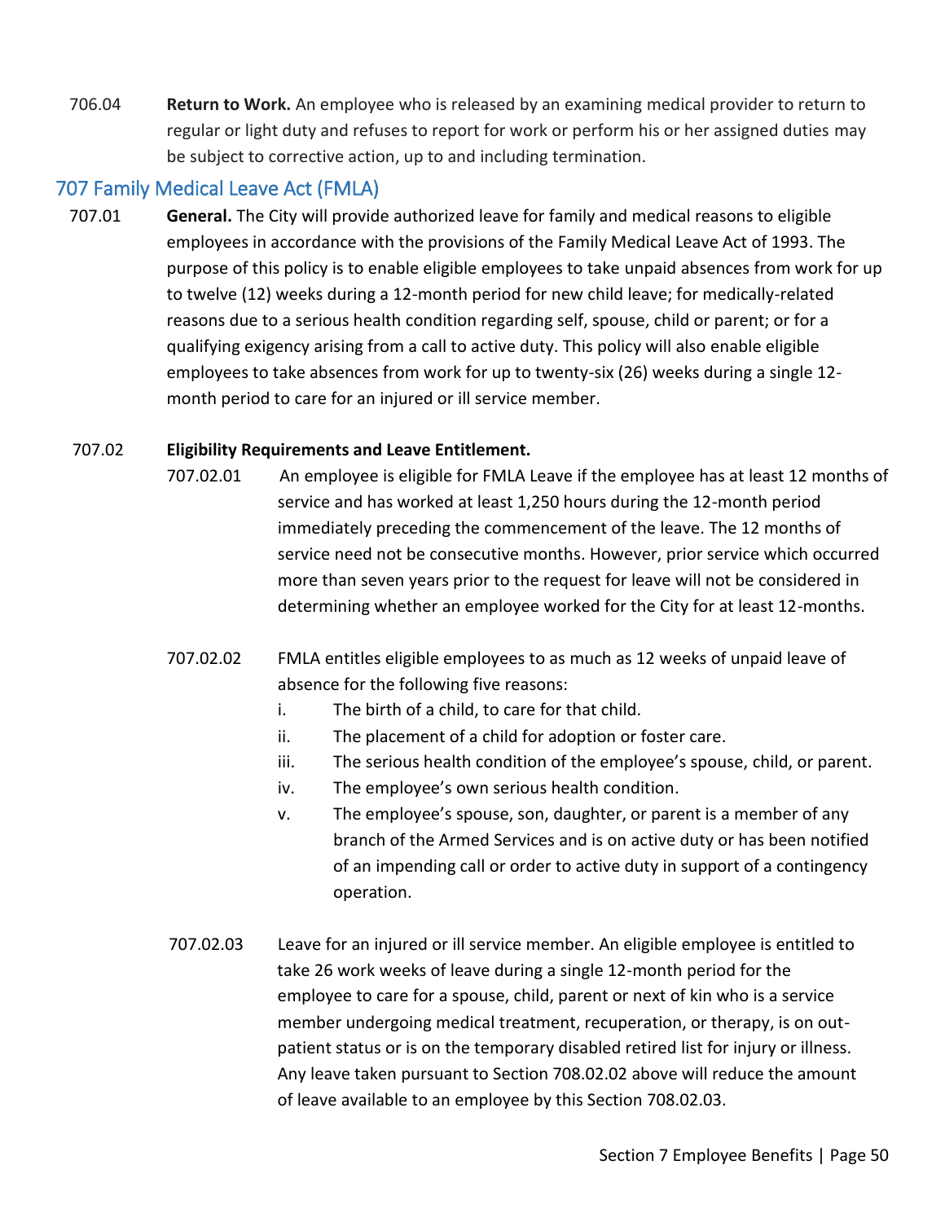706.04 **Return to Work.** An employee who is released by an examining medical provider to return to regular or light duty and refuses to report for work or perform his or her assigned duties may be subject to corrective action, up to and including termination.

## 707 Family Medical Leave Act (FMLA)

707.01 **General.** The City will provide authorized leave for family and medical reasons to eligible employees in accordance with the provisions of the Family Medical Leave Act of 1993. The purpose of this policy is to enable eligible employees to take unpaid absences from work for up to twelve (12) weeks during a 12-month period for new child leave; for medically-related reasons due to a serious health condition regarding self, spouse, child or parent; or for a qualifying exigency arising from a call to active duty. This policy will also enable eligible employees to take absences from work for up to twenty-six (26) weeks during a single 12-month period to care for an injured or ill service member.

707.02 **Eligibility Requirements and Leave Entitlement.**

707.02.01 An employee is eligible for FMLA Leave if the employee has at least 12 months of service and has worked at least 1,250 hours during the 12-month period immediately preceding the commencement of the leave. The 12 months of service need not be consecutive months. However, prior service which occurred more than seven years prior to the request for leave will not be considered in determining whether an employee worked for the City for at least 12-months.

707.02.02 FMLA entitles eligible employees to as much as 12 weeks of unpaid leave of absence for the following five reasons:

- i. The birth of a child, to care for that child.
- ii. The placement of a child for adoption or foster care.
- iii. The serious health condition of the employee's spouse, child, or parent.
- iv. The employee's own serious health condition.
- v. The employee's spouse, son, daughter, or parent is a member of any branch of the Armed Services and is on active duty or has been notified of an impending call or order to active duty in support of a contingency operation.

707.02.03 Leave for an injured or ill service member. An eligible employee is entitled to take 26 work weeks of leave during a single 12-month period for the employee to care for a spouse, child, parent or next of kin who is a service member undergoing medical treatment, recuperation, or therapy, is on out-patient status or is on the temporary disabled retired list for injury or illness. Any leave taken pursuant to Section 708.02.02 above will reduce the amount of leave available to an employee by this Section 708.02.03.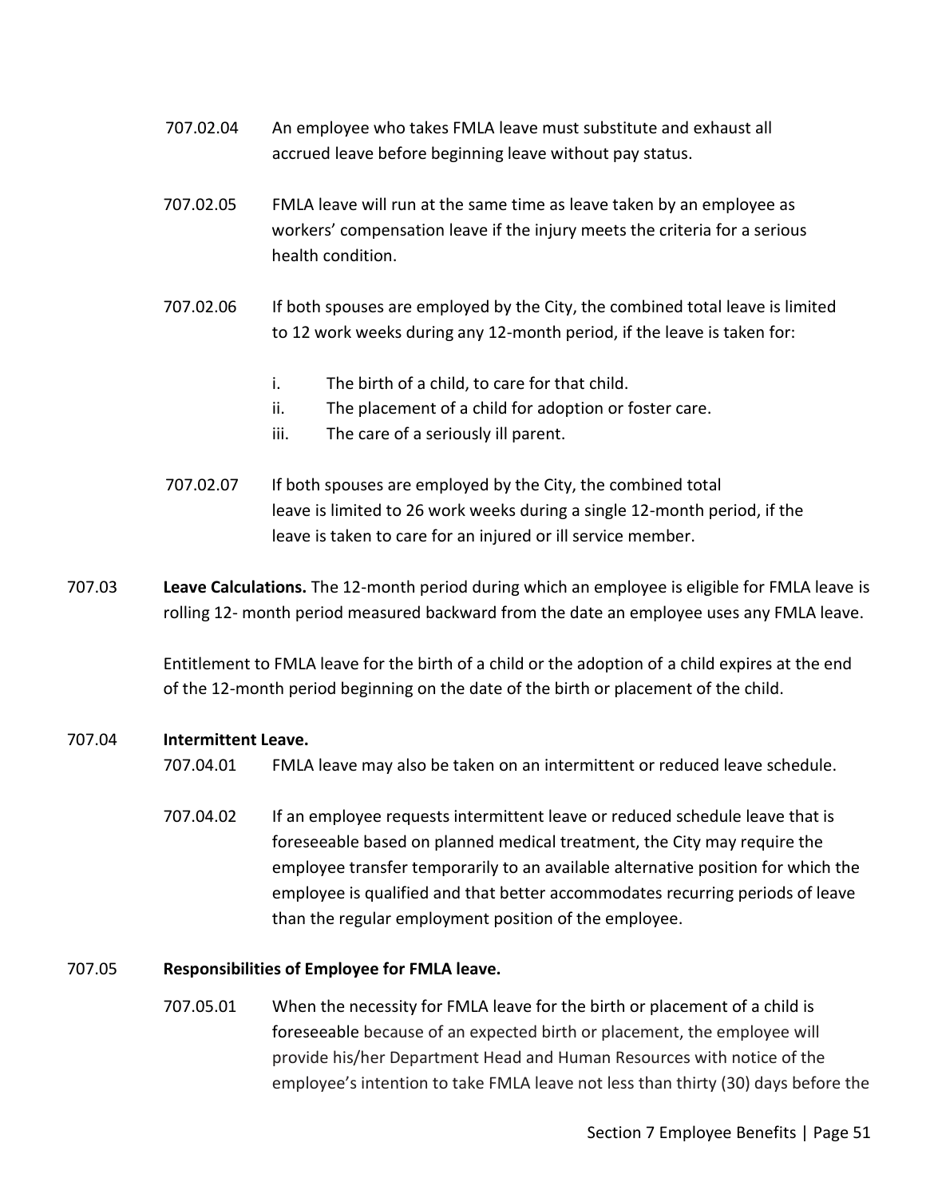707.02.04 An employee who takes FMLA leave must substitute and exhaust all accrued leave before beginning leave without pay status.

707.02.05 FMLA leave will run at the same time as leave taken by an employee as workers' compensation leave if the injury meets the criteria for a serious health condition.

707.02.06 If both spouses are employed by the City, the combined total leave is limited to 12 work weeks during any 12-month period, if the leave is taken for:

i. The birth of a child, to care for that child.
ii. The placement of a child for adoption or foster care.
iii. The care of a seriously ill parent.

707.02.07 If both spouses are employed by the City, the combined total leave is limited to 26 work weeks during a single 12-month period, if the leave is taken to care for an injured or ill service member.

707.03 **Leave Calculations.** The 12-month period during which an employee is eligible for FMLA leave is rolling 12- month period measured backward from the date an employee uses any FMLA leave.

Entitlement to FMLA leave for the birth of a child or the adoption of a child expires at the end of the 12-month period beginning on the date of the birth or placement of the child.

707.04 **Intermittent Leave.**

707.04.01 FMLA leave may also be taken on an intermittent or reduced leave schedule.

707.04.02 If an employee requests intermittent leave or reduced schedule leave that is foreseeable based on planned medical treatment, the City may require the employee transfer temporarily to an available alternative position for which the employee is qualified and that better accommodates recurring periods of leave than the regular employment position of the employee.

707.05 **Responsibilities of Employee for FMLA leave.**

707.05.01 When the necessity for FMLA leave for the birth or placement of a child is foreseeable because of an expected birth or placement, the employee will provide his/her Department Head and Human Resources with notice of the employee's intention to take FMLA leave not less than thirty (30) days before the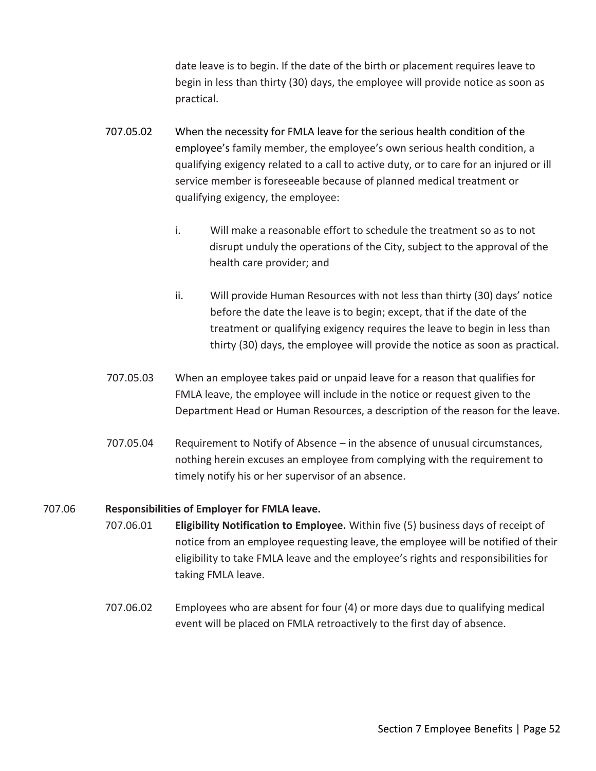date leave is to begin. If the date of the birth or placement requires leave to begin in less than thirty (30) days, the employee will provide notice as soon as practical.

707.05.02 When the necessity for FMLA leave for the serious health condition of the employee's family member, the employee's own serious health condition, a qualifying exigency related to a call to active duty, or to care for an injured or ill service member is foreseeable because of planned medical treatment or qualifying exigency, the employee:

i. Will make a reasonable effort to schedule the treatment so as to not disrupt unduly the operations of the City, subject to the approval of the health care provider; and

ii. Will provide Human Resources with not less than thirty (30) days' notice before the date the leave is to begin; except, that if the date of the treatment or qualifying exigency requires the leave to begin in less than thirty (30) days, the employee will provide the notice as soon as practical.

707.05.03 When an employee takes paid or unpaid leave for a reason that qualifies for FMLA leave, the employee will include in the notice or request given to the Department Head or Human Resources, a description of the reason for the leave.

707.05.04 Requirement to Notify of Absence – in the absence of unusual circumstances, nothing herein excuses an employee from complying with the requirement to timely notify his or her supervisor of an absence.

707.06 **Responsibilities of Employer for FMLA leave.**

707.06.01 **Eligibility Notification to Employee.** Within five (5) business days of receipt of notice from an employee requesting leave, the employee will be notified of their eligibility to take FMLA leave and the employee's rights and responsibilities for taking FMLA leave.

707.06.02 Employees who are absent for four (4) or more days due to qualifying medical event will be placed on FMLA retroactively to the first day of absence.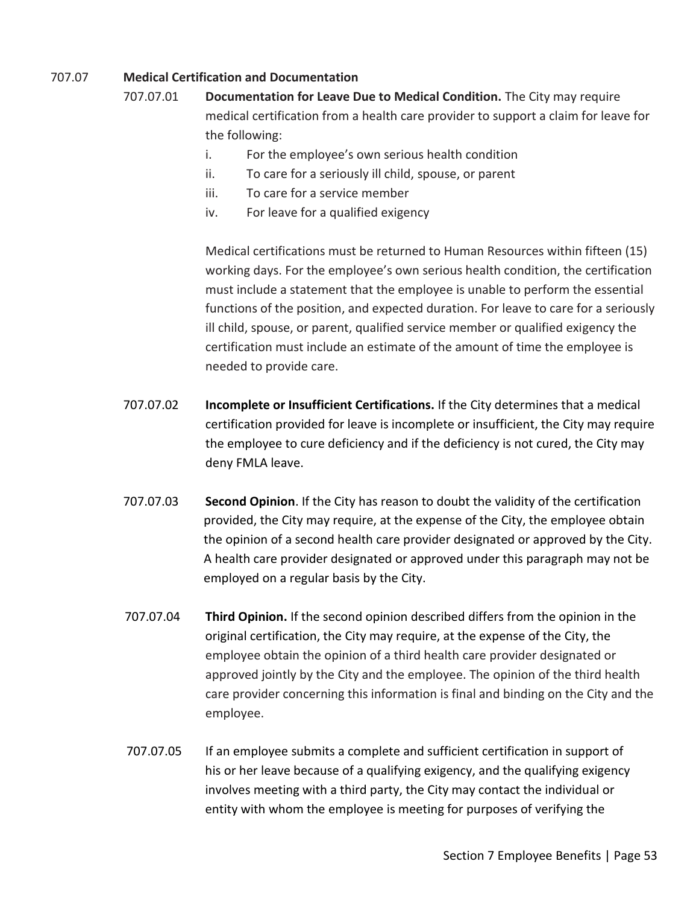## 707.07 Medical Certification and Documentation

707.07.01 **Documentation for Leave Due to Medical Condition.** The City may require medical certification from a health care provider to support a claim for leave for the following:

i. For the employee's own serious health condition
ii. To care for a seriously ill child, spouse, or parent
iii. To care for a service member
iv. For leave for a qualified exigency

Medical certifications must be returned to Human Resources within fifteen (15) working days. For the employee's own serious health condition, the certification must include a statement that the employee is unable to perform the essential functions of the position, and expected duration. For leave to care for a seriously ill child, spouse, or parent, qualified service member or qualified exigency the certification must include an estimate of the amount of time the employee is needed to provide care.

707.07.02 **Incomplete or Insufficient Certifications.** If the City determines that a medical certification provided for leave is incomplete or insufficient, the City may require the employee to cure deficiency and if the deficiency is not cured, the City may deny FMLA leave.

707.07.03 **Second Opinion**. If the City has reason to doubt the validity of the certification provided, the City may require, at the expense of the City, the employee obtain the opinion of a second health care provider designated or approved by the City. A health care provider designated or approved under this paragraph may not be employed on a regular basis by the City.

707.07.04 **Third Opinion.** If the second opinion described differs from the opinion in the original certification, the City may require, at the expense of the City, the employee obtain the opinion of a third health care provider designated or approved jointly by the City and the employee. The opinion of the third health care provider concerning this information is final and binding on the City and the employee.

707.07.05 If an employee submits a complete and sufficient certification in support of his or her leave because of a qualifying exigency, and the qualifying exigency involves meeting with a third party, the City may contact the individual or entity with whom the employee is meeting for purposes of verifying the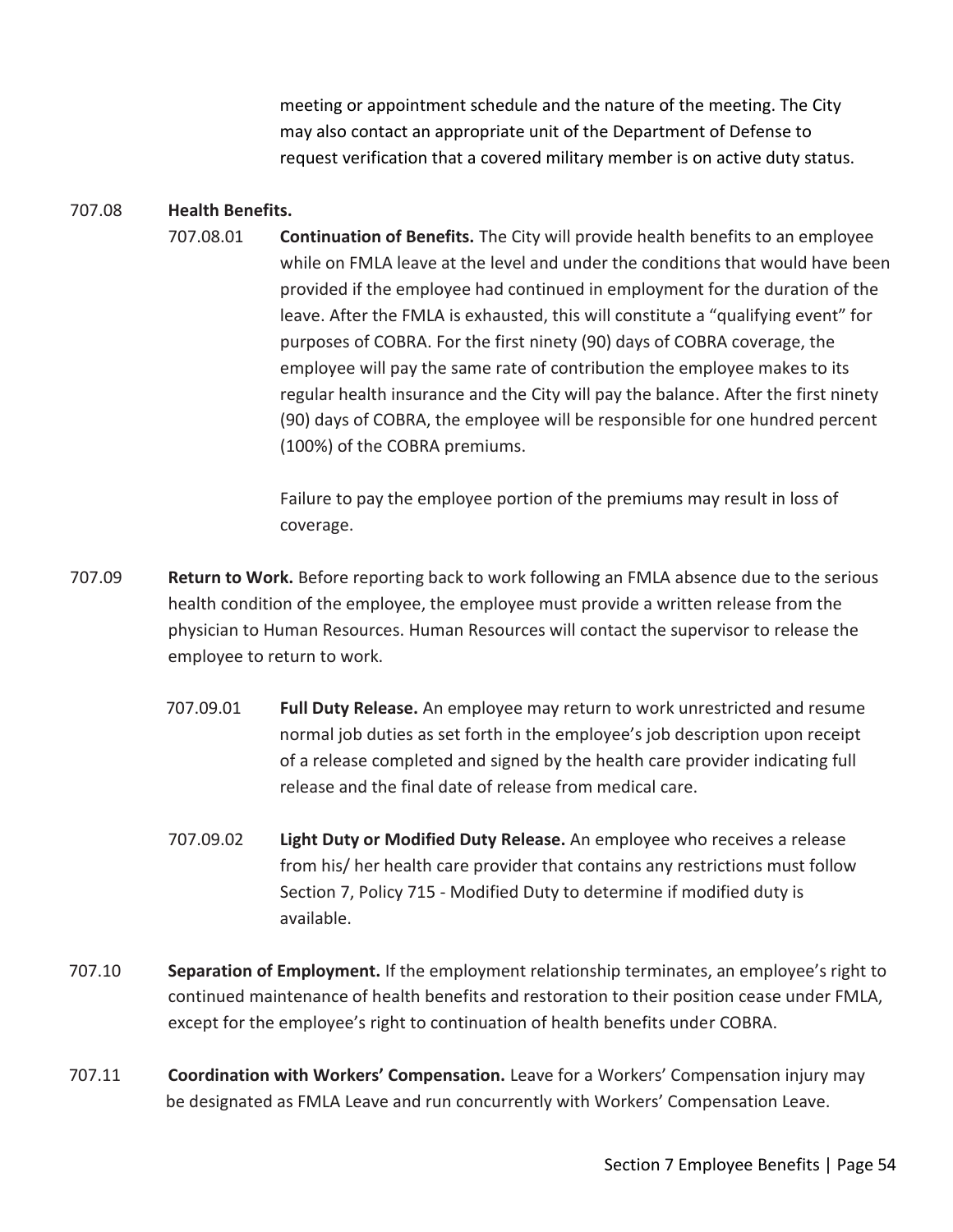meeting or appointment schedule and the nature of the meeting. The City may also contact an appropriate unit of the Department of Defense to request verification that a covered military member is on active duty status.

707.08 **Health Benefits.**

707.08.01 **Continuation of Benefits.** The City will provide health benefits to an employee while on FMLA leave at the level and under the conditions that would have been provided if the employee had continued in employment for the duration of the leave. After the FMLA is exhausted, this will constitute a "qualifying event" for purposes of COBRA. For the first ninety (90) days of COBRA coverage, the employee will pay the same rate of contribution the employee makes to its regular health insurance and the City will pay the balance. After the first ninety (90) days of COBRA, the employee will be responsible for one hundred percent (100%) of the COBRA premiums.

Failure to pay the employee portion of the premiums may result in loss of coverage.

707.09 **Return to Work.** Before reporting back to work following an FMLA absence due to the serious health condition of the employee, the employee must provide a written release from the physician to Human Resources. Human Resources will contact the supervisor to release the employee to return to work.

707.09.01 **Full Duty Release.** An employee may return to work unrestricted and resume normal job duties as set forth in the employee's job description upon receipt of a release completed and signed by the health care provider indicating full release and the final date of release from medical care.

707.09.02 **Light Duty or Modified Duty Release.** An employee who receives a release from his/ her health care provider that contains any restrictions must follow Section 7, Policy 715 - Modified Duty to determine if modified duty is available.

707.10 **Separation of Employment.** If the employment relationship terminates, an employee's right to continued maintenance of health benefits and restoration to their position cease under FMLA, except for the employee's right to continuation of health benefits under COBRA.

707.11 **Coordination with Workers' Compensation.** Leave for a Workers' Compensation injury may be designated as FMLA Leave and run concurrently with Workers' Compensation Leave.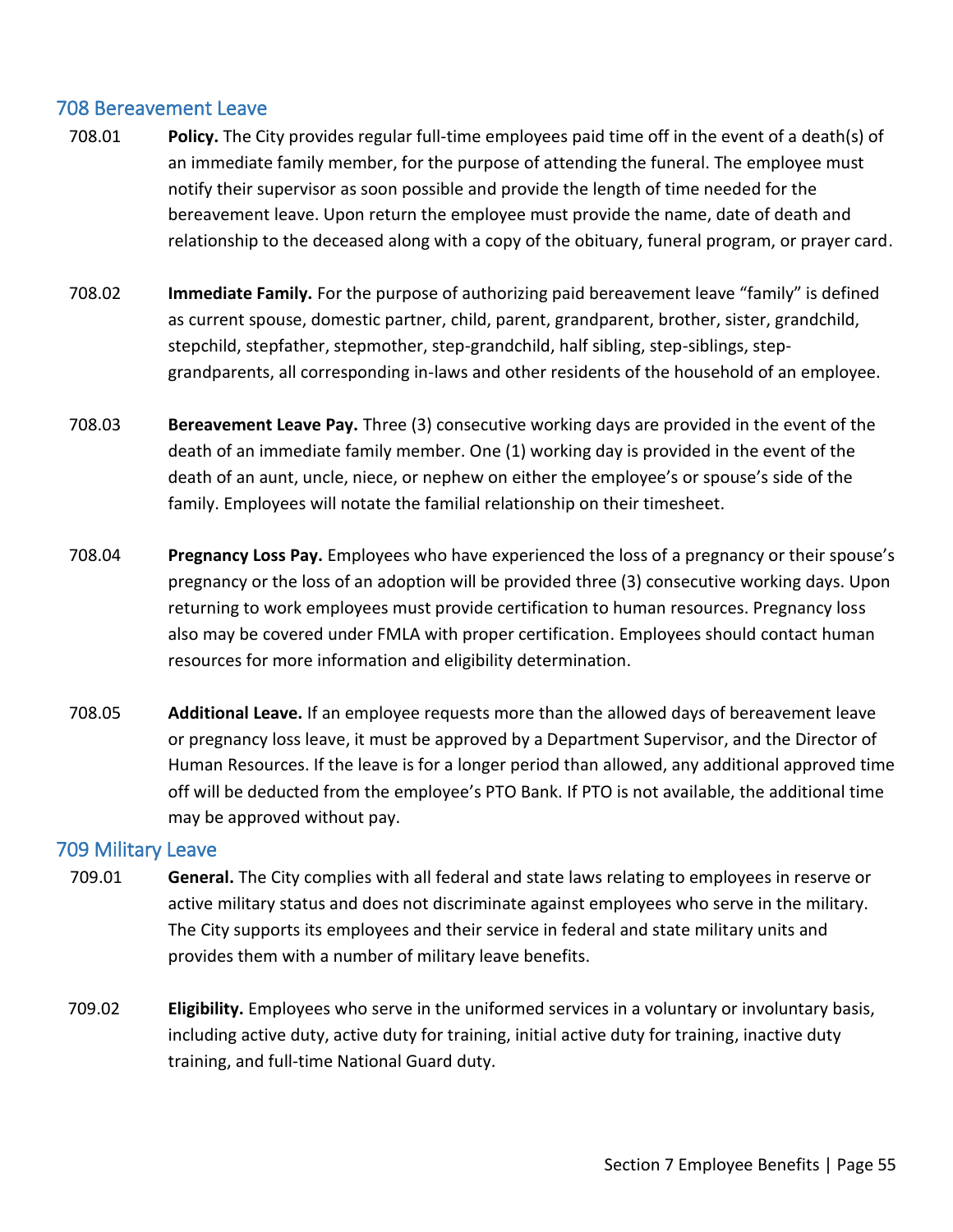## 708 Bereavement Leave

708.01 **Policy.** The City provides regular full-time employees paid time off in the event of a death(s) of an immediate family member, for the purpose of attending the funeral. The employee must notify their supervisor as soon possible and provide the length of time needed for the bereavement leave. Upon return the employee must provide the name, date of death and relationship to the deceased along with a copy of the obituary, funeral program, or prayer card.

708.02 **Immediate Family.** For the purpose of authorizing paid bereavement leave "family" is defined as current spouse, domestic partner, child, parent, grandparent, brother, sister, grandchild, stepchild, stepfather, stepmother, step-grandchild, half sibling, step-siblings, step-grandparents, all corresponding in-laws and other residents of the household of an employee.

708.03 **Bereavement Leave Pay.** Three (3) consecutive working days are provided in the event of the death of an immediate family member. One (1) working day is provided in the event of the death of an aunt, uncle, niece, or nephew on either the employee's or spouse's side of the family. Employees will notate the familial relationship on their timesheet.

708.04 **Pregnancy Loss Pay.** Employees who have experienced the loss of a pregnancy or their spouse's pregnancy or the loss of an adoption will be provided three (3) consecutive working days. Upon returning to work employees must provide certification to human resources. Pregnancy loss also may be covered under FMLA with proper certification. Employees should contact human resources for more information and eligibility determination.

708.05 **Additional Leave.** If an employee requests more than the allowed days of bereavement leave or pregnancy loss leave, it must be approved by a Department Supervisor, and the Director of Human Resources. If the leave is for a longer period than allowed, any additional approved time off will be deducted from the employee's PTO Bank. If PTO is not available, the additional time may be approved without pay.

## 709 Military Leave

709.01 **General.** The City complies with all federal and state laws relating to employees in reserve or active military status and does not discriminate against employees who serve in the military. The City supports its employees and their service in federal and state military units and provides them with a number of military leave benefits.

709.02 **Eligibility.** Employees who serve in the uniformed services in a voluntary or involuntary basis, including active duty, active duty for training, initial active duty for training, inactive duty training, and full-time National Guard duty.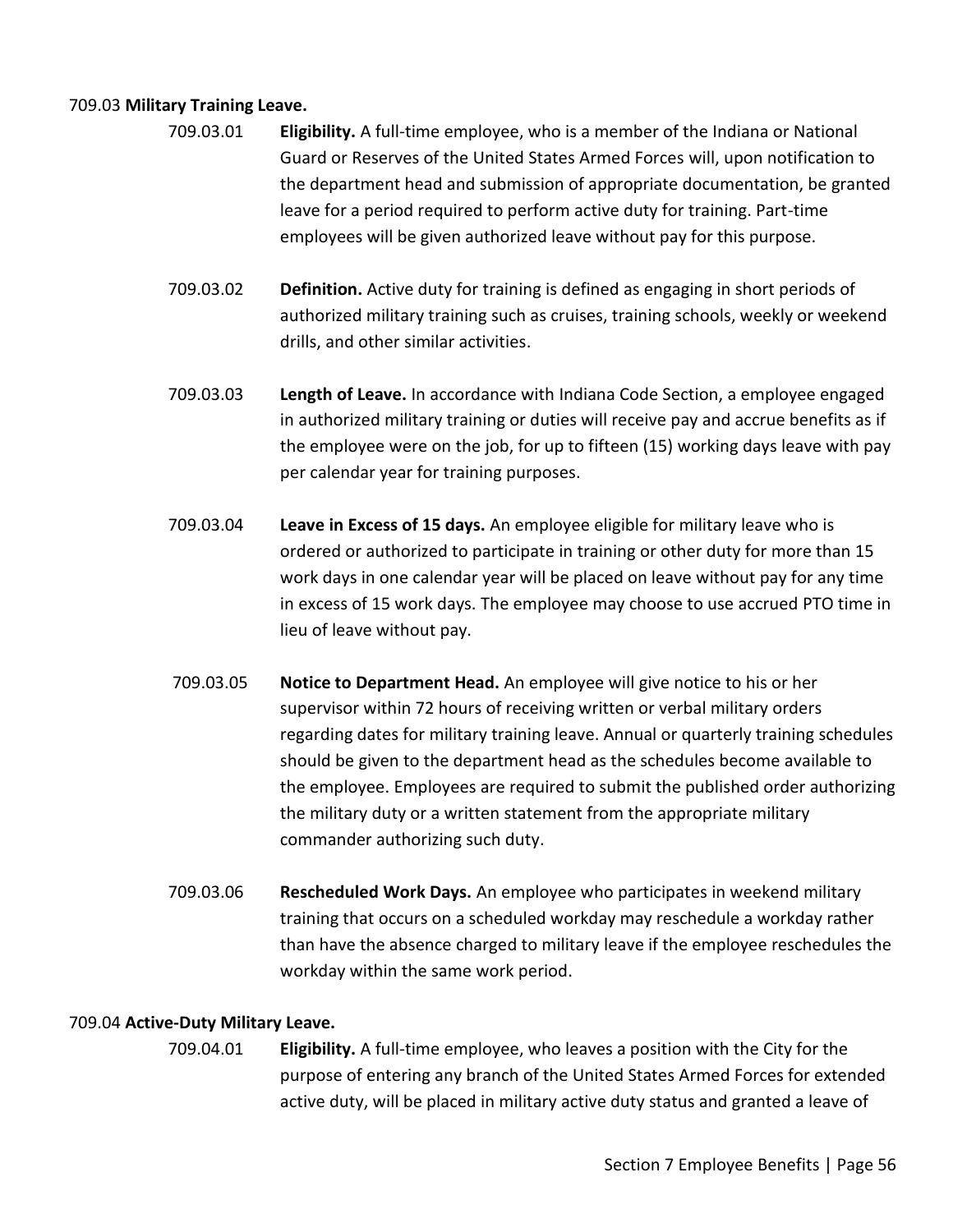709.03 **Military Training Leave.**

709.03.01 **Eligibility.** A full-time employee, who is a member of the Indiana or National Guard or Reserves of the United States Armed Forces will, upon notification to the department head and submission of appropriate documentation, be granted leave for a period required to perform active duty for training. Part-time employees will be given authorized leave without pay for this purpose.

709.03.02 **Definition.** Active duty for training is defined as engaging in short periods of authorized military training such as cruises, training schools, weekly or weekend drills, and other similar activities.

709.03.03 **Length of Leave.** In accordance with Indiana Code Section, a employee engaged in authorized military training or duties will receive pay and accrue benefits as if the employee were on the job, for up to fifteen (15) working days leave with pay per calendar year for training purposes.

709.03.04 **Leave in Excess of 15 days.** An employee eligible for military leave who is ordered or authorized to participate in training or other duty for more than 15 work days in one calendar year will be placed on leave without pay for any time in excess of 15 work days. The employee may choose to use accrued PTO time in lieu of leave without pay.

709.03.05 **Notice to Department Head.** An employee will give notice to his or her supervisor within 72 hours of receiving written or verbal military orders regarding dates for military training leave. Annual or quarterly training schedules should be given to the department head as the schedules become available to the employee. Employees are required to submit the published order authorizing the military duty or a written statement from the appropriate military commander authorizing such duty.

709.03.06 **Rescheduled Work Days.** An employee who participates in weekend military training that occurs on a scheduled workday may reschedule a workday rather than have the absence charged to military leave if the employee reschedules the workday within the same work period.

709.04 **Active-Duty Military Leave.**

709.04.01 **Eligibility.** A full-time employee, who leaves a position with the City for the purpose of entering any branch of the United States Armed Forces for extended active duty, will be placed in military active duty status and granted a leave of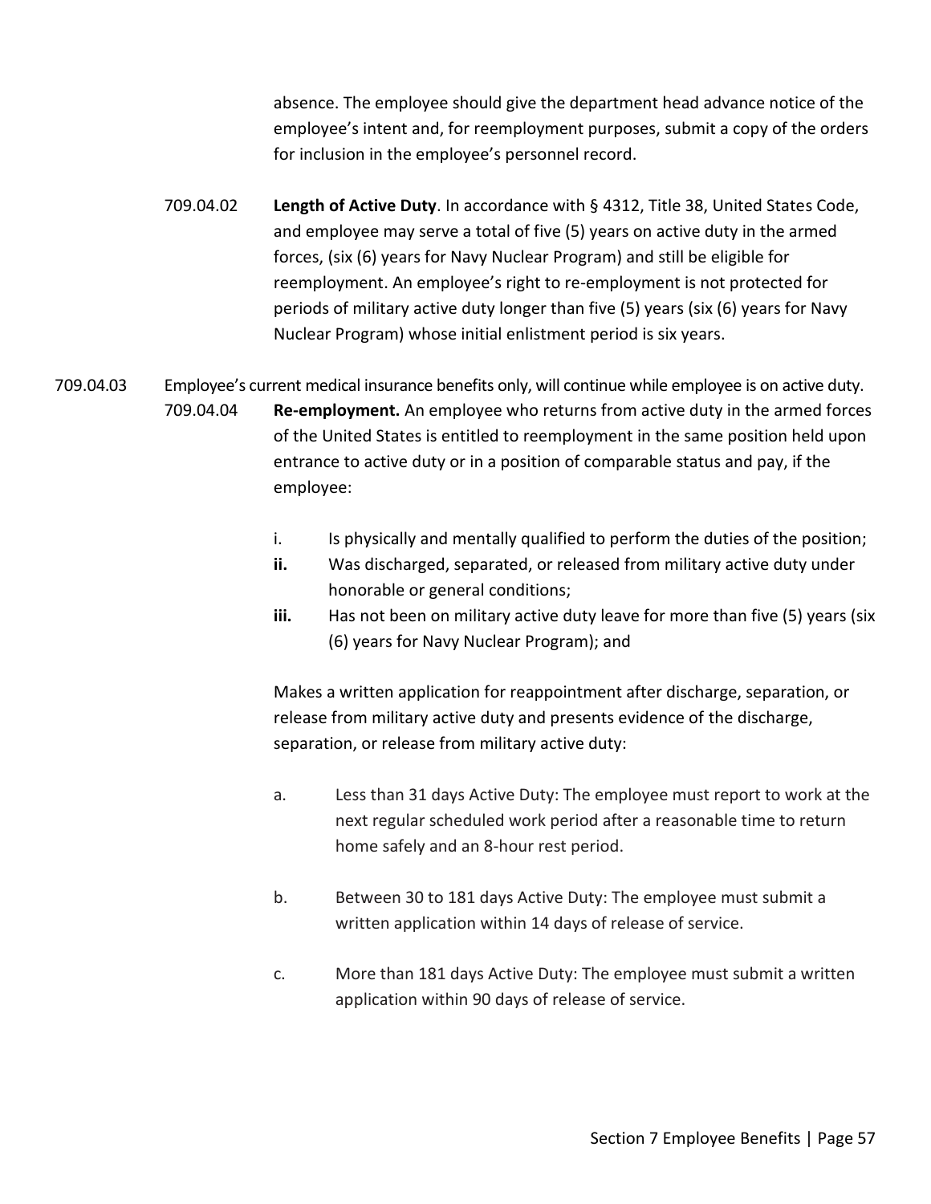absence. The employee should give the department head advance notice of the employee's intent and, for reemployment purposes, submit a copy of the orders for inclusion in the employee's personnel record.

709.04.02 **Length of Active Duty**. In accordance with § 4312, Title 38, United States Code, and employee may serve a total of five (5) years on active duty in the armed forces, (six (6) years for Navy Nuclear Program) and still be eligible for reemployment. An employee's right to re-employment is not protected for periods of military active duty longer than five (5) years (six (6) years for Navy Nuclear Program) whose initial enlistment period is six years.

709.04.03 Employee's current medical insurance benefits only, will continue while employee is on active duty.

709.04.04 **Re-employment.** An employee who returns from active duty in the armed forces of the United States is entitled to reemployment in the same position held upon entrance to active duty or in a position of comparable status and pay, if the employee:

i. Is physically and mentally qualified to perform the duties of the position;

**ii.** Was discharged, separated, or released from military active duty under honorable or general conditions;

**iii.** Has not been on military active duty leave for more than five (5) years (six (6) years for Navy Nuclear Program); and

Makes a written application for reappointment after discharge, separation, or release from military active duty and presents evidence of the discharge, separation, or release from military active duty:

a. Less than 31 days Active Duty: The employee must report to work at the next regular scheduled work period after a reasonable time to return home safely and an 8-hour rest period.

b. Between 30 to 181 days Active Duty: The employee must submit a written application within 14 days of release of service.

c. More than 181 days Active Duty: The employee must submit a written application within 90 days of release of service.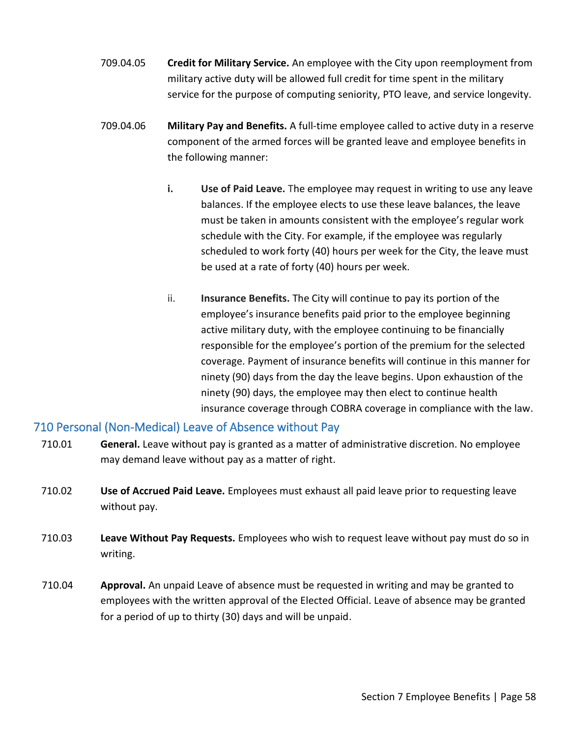709.04.05 **Credit for Military Service.** An employee with the City upon reemployment from military active duty will be allowed full credit for time spent in the military service for the purpose of computing seniority, PTO leave, and service longevity.

709.04.06 **Military Pay and Benefits.** A full-time employee called to active duty in a reserve component of the armed forces will be granted leave and employee benefits in the following manner:

**i.** **Use of Paid Leave.** The employee may request in writing to use any leave balances. If the employee elects to use these leave balances, the leave must be taken in amounts consistent with the employee's regular work schedule with the City. For example, if the employee was regularly scheduled to work forty (40) hours per week for the City, the leave must be used at a rate of forty (40) hours per week.

ii. **Insurance Benefits.** The City will continue to pay its portion of the employee's insurance benefits paid prior to the employee beginning active military duty, with the employee continuing to be financially responsible for the employee's portion of the premium for the selected coverage. Payment of insurance benefits will continue in this manner for ninety (90) days from the day the leave begins. Upon exhaustion of the ninety (90) days, the employee may then elect to continue health insurance coverage through COBRA coverage in compliance with the law.

## 710 Personal (Non-Medical) Leave of Absence without Pay

710.01 **General.** Leave without pay is granted as a matter of administrative discretion. No employee may demand leave without pay as a matter of right.

710.02 **Use of Accrued Paid Leave.** Employees must exhaust all paid leave prior to requesting leave without pay.

710.03 **Leave Without Pay Requests.** Employees who wish to request leave without pay must do so in writing.

710.04 **Approval.** An unpaid Leave of absence must be requested in writing and may be granted to employees with the written approval of the Elected Official. Leave of absence may be granted for a period of up to thirty (30) days and will be unpaid.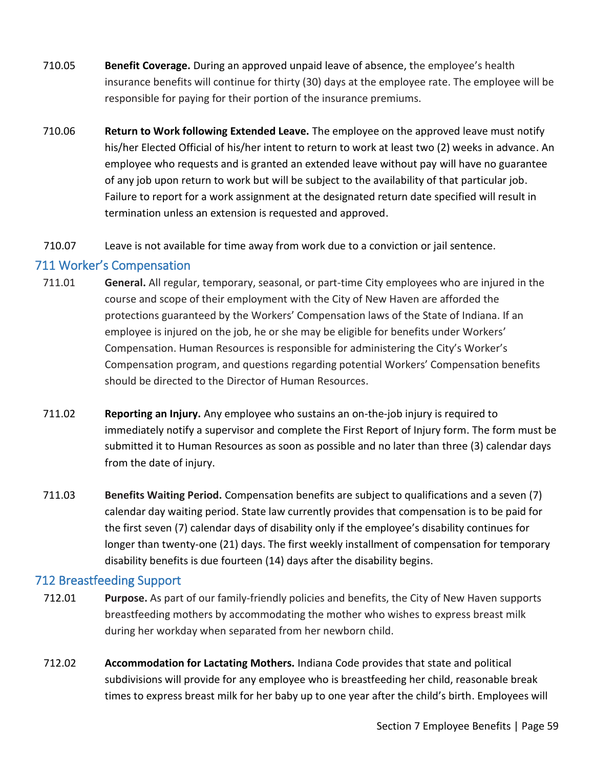710.05 **Benefit Coverage.** During an approved unpaid leave of absence, the employee's health insurance benefits will continue for thirty (30) days at the employee rate. The employee will be responsible for paying for their portion of the insurance premiums.

710.06 **Return to Work following Extended Leave.** The employee on the approved leave must notify his/her Elected Official of his/her intent to return to work at least two (2) weeks in advance. An employee who requests and is granted an extended leave without pay will have no guarantee of any job upon return to work but will be subject to the availability of that particular job. Failure to report for a work assignment at the designated return date specified will result in termination unless an extension is requested and approved.

710.07 Leave is not available for time away from work due to a conviction or jail sentence.

## 711 Worker's Compensation

711.01 **General.** All regular, temporary, seasonal, or part-time City employees who are injured in the course and scope of their employment with the City of New Haven are afforded the protections guaranteed by the Workers' Compensation laws of the State of Indiana. If an employee is injured on the job, he or she may be eligible for benefits under Workers' Compensation. Human Resources is responsible for administering the City's Worker's Compensation program, and questions regarding potential Workers' Compensation benefits should be directed to the Director of Human Resources.

711.02 **Reporting an Injury.** Any employee who sustains an on-the-job injury is required to immediately notify a supervisor and complete the First Report of Injury form. The form must be submitted it to Human Resources as soon as possible and no later than three (3) calendar days from the date of injury.

711.03 **Benefits Waiting Period.** Compensation benefits are subject to qualifications and a seven (7) calendar day waiting period. State law currently provides that compensation is to be paid for the first seven (7) calendar days of disability only if the employee's disability continues for longer than twenty-one (21) days. The first weekly installment of compensation for temporary disability benefits is due fourteen (14) days after the disability begins.

## 712 Breastfeeding Support

712.01 **Purpose.** As part of our family-friendly policies and benefits, the City of New Haven supports breastfeeding mothers by accommodating the mother who wishes to express breast milk during her workday when separated from her newborn child.

712.02 **Accommodation for Lactating Mothers.** Indiana Code provides that state and political subdivisions will provide for any employee who is breastfeeding her child, reasonable break times to express breast milk for her baby up to one year after the child's birth. Employees will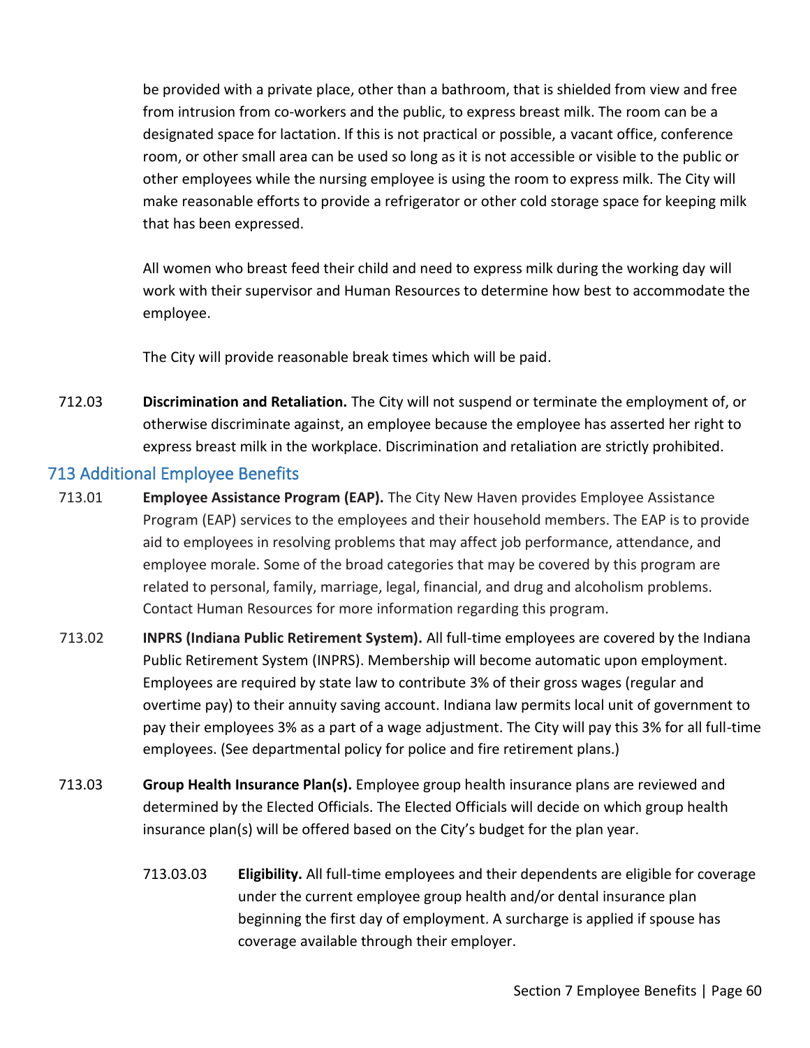be provided with a private place, other than a bathroom, that is shielded from view and free from intrusion from co-workers and the public, to express breast milk. The room can be a designated space for lactation. If this is not practical or possible, a vacant office, conference room, or other small area can be used so long as it is not accessible or visible to the public or other employees while the nursing employee is using the room to express milk. The City will make reasonable efforts to provide a refrigerator or other cold storage space for keeping milk that has been expressed.

All women who breast feed their child and need to express milk during the working day will work with their supervisor and Human Resources to determine how best to accommodate the employee.

The City will provide reasonable break times which will be paid.

712.03 **Discrimination and Retaliation.** The City will not suspend or terminate the employment of, or otherwise discriminate against, an employee because the employee has asserted her right to express breast milk in the workplace. Discrimination and retaliation are strictly prohibited.

## 713 Additional Employee Benefits

713.01 **Employee Assistance Program (EAP).** The City New Haven provides Employee Assistance Program (EAP) services to the employees and their household members. The EAP is to provide aid to employees in resolving problems that may affect job performance, attendance, and employee morale. Some of the broad categories that may be covered by this program are related to personal, family, marriage, legal, financial, and drug and alcoholism problems. Contact Human Resources for more information regarding this program.

713.02 **INPRS (Indiana Public Retirement System).** All full-time employees are covered by the Indiana Public Retirement System (INPRS). Membership will become automatic upon employment. Employees are required by state law to contribute 3% of their gross wages (regular and overtime pay) to their annuity saving account. Indiana law permits local unit of government to pay their employees 3% as a part of a wage adjustment. The City will pay this 3% for all full-time employees. (See departmental policy for police and fire retirement plans.)

713.03 **Group Health Insurance Plan(s).** Employee group health insurance plans are reviewed and determined by the Elected Officials. The Elected Officials will decide on which group health insurance plan(s) will be offered based on the City's budget for the plan year.

713.03.03 **Eligibility.** All full-time employees and their dependents are eligible for coverage under the current employee group health and/or dental insurance plan beginning the first day of employment. A surcharge is applied if spouse has coverage available through their employer.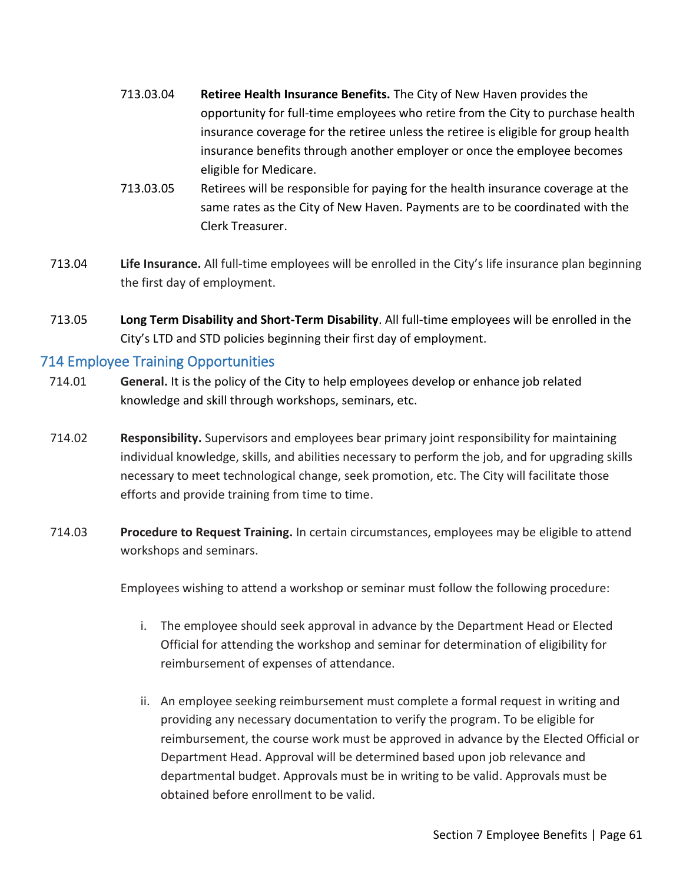713.03.04 **Retiree Health Insurance Benefits.** The City of New Haven provides the opportunity for full-time employees who retire from the City to purchase health insurance coverage for the retiree unless the retiree is eligible for group health insurance benefits through another employer or once the employee becomes eligible for Medicare.

713.03.05 Retirees will be responsible for paying for the health insurance coverage at the same rates as the City of New Haven. Payments are to be coordinated with the Clerk Treasurer.

713.04 **Life Insurance.** All full-time employees will be enrolled in the City's life insurance plan beginning the first day of employment.

713.05 **Long Term Disability and Short-Term Disability**. All full-time employees will be enrolled in the City's LTD and STD policies beginning their first day of employment.

## 714 Employee Training Opportunities

714.01 **General.** It is the policy of the City to help employees develop or enhance job related knowledge and skill through workshops, seminars, etc.

714.02 **Responsibility.** Supervisors and employees bear primary joint responsibility for maintaining individual knowledge, skills, and abilities necessary to perform the job, and for upgrading skills necessary to meet technological change, seek promotion, etc. The City will facilitate those efforts and provide training from time to time.

714.03 **Procedure to Request Training.** In certain circumstances, employees may be eligible to attend workshops and seminars.

Employees wishing to attend a workshop or seminar must follow the following procedure:

i. The employee should seek approval in advance by the Department Head or Elected Official for attending the workshop and seminar for determination of eligibility for reimbursement of expenses of attendance.

ii. An employee seeking reimbursement must complete a formal request in writing and providing any necessary documentation to verify the program. To be eligible for reimbursement, the course work must be approved in advance by the Elected Official or Department Head. Approval will be determined based upon job relevance and departmental budget. Approvals must be in writing to be valid. Approvals must be obtained before enrollment to be valid.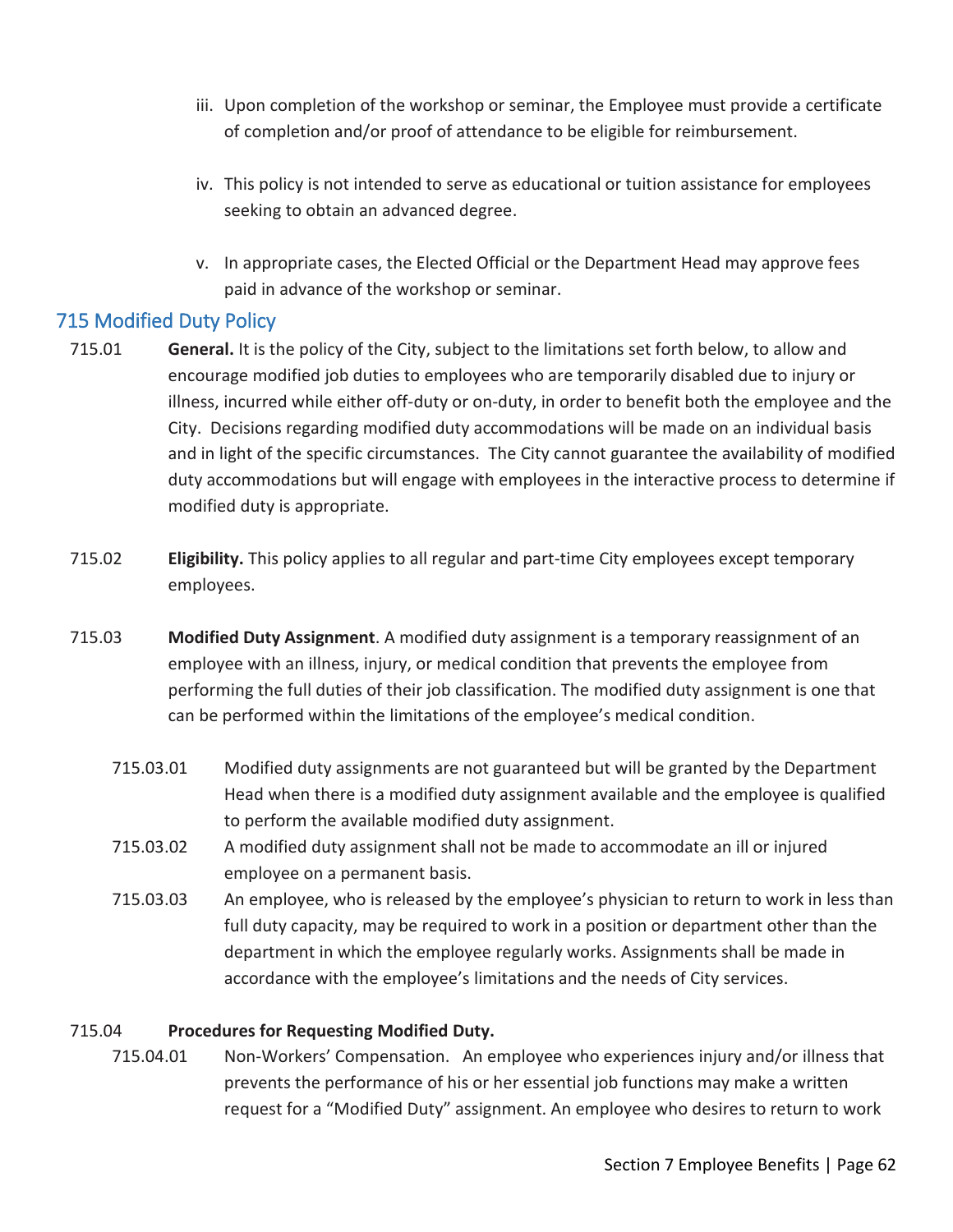iii. Upon completion of the workshop or seminar, the Employee must provide a certificate of completion and/or proof of attendance to be eligible for reimbursement.

iv. This policy is not intended to serve as educational or tuition assistance for employees seeking to obtain an advanced degree.

v. In appropriate cases, the Elected Official or the Department Head may approve fees paid in advance of the workshop or seminar.

## 715 Modified Duty Policy

715.01 **General.** It is the policy of the City, subject to the limitations set forth below, to allow and encourage modified job duties to employees who are temporarily disabled due to injury or illness, incurred while either off-duty or on-duty, in order to benefit both the employee and the City. Decisions regarding modified duty accommodations will be made on an individual basis and in light of the specific circumstances. The City cannot guarantee the availability of modified duty accommodations but will engage with employees in the interactive process to determine if modified duty is appropriate.

715.02 **Eligibility.** This policy applies to all regular and part-time City employees except temporary employees.

715.03 **Modified Duty Assignment**. A modified duty assignment is a temporary reassignment of an employee with an illness, injury, or medical condition that prevents the employee from performing the full duties of their job classification. The modified duty assignment is one that can be performed within the limitations of the employee's medical condition.

715.03.01 Modified duty assignments are not guaranteed but will be granted by the Department Head when there is a modified duty assignment available and the employee is qualified to perform the available modified duty assignment.

715.03.02 A modified duty assignment shall not be made to accommodate an ill or injured employee on a permanent basis.

715.03.03 An employee, who is released by the employee's physician to return to work in less than full duty capacity, may be required to work in a position or department other than the department in which the employee regularly works. Assignments shall be made in accordance with the employee's limitations and the needs of City services.

715.04 **Procedures for Requesting Modified Duty.**

715.04.01 Non-Workers' Compensation. An employee who experiences injury and/or illness that prevents the performance of his or her essential job functions may make a written request for a "Modified Duty" assignment. An employee who desires to return to work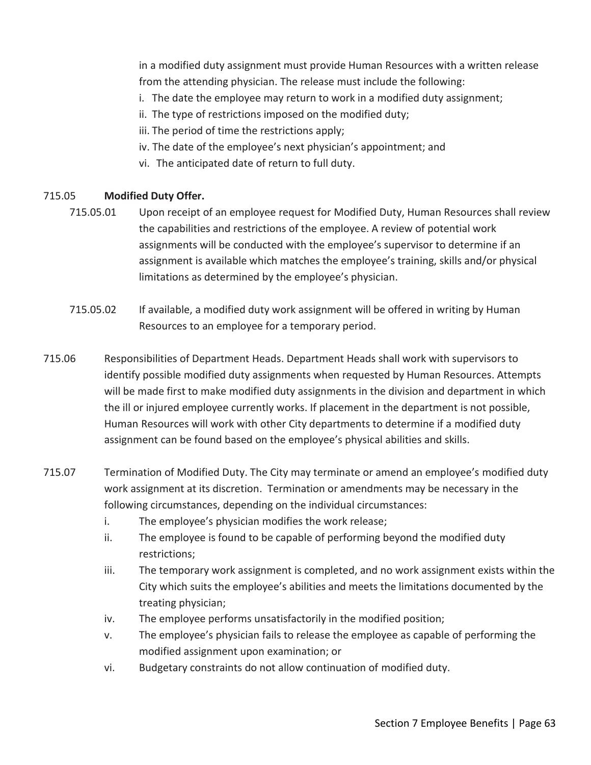in a modified duty assignment must provide Human Resources with a written release from the attending physician. The release must include the following:

i. The date the employee may return to work in a modified duty assignment;
ii. The type of restrictions imposed on the modified duty;
iii. The period of time the restrictions apply;
iv. The date of the employee's next physician's appointment; and
vi. The anticipated date of return to full duty.

715.05 **Modified Duty Offer.**

715.05.01 Upon receipt of an employee request for Modified Duty, Human Resources shall review the capabilities and restrictions of the employee. A review of potential work assignments will be conducted with the employee's supervisor to determine if an assignment is available which matches the employee's training, skills and/or physical limitations as determined by the employee's physician.

715.05.02 If available, a modified duty work assignment will be offered in writing by Human Resources to an employee for a temporary period.

715.06 Responsibilities of Department Heads. Department Heads shall work with supervisors to identify possible modified duty assignments when requested by Human Resources. Attempts will be made first to make modified duty assignments in the division and department in which the ill or injured employee currently works. If placement in the department is not possible, Human Resources will work with other City departments to determine if a modified duty assignment can be found based on the employee's physical abilities and skills.

715.07 Termination of Modified Duty. The City may terminate or amend an employee's modified duty work assignment at its discretion. Termination or amendments may be necessary in the following circumstances, depending on the individual circumstances:

i. The employee's physician modifies the work release;
ii. The employee is found to be capable of performing beyond the modified duty restrictions;
iii. The temporary work assignment is completed, and no work assignment exists within the City which suits the employee's abilities and meets the limitations documented by the treating physician;
iv. The employee performs unsatisfactorily in the modified position;
v. The employee's physician fails to release the employee as capable of performing the modified assignment upon examination; or
vi. Budgetary constraints do not allow continuation of modified duty.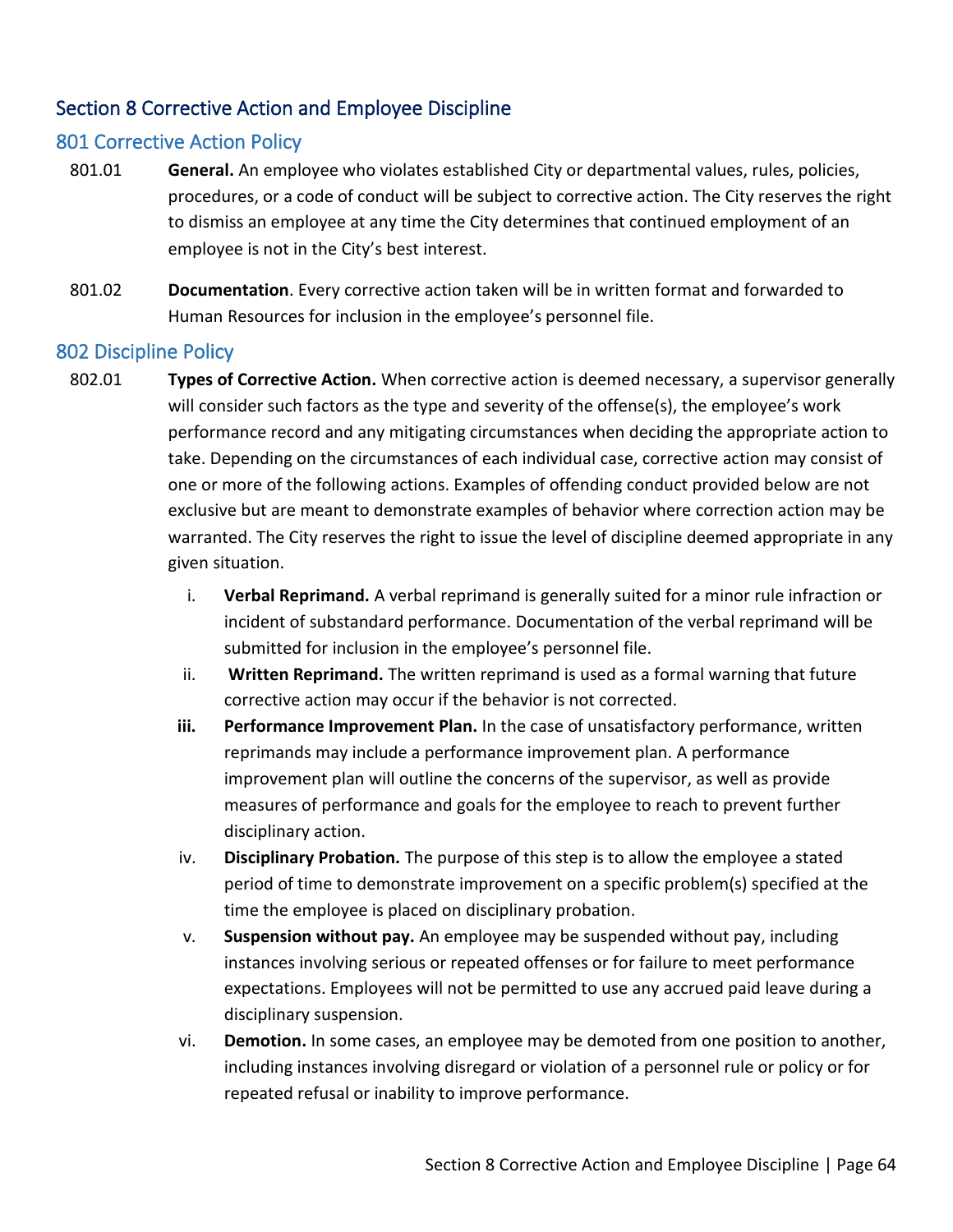# Section 8 Corrective Action and Employee Discipline

## 801 Corrective Action Policy

801.01 **General.** An employee who violates established City or departmental values, rules, policies, procedures, or a code of conduct will be subject to corrective action. The City reserves the right to dismiss an employee at any time the City determines that continued employment of an employee is not in the City's best interest.

801.02 **Documentation**. Every corrective action taken will be in written format and forwarded to Human Resources for inclusion in the employee's personnel file.

## 802 Discipline Policy

802.01 **Types of Corrective Action.** When corrective action is deemed necessary, a supervisor generally will consider such factors as the type and severity of the offense(s), the employee's work performance record and any mitigating circumstances when deciding the appropriate action to take. Depending on the circumstances of each individual case, corrective action may consist of one or more of the following actions. Examples of offending conduct provided below are not exclusive but are meant to demonstrate examples of behavior where correction action may be warranted. The City reserves the right to issue the level of discipline deemed appropriate in any given situation.

i. **Verbal Reprimand.** A verbal reprimand is generally suited for a minor rule infraction or incident of substandard performance. Documentation of the verbal reprimand will be submitted for inclusion in the employee's personnel file.

ii. **Written Reprimand.** The written reprimand is used as a formal warning that future corrective action may occur if the behavior is not corrected.

**iii.** **Performance Improvement Plan.** In the case of unsatisfactory performance, written reprimands may include a performance improvement plan. A performance improvement plan will outline the concerns of the supervisor, as well as provide measures of performance and goals for the employee to reach to prevent further disciplinary action.

iv. **Disciplinary Probation.** The purpose of this step is to allow the employee a stated period of time to demonstrate improvement on a specific problem(s) specified at the time the employee is placed on disciplinary probation.

v. **Suspension without pay.** An employee may be suspended without pay, including instances involving serious or repeated offenses or for failure to meet performance expectations. Employees will not be permitted to use any accrued paid leave during a disciplinary suspension.

vi. **Demotion.** In some cases, an employee may be demoted from one position to another, including instances involving disregard or violation of a personnel rule or policy or for repeated refusal or inability to improve performance.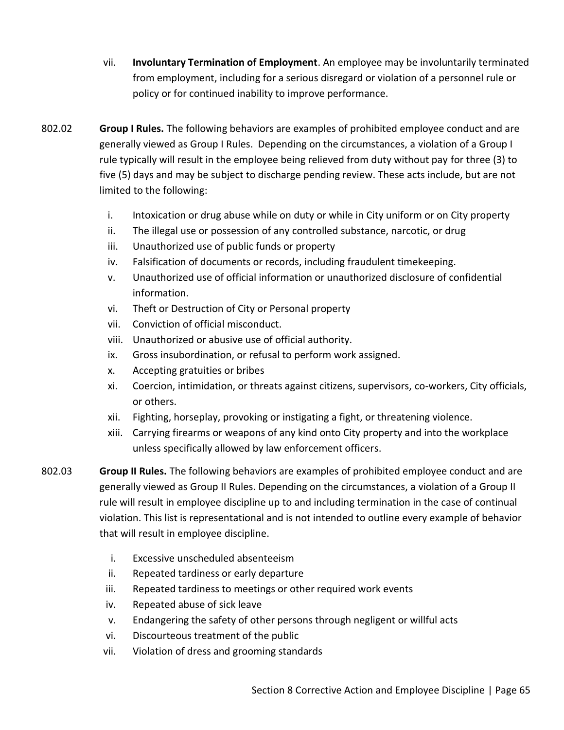vii. **Involuntary Termination of Employment**. An employee may be involuntarily terminated from employment, including for a serious disregard or violation of a personnel rule or policy or for continued inability to improve performance.

802.02 **Group I Rules.** The following behaviors are examples of prohibited employee conduct and are generally viewed as Group I Rules. Depending on the circumstances, a violation of a Group I rule typically will result in the employee being relieved from duty without pay for three (3) to five (5) days and may be subject to discharge pending review. These acts include, but are not limited to the following:

i. Intoxication or drug abuse while on duty or while in City uniform or on City property
ii. The illegal use or possession of any controlled substance, narcotic, or drug
iii. Unauthorized use of public funds or property
iv. Falsification of documents or records, including fraudulent timekeeping.
v. Unauthorized use of official information or unauthorized disclosure of confidential information.
vi. Theft or Destruction of City or Personal property
vii. Conviction of official misconduct.
viii. Unauthorized or abusive use of official authority.
ix. Gross insubordination, or refusal to perform work assigned.
x. Accepting gratuities or bribes
xi. Coercion, intimidation, or threats against citizens, supervisors, co-workers, City officials, or others.
xii. Fighting, horseplay, provoking or instigating a fight, or threatening violence.
xiii. Carrying firearms or weapons of any kind onto City property and into the workplace unless specifically allowed by law enforcement officers.

802.03 **Group II Rules.** The following behaviors are examples of prohibited employee conduct and are generally viewed as Group II Rules. Depending on the circumstances, a violation of a Group II rule will result in employee discipline up to and including termination in the case of continual violation. This list is representational and is not intended to outline every example of behavior that will result in employee discipline.

i. Excessive unscheduled absenteeism
ii. Repeated tardiness or early departure
iii. Repeated tardiness to meetings or other required work events
iv. Repeated abuse of sick leave
v. Endangering the safety of other persons through negligent or willful acts
vi. Discourteous treatment of the public
vii. Violation of dress and grooming standards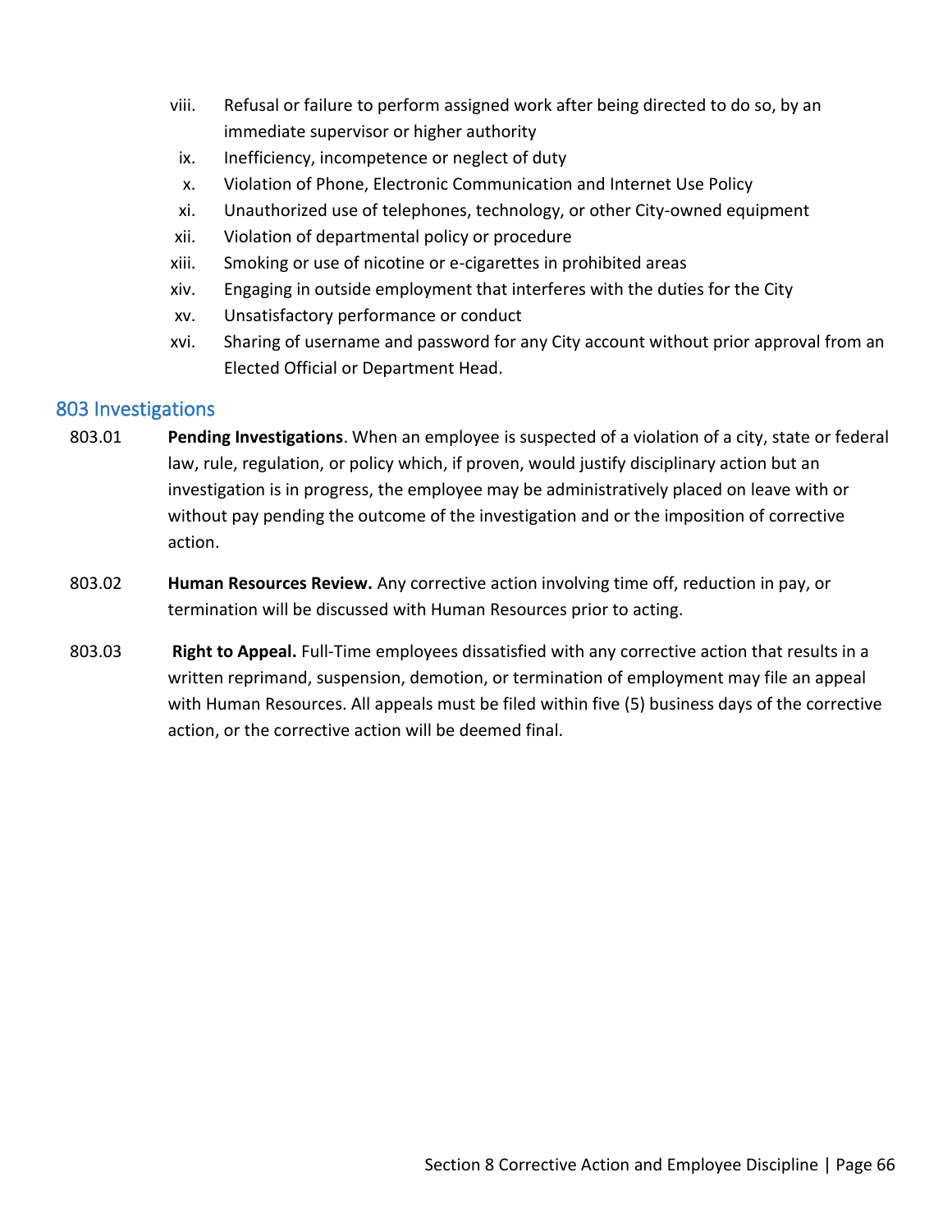viii. Refusal or failure to perform assigned work after being directed to do so, by an immediate supervisor or higher authority
ix. Inefficiency, incompetence or neglect of duty
x. Violation of Phone, Electronic Communication and Internet Use Policy
xi. Unauthorized use of telephones, technology, or other City-owned equipment
xii. Violation of departmental policy or procedure
xiii. Smoking or use of nicotine or e-cigarettes in prohibited areas
xiv. Engaging in outside employment that interferes with the duties for the City
xv. Unsatisfactory performance or conduct
xvi. Sharing of username and password for any City account without prior approval from an Elected Official or Department Head.

## 803 Investigations

803.01 **Pending Investigations**. When an employee is suspected of a violation of a city, state or federal law, rule, regulation, or policy which, if proven, would justify disciplinary action but an investigation is in progress, the employee may be administratively placed on leave with or without pay pending the outcome of the investigation and or the imposition of corrective action.

803.02 **Human Resources Review.** Any corrective action involving time off, reduction in pay, or termination will be discussed with Human Resources prior to acting.

803.03 **Right to Appeal.** Full-Time employees dissatisfied with any corrective action that results in a written reprimand, suspension, demotion, or termination of employment may file an appeal with Human Resources. All appeals must be filed within five (5) business days of the corrective action, or the corrective action will be deemed final.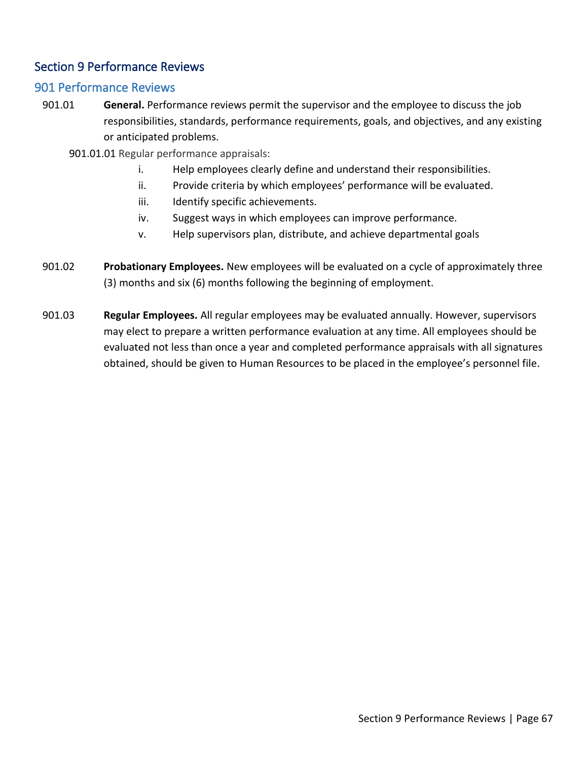# Section 9 Performance Reviews

## 901 Performance Reviews

901.01 **General.** Performance reviews permit the supervisor and the employee to discuss the job responsibilities, standards, performance requirements, goals, and objectives, and any existing or anticipated problems.

901.01.01 Regular performance appraisals:

i. Help employees clearly define and understand their responsibilities.

ii. Provide criteria by which employees' performance will be evaluated.

iii. Identify specific achievements.

iv. Suggest ways in which employees can improve performance.

v. Help supervisors plan, distribute, and achieve departmental goals

901.02 **Probationary Employees.** New employees will be evaluated on a cycle of approximately three (3) months and six (6) months following the beginning of employment.

901.03 **Regular Employees.** All regular employees may be evaluated annually. However, supervisors may elect to prepare a written performance evaluation at any time. All employees should be evaluated not less than once a year and completed performance appraisals with all signatures obtained, should be given to Human Resources to be placed in the employee's personnel file.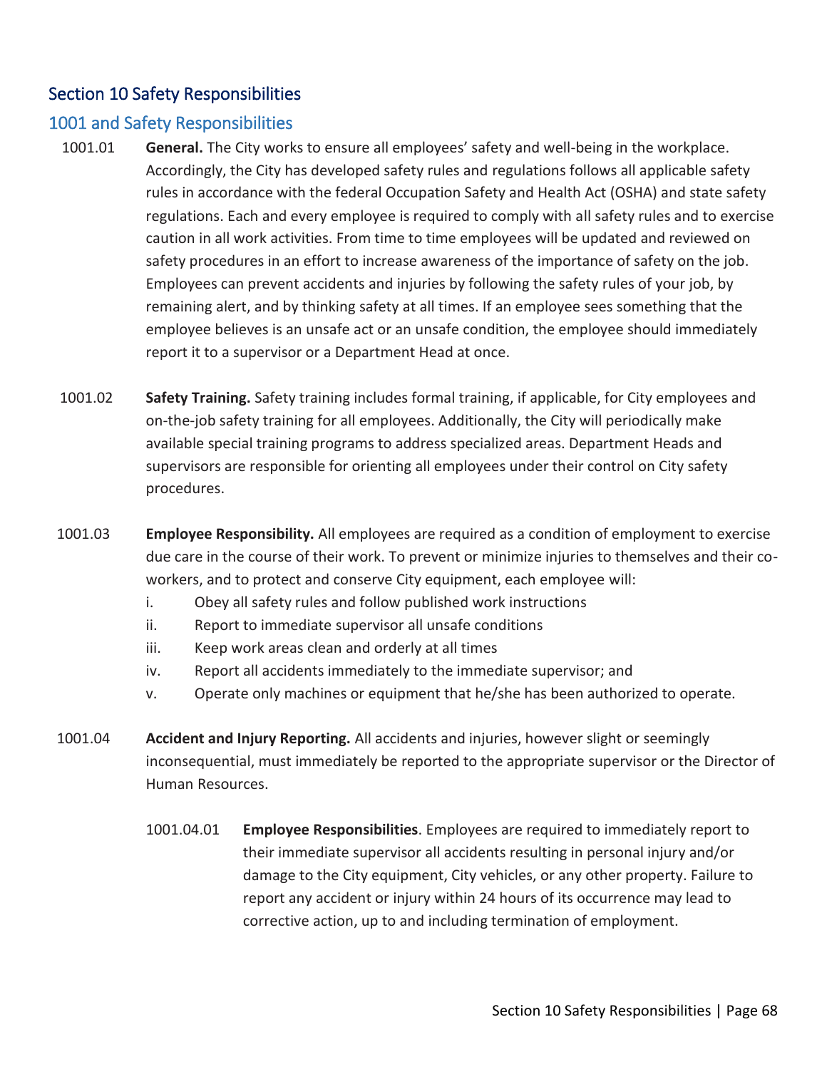# Section 10 Safety Responsibilities

## 1001 and Safety Responsibilities

1001.01 **General.** The City works to ensure all employees' safety and well-being in the workplace. Accordingly, the City has developed safety rules and regulations follows all applicable safety rules in accordance with the federal Occupation Safety and Health Act (OSHA) and state safety regulations. Each and every employee is required to comply with all safety rules and to exercise caution in all work activities. From time to time employees will be updated and reviewed on safety procedures in an effort to increase awareness of the importance of safety on the job. Employees can prevent accidents and injuries by following the safety rules of your job, by remaining alert, and by thinking safety at all times. If an employee sees something that the employee believes is an unsafe act or an unsafe condition, the employee should immediately report it to a supervisor or a Department Head at once.

1001.02 **Safety Training.** Safety training includes formal training, if applicable, for City employees and on-the-job safety training for all employees. Additionally, the City will periodically make available special training programs to address specialized areas. Department Heads and supervisors are responsible for orienting all employees under their control on City safety procedures.

1001.03 **Employee Responsibility.** All employees are required as a condition of employment to exercise due care in the course of their work. To prevent or minimize injuries to themselves and their co-workers, and to protect and conserve City equipment, each employee will:

i. Obey all safety rules and follow published work instructions
ii. Report to immediate supervisor all unsafe conditions
iii. Keep work areas clean and orderly at all times
iv. Report all accidents immediately to the immediate supervisor; and
v. Operate only machines or equipment that he/she has been authorized to operate.

1001.04 **Accident and Injury Reporting.** All accidents and injuries, however slight or seemingly inconsequential, must immediately be reported to the appropriate supervisor or the Director of Human Resources.

1001.04.01 **Employee Responsibilities**. Employees are required to immediately report to their immediate supervisor all accidents resulting in personal injury and/or damage to the City equipment, City vehicles, or any other property. Failure to report any accident or injury within 24 hours of its occurrence may lead to corrective action, up to and including termination of employment.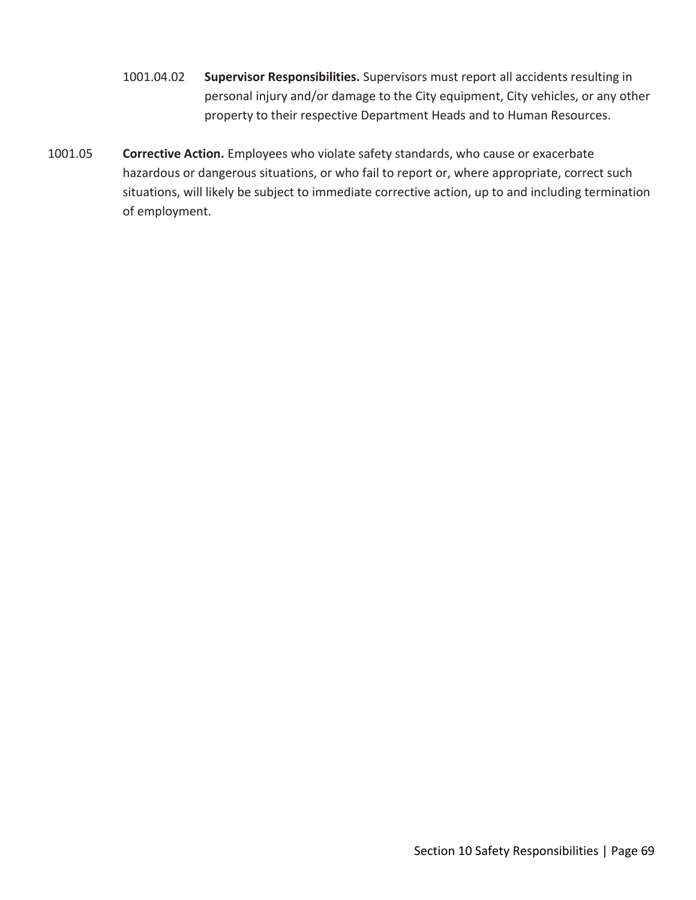1001.04.02 **Supervisor Responsibilities.** Supervisors must report all accidents resulting in personal injury and/or damage to the City equipment, City vehicles, or any other property to their respective Department Heads and to Human Resources.

1001.05 **Corrective Action.** Employees who violate safety standards, who cause or exacerbate hazardous or dangerous situations, or who fail to report or, where appropriate, correct such situations, will likely be subject to immediate corrective action, up to and including termination of employment.